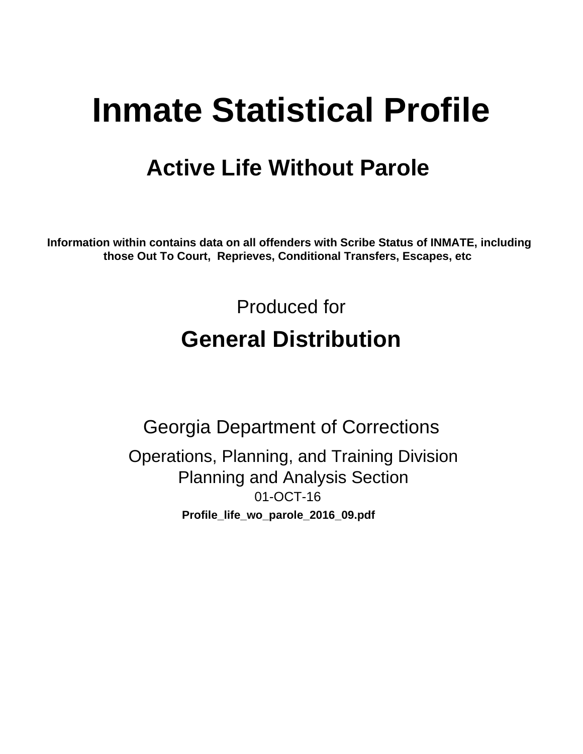# Inmate Statistical Profile

## Active Life Without Parole

**Information within contains data on all offenders with Scribe Status of INMATE, including those Out To Court, Reprieves, Conditional Transfers, Escapes, etc**

Produced for

## General Distribution

Georgia Department of Corrections

Operations, Planning, and Training Division
Planning and Analysis Section
01-OCT-16

**Profile_life_wo_parole_2016_09.pdf**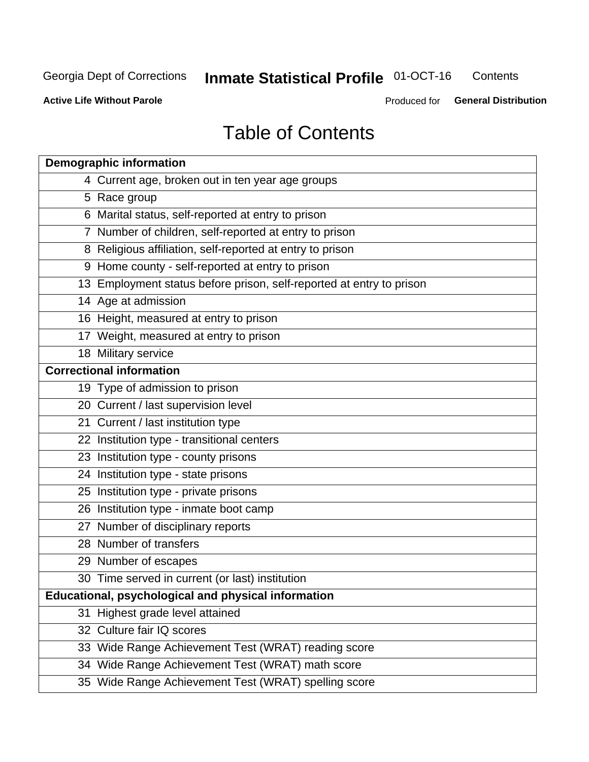# Table of Contents

| Demographic information | |
|---|---|
| 4 | Current age, broken out in ten year age groups |
| 5 | Race group |
| 6 | Marital status, self-reported at entry to prison |
| 7 | Number of children, self-reported at entry to prison |
| 8 | Religious affiliation, self-reported at entry to prison |
| 9 | Home county - self-reported at entry to prison |
| 13 | Employment status before prison, self-reported at entry to prison |
| 14 | Age at admission |
| 16 | Height, measured at entry to prison |
| 17 | Weight, measured at entry to prison |
| 18 | Military service |
| **Correctional information** | |
| 19 | Type of admission to prison |
| 20 | Current / last supervision level |
| 21 | Current / last institution type |
| 22 | Institution type - transitional centers |
| 23 | Institution type - county prisons |
| 24 | Institution type - state prisons |
| 25 | Institution type - private prisons |
| 26 | Institution type - inmate boot camp |
| 27 | Number of disciplinary reports |
| 28 | Number of transfers |
| 29 | Number of escapes |
| 30 | Time served in current (or last) institution |
| **Educational, psychological and physical information** | |
| 31 | Highest grade level attained |
| 32 | Culture fair IQ scores |
| 33 | Wide Range Achievement Test (WRAT) reading score |
| 34 | Wide Range Achievement Test (WRAT) math score |
| 35 | Wide Range Achievement Test (WRAT) spelling score |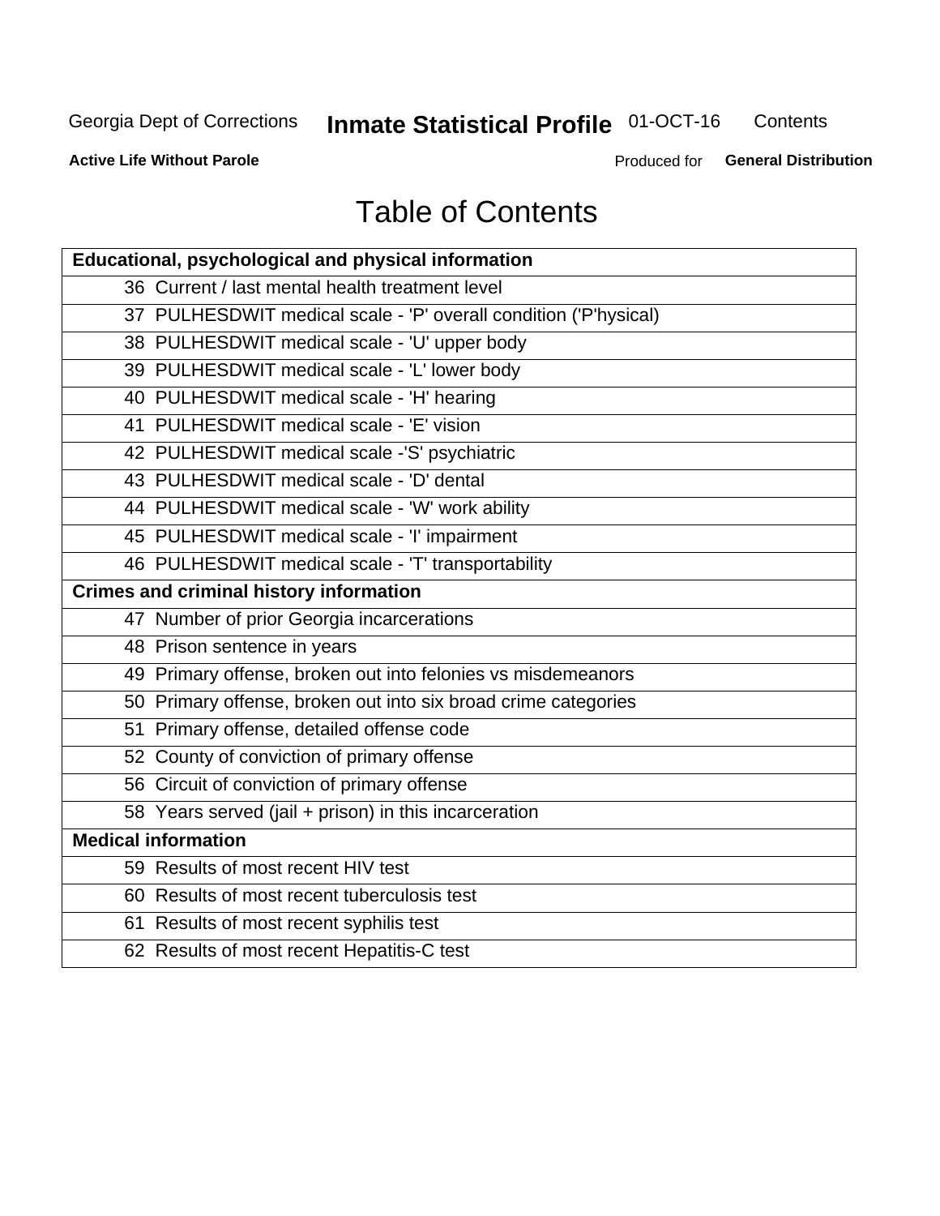# Table of Contents

| Educational, psychological and physical information |
|---|
| 36 Current / last mental health treatment level |
| 37 PULHESDWIT medical scale - 'P' overall condition ('P'hysical) |
| 38 PULHESDWIT medical scale - 'U' upper body |
| 39 PULHESDWIT medical scale - 'L' lower body |
| 40 PULHESDWIT medical scale - 'H' hearing |
| 41 PULHESDWIT medical scale - 'E' vision |
| 42 PULHESDWIT medical scale -'S' psychiatric |
| 43 PULHESDWIT medical scale - 'D' dental |
| 44 PULHESDWIT medical scale - 'W' work ability |
| 45 PULHESDWIT medical scale - 'I' impairment |
| 46 PULHESDWIT medical scale - 'T' transportability |
| **Crimes and criminal history information** |
| 47 Number of prior Georgia incarcerations |
| 48 Prison sentence in years |
| 49 Primary offense, broken out into felonies vs misdemeanors |
| 50 Primary offense, broken out into six broad crime categories |
| 51 Primary offense, detailed offense code |
| 52 County of conviction of primary offense |
| 56 Circuit of conviction of primary offense |
| 58 Years served (jail + prison) in this incarceration |
| **Medical information** |
| 59 Results of most recent HIV test |
| 60 Results of most recent tuberculosis test |
| 61 Results of most recent syphilis test |
| 62 Results of most recent Hepatitis-C test |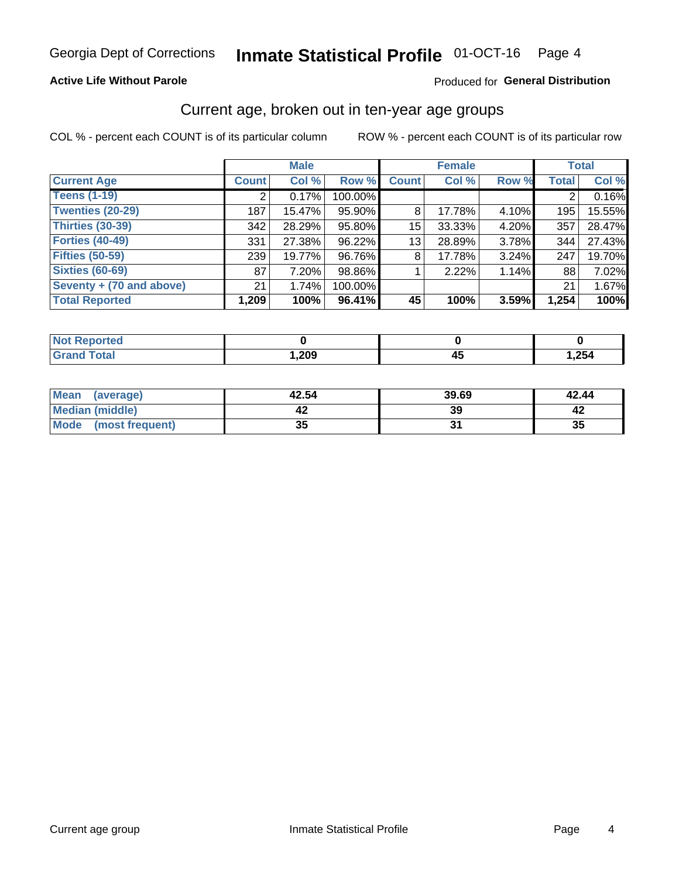Georgia Dept of Corrections **Inmate Statistical Profile** 01-OCT-16

**Active Life Without Parole**

Produced for **General Distribution**

## Current age, broken out in ten-year age groups

COL % - percent each COUNT is of its particular column ROW % - percent each COUNT is of its particular row

| | Male | | | Female | | | Total | |
|---|---|---|---|---|---|---|---|---|
| **Current Age** | **Count** | **Col %** | **Row %** | **Count** | **Col %** | **Row %** | **Total** | **Col %** |
| **Teens (1-19)** | 2 | 0.17% | 100.00% | | | | 2 | 0.16% |
| **Twenties (20-29)** | 187 | 15.47% | 95.90% | 8 | 17.78% | 4.10% | 195 | 15.55% |
| **Thirties (30-39)** | 342 | 28.29% | 95.80% | 15 | 33.33% | 4.20% | 357 | 28.47% |
| **Forties (40-49)** | 331 | 27.38% | 96.22% | 13 | 28.89% | 3.78% | 344 | 27.43% |
| **Fifties (50-59)** | 239 | 19.77% | 96.76% | 8 | 17.78% | 3.24% | 247 | 19.70% |
| **Sixties (60-69)** | 87 | 7.20% | 98.86% | 1 | 2.22% | 1.14% | 88 | 7.02% |
| **Seventy + (70 and above)** | 21 | 1.74% | 100.00% | | | | 21 | 1.67% |
| **Total Reported** | **1,209** | **100%** | **96.41%** | **45** | **100%** | **3.59%** | **1,254** | **100%** |

| | Male | Female | Total |
|---|---|---|---|
| **Not Reported** | **0** | **0** | **0** |
| **Grand Total** | **1,209** | **45** | **1,254** |

| | Male | Female | Total |
|---|---|---|---|
| **Mean (average)** | **42.54** | **39.69** | **42.44** |
| **Median (middle)** | **42** | **39** | **42** |
| **Mode (most frequent)** | **35** | **31** | **35** |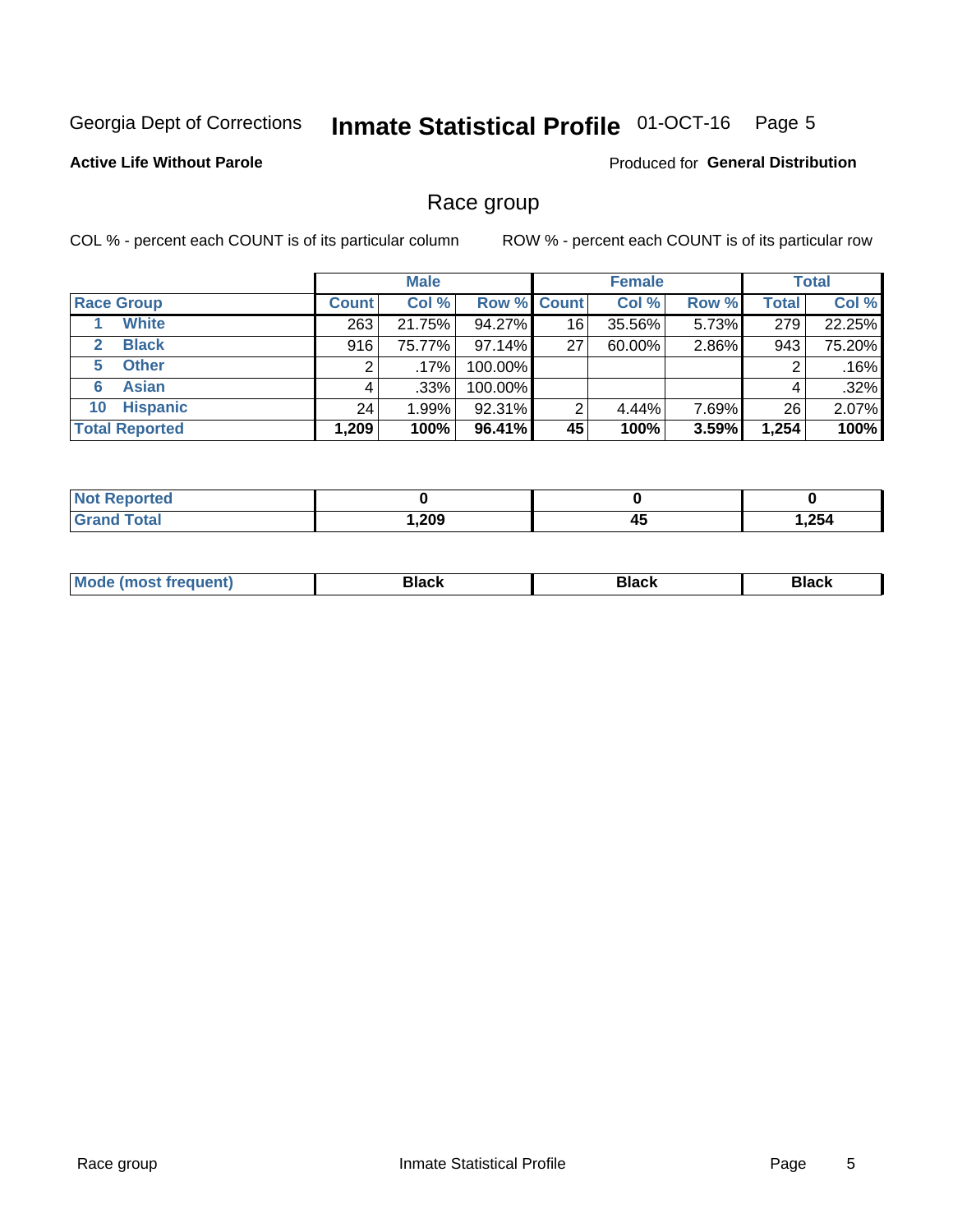Georgia Dept of Corrections **Inmate Statistical Profile** 01-OCT-16 Page 5

**Active Life Without Parole**

Produced for **General Distribution**

## Race group

COL % - percent each COUNT is of its particular column

ROW % - percent each COUNT is of its particular row

| | Male | | | Female | | | Total | |
|---|---|---|---|---|---|---|---|---|
| **Race Group** | **Count** | **Col %** | **Row %** | **Count** | **Col %** | **Row %** | **Total** | **Col %** |
| 1 White | 263 | 21.75% | 94.27% | 16 | 35.56% | 5.73% | 279 | 22.25% |
| 2 Black | 916 | 75.77% | 97.14% | 27 | 60.00% | 2.86% | 943 | 75.20% |
| 5 Other | 2 | .17% | 100.00% | | | | 2 | .16% |
| 6 Asian | 4 | .33% | 100.00% | | | | 4 | .32% |
| 10 Hispanic | 24 | 1.99% | 92.31% | 2 | 4.44% | 7.69% | 26 | 2.07% |
| **Total Reported** | **1,209** | **100%** | **96.41%** | **45** | **100%** | **3.59%** | **1,254** | **100%** |

| | Male | Female | Total |
|---|---|---|---|
| **Not Reported** | **0** | **0** | **0** |
| **Grand Total** | **1,209** | **45** | **1,254** |

| | Male | Female | Total |
|---|---|---|---|
| **Mode (most frequent)** | **Black** | **Black** | **Black** |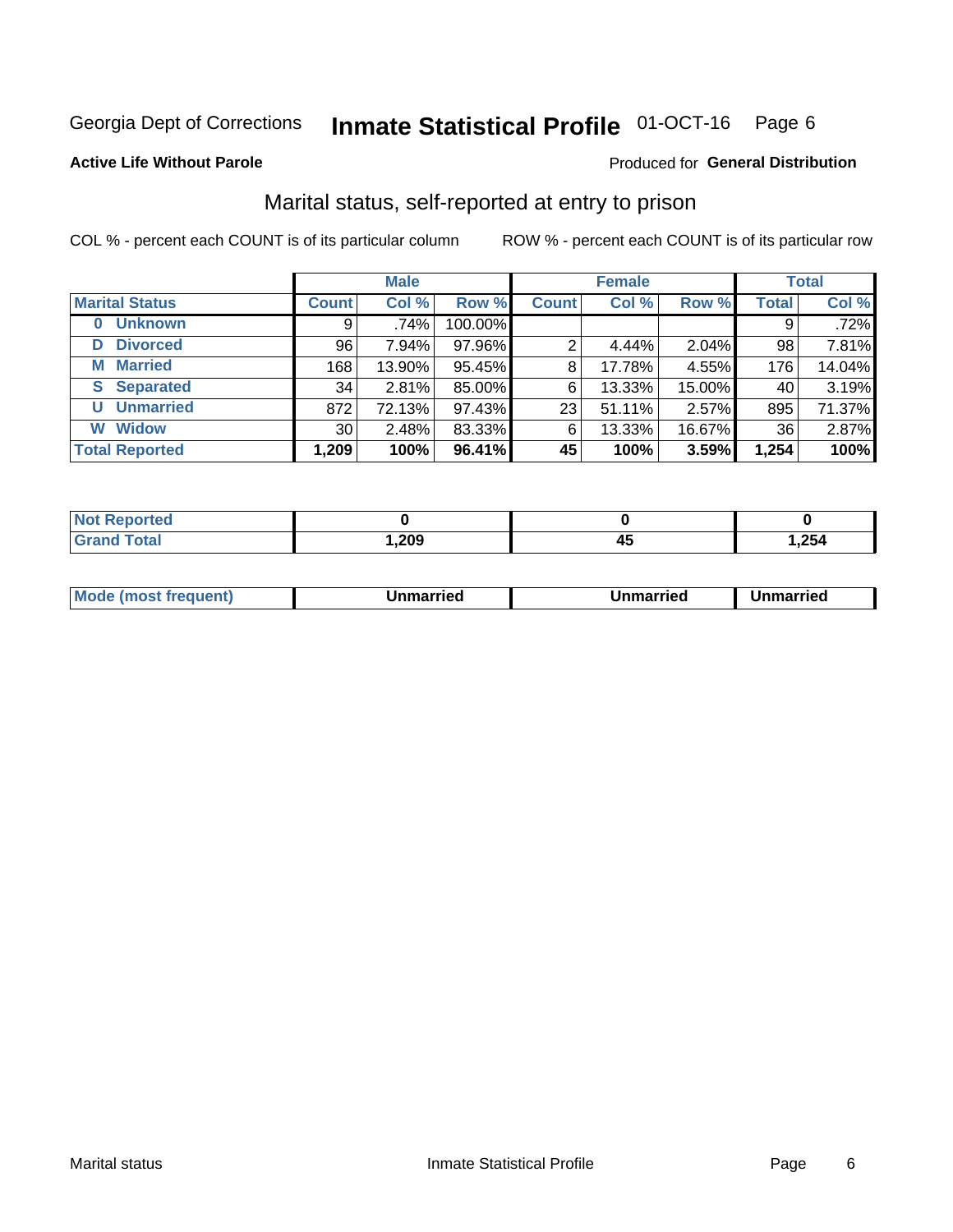Georgia Dept of Corrections **Inmate Statistical Profile** 01-OCT-16 Page 6

**Active Life Without Parole**

Produced for **General Distribution**

## Marital status, self-reported at entry to prison

COL % - percent each COUNT is of its particular column

ROW % - percent each COUNT is of its particular row

| | Male | | | Female | | | Total | |
|---|---|---|---|---|---|---|---|---|
| **Marital Status** | **Count** | **Col %** | **Row %** | **Count** | **Col %** | **Row %** | **Total** | **Col %** |
| **0 Unknown** | 9 | .74% | 100.00% | | | | 9 | .72% |
| **D Divorced** | 96 | 7.94% | 97.96% | 2 | 4.44% | 2.04% | 98 | 7.81% |
| **M Married** | 168 | 13.90% | 95.45% | 8 | 17.78% | 4.55% | 176 | 14.04% |
| **S Separated** | 34 | 2.81% | 85.00% | 6 | 13.33% | 15.00% | 40 | 3.19% |
| **U Unmarried** | 872 | 72.13% | 97.43% | 23 | 51.11% | 2.57% | 895 | 71.37% |
| **W Widow** | 30 | 2.48% | 83.33% | 6 | 13.33% | 16.67% | 36 | 2.87% |
| **Total Reported** | **1,209** | **100%** | **96.41%** | **45** | **100%** | **3.59%** | **1,254** | **100%** |

| | Male | Female | Total |
|---|---|---|---|
| **Not Reported** | **0** | **0** | **0** |
| **Grand Total** | **1,209** | **45** | **1,254** |

| | Male | Female | Total |
|---|---|---|---|
| **Mode (most frequent)** | **Unmarried** | **Unmarried** | **Unmarried** |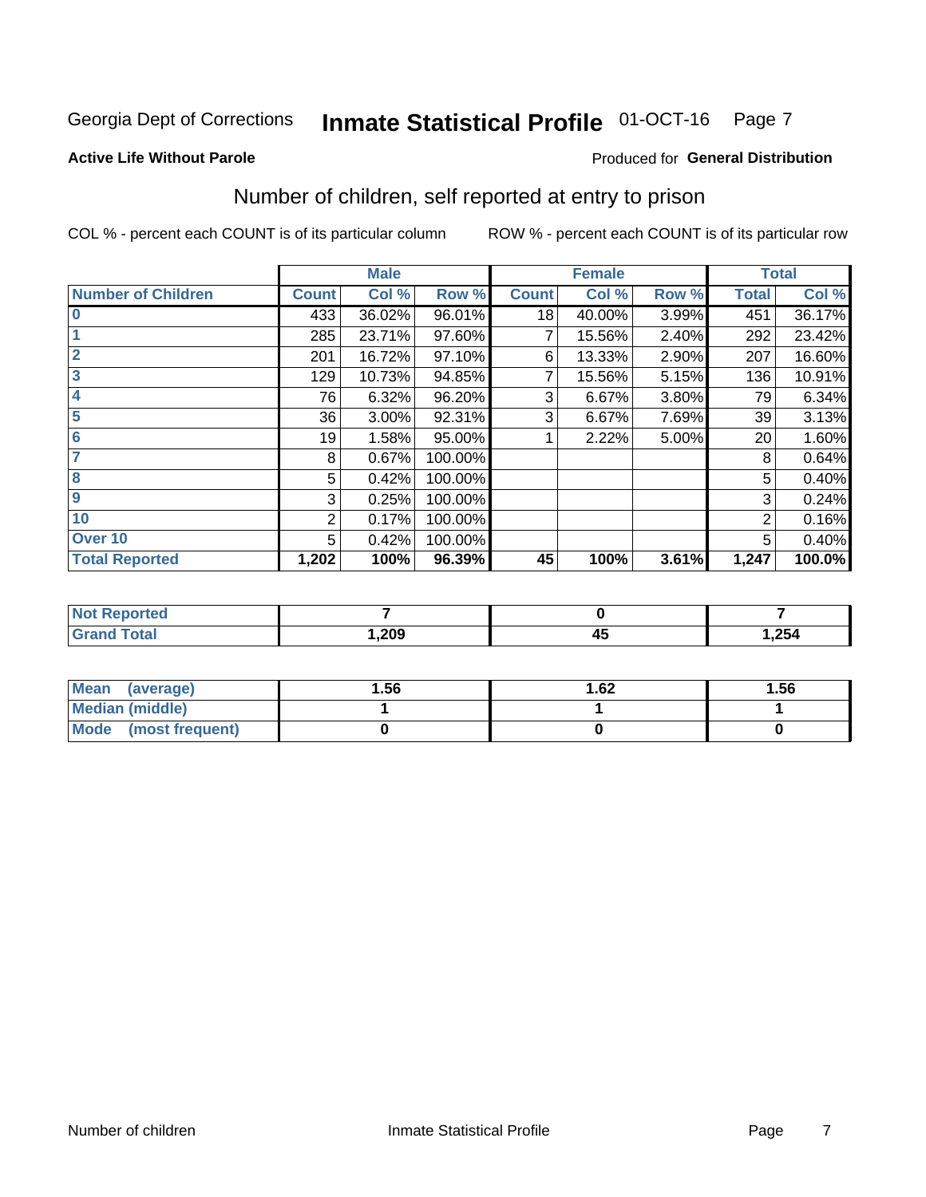Georgia Dept of Corrections **Inmate Statistical Profile** 01-OCT-16

**Active Life Without Parole**

Produced for **General Distribution**

## Number of children, self reported at entry to prison

COL % - percent each COUNT is of its particular column

ROW % - percent each COUNT is of its particular row

| | Male | | | Female | | | Total | |
|---|---|---|---|---|---|---|---|---|
| **Number of Children** | **Count** | **Col %** | **Row %** | **Count** | **Col %** | **Row %** | **Total** | **Col %** |
| 0 | 433 | 36.02% | 96.01% | 18 | 40.00% | 3.99% | 451 | 36.17% |
| 1 | 285 | 23.71% | 97.60% | 7 | 15.56% | 2.40% | 292 | 23.42% |
| 2 | 201 | 16.72% | 97.10% | 6 | 13.33% | 2.90% | 207 | 16.60% |
| 3 | 129 | 10.73% | 94.85% | 7 | 15.56% | 5.15% | 136 | 10.91% |
| 4 | 76 | 6.32% | 96.20% | 3 | 6.67% | 3.80% | 79 | 6.34% |
| 5 | 36 | 3.00% | 92.31% | 3 | 6.67% | 7.69% | 39 | 3.13% |
| 6 | 19 | 1.58% | 95.00% | 1 | 2.22% | 5.00% | 20 | 1.60% |
| 7 | 8 | 0.67% | 100.00% | | | | 8 | 0.64% |
| 8 | 5 | 0.42% | 100.00% | | | | 5 | 0.40% |
| 9 | 3 | 0.25% | 100.00% | | | | 3 | 0.24% |
| 10 | 2 | 0.17% | 100.00% | | | | 2 | 0.16% |
| Over 10 | 5 | 0.42% | 100.00% | | | | 5 | 0.40% |
| **Total Reported** | **1,202** | **100%** | **96.39%** | **45** | **100%** | **3.61%** | **1,247** | **100.0%** |

| | Male | Female | Total |
|---|---|---|---|
| **Not Reported** | **7** | **0** | **7** |
| **Grand Total** | **1,209** | **45** | **1,254** |

| | Male | Female | Total |
|---|---|---|---|
| **Mean (average)** | **1.56** | **1.62** | **1.56** |
| **Median (middle)** | **1** | **1** | **1** |
| **Mode (most frequent)** | **0** | **0** | **0** |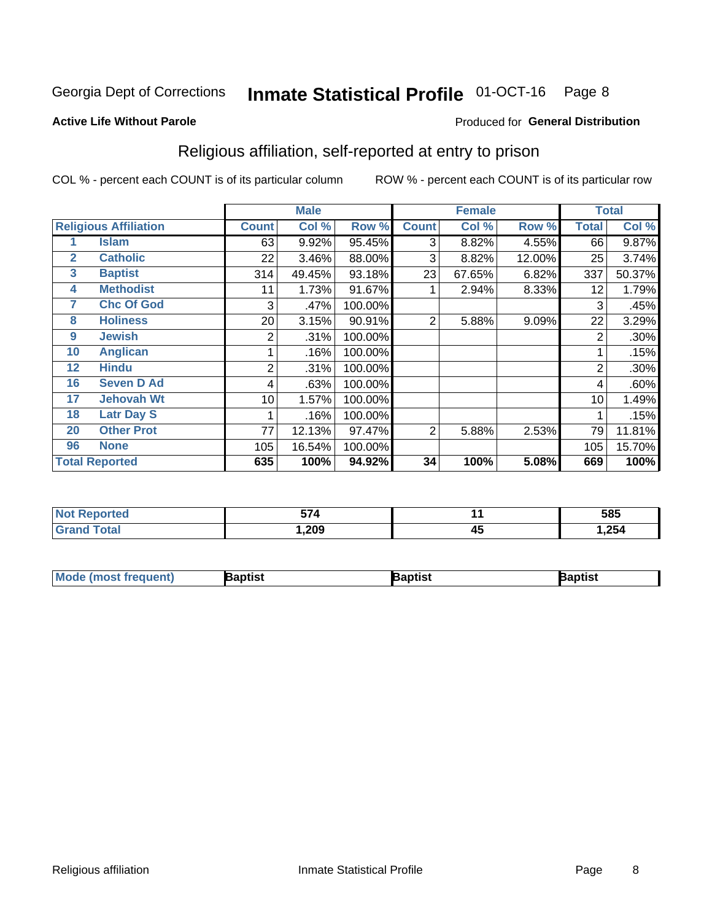Georgia Dept of Corrections **Inmate Statistical Profile** 01-OCT-16 Page 8

**Active Life Without Parole**

Produced for **General Distribution**

## Religious affiliation, self-reported at entry to prison

COL % - percent each COUNT is of its particular column

ROW % - percent each COUNT is of its particular row

| Religious Affiliation | | Male | | | Female | | | Total | |
|---|---|---|---|---|---|---|---|---|---|
| | | Count | Col % | Row % | Count | Col % | Row % | Total | Col % |
| 1 | Islam | 63 | 9.92% | 95.45% | 3 | 8.82% | 4.55% | 66 | 9.87% |
| 2 | Catholic | 22 | 3.46% | 88.00% | 3 | 8.82% | 12.00% | 25 | 3.74% |
| 3 | Baptist | 314 | 49.45% | 93.18% | 23 | 67.65% | 6.82% | 337 | 50.37% |
| 4 | Methodist | 11 | 1.73% | 91.67% | 1 | 2.94% | 8.33% | 12 | 1.79% |
| 7 | Chc Of God | 3 | .47% | 100.00% | | | | 3 | .45% |
| 8 | Holiness | 20 | 3.15% | 90.91% | 2 | 5.88% | 9.09% | 22 | 3.29% |
| 9 | Jewish | 2 | .31% | 100.00% | | | | 2 | .30% |
| 10 | Anglican | 1 | .16% | 100.00% | | | | 1 | .15% |
| 12 | Hindu | 2 | .31% | 100.00% | | | | 2 | .30% |
| 16 | Seven D Ad | 4 | .63% | 100.00% | | | | 4 | .60% |
| 17 | Jehovah Wt | 10 | 1.57% | 100.00% | | | | 10 | 1.49% |
| 18 | Latr Day S | 1 | .16% | 100.00% | | | | 1 | .15% |
| 20 | Other Prot | 77 | 12.13% | 97.47% | 2 | 5.88% | 2.53% | 79 | 11.81% |
| 96 | None | 105 | 16.54% | 100.00% | | | | 105 | 15.70% |
| **Total Reported** | | **635** | **100%** | **94.92%** | **34** | **100%** | **5.08%** | **669** | **100%** |

| | Male | Female | Total |
|---|---|---|---|
| Not Reported | 574 | 11 | 585 |
| Grand Total | 1,209 | 45 | 1,254 |

| | Male | Female | Total |
|---|---|---|---|
| Mode (most frequent) | Baptist | Baptist | Baptist |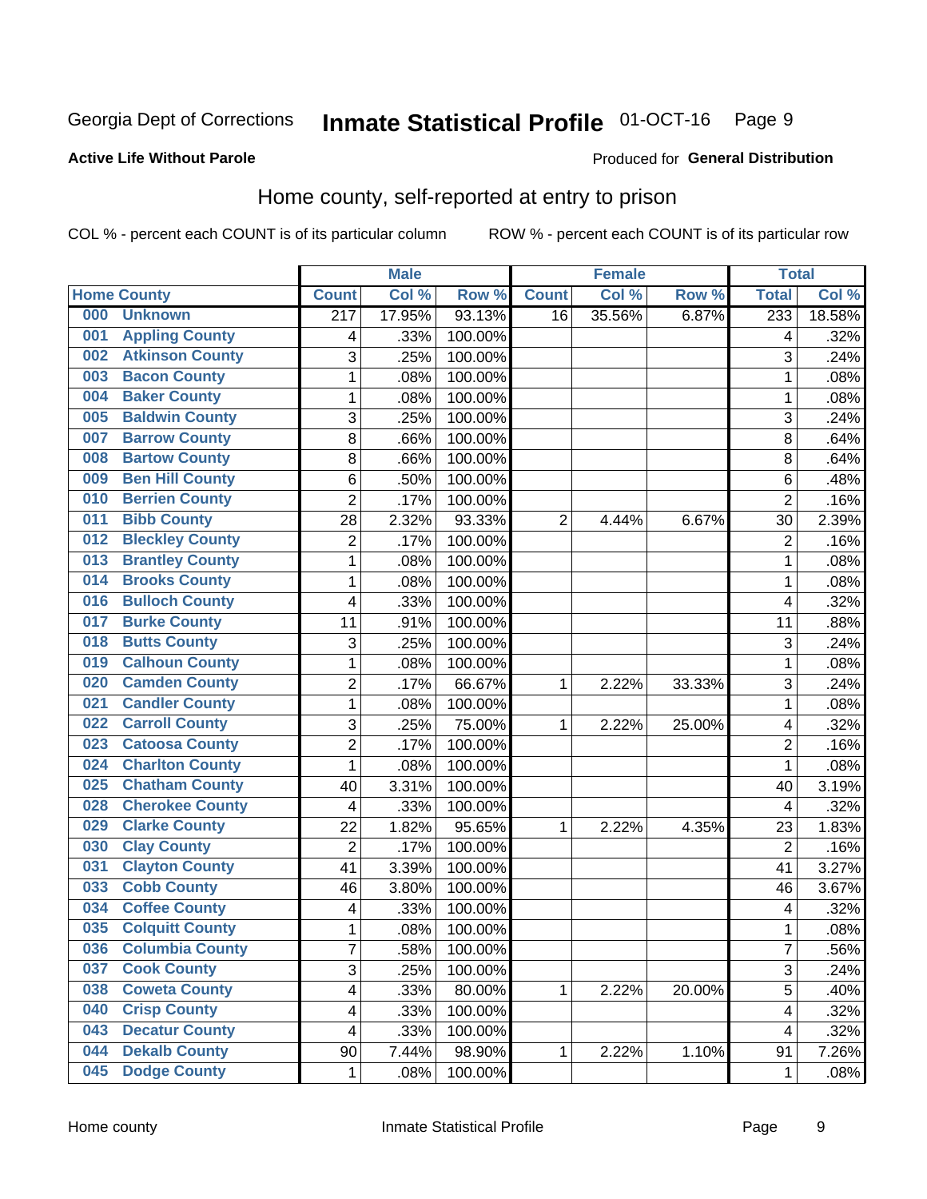Georgia Dept of Corrections **Inmate Statistical Profile** 01-OCT-16

**Active Life Without Parole**

Produced for **General Distribution**

## Home county, self-reported at entry to prison

COL % - percent each COUNT is of its particular column ROW % - percent each COUNT is of its particular row

| Home County | | Male | | | Female | | | Total | |
|---|---|---|---|---|---|---|---|---|---|
| | | Count | Col % | Row % | Count | Col % | Row % | Total | Col % |
| 000 | Unknown | 217 | 17.95% | 93.13% | 16 | 35.56% | 6.87% | 233 | 18.58% |
| 001 | Appling County | 4 | .33% | 100.00% | | | | 4 | .32% |
| 002 | Atkinson County | 3 | .25% | 100.00% | | | | 3 | .24% |
| 003 | Bacon County | 1 | .08% | 100.00% | | | | 1 | .08% |
| 004 | Baker County | 1 | .08% | 100.00% | | | | 1 | .08% |
| 005 | Baldwin County | 3 | .25% | 100.00% | | | | 3 | .24% |
| 007 | Barrow County | 8 | .66% | 100.00% | | | | 8 | .64% |
| 008 | Bartow County | 8 | .66% | 100.00% | | | | 8 | .64% |
| 009 | Ben Hill County | 6 | .50% | 100.00% | | | | 6 | .48% |
| 010 | Berrien County | 2 | .17% | 100.00% | | | | 2 | .16% |
| 011 | Bibb County | 28 | 2.32% | 93.33% | 2 | 4.44% | 6.67% | 30 | 2.39% |
| 012 | Bleckley County | 2 | .17% | 100.00% | | | | 2 | .16% |
| 013 | Brantley County | 1 | .08% | 100.00% | | | | 1 | .08% |
| 014 | Brooks County | 1 | .08% | 100.00% | | | | 1 | .08% |
| 016 | Bulloch County | 4 | .33% | 100.00% | | | | 4 | .32% |
| 017 | Burke County | 11 | .91% | 100.00% | | | | 11 | .88% |
| 018 | Butts County | 3 | .25% | 100.00% | | | | 3 | .24% |
| 019 | Calhoun County | 1 | .08% | 100.00% | | | | 1 | .08% |
| 020 | Camden County | 2 | .17% | 66.67% | 1 | 2.22% | 33.33% | 3 | .24% |
| 021 | Candler County | 1 | .08% | 100.00% | | | | 1 | .08% |
| 022 | Carroll County | 3 | .25% | 75.00% | 1 | 2.22% | 25.00% | 4 | .32% |
| 023 | Catoosa County | 2 | .17% | 100.00% | | | | 2 | .16% |
| 024 | Charlton County | 1 | .08% | 100.00% | | | | 1 | .08% |
| 025 | Chatham County | 40 | 3.31% | 100.00% | | | | 40 | 3.19% |
| 028 | Cherokee County | 4 | .33% | 100.00% | | | | 4 | .32% |
| 029 | Clarke County | 22 | 1.82% | 95.65% | 1 | 2.22% | 4.35% | 23 | 1.83% |
| 030 | Clay County | 2 | .17% | 100.00% | | | | 2 | .16% |
| 031 | Clayton County | 41 | 3.39% | 100.00% | | | | 41 | 3.27% |
| 033 | Cobb County | 46 | 3.80% | 100.00% | | | | 46 | 3.67% |
| 034 | Coffee County | 4 | .33% | 100.00% | | | | 4 | .32% |
| 035 | Colquitt County | 1 | .08% | 100.00% | | | | 1 | .08% |
| 036 | Columbia County | 7 | .58% | 100.00% | | | | 7 | .56% |
| 037 | Cook County | 3 | .25% | 100.00% | | | | 3 | .24% |
| 038 | Coweta County | 4 | .33% | 80.00% | 1 | 2.22% | 20.00% | 5 | .40% |
| 040 | Crisp County | 4 | .33% | 100.00% | | | | 4 | .32% |
| 043 | Decatur County | 4 | .33% | 100.00% | | | | 4 | .32% |
| 044 | Dekalb County | 90 | 7.44% | 98.90% | 1 | 2.22% | 1.10% | 91 | 7.26% |
| 045 | Dodge County | 1 | .08% | 100.00% | | | | 1 | .08% |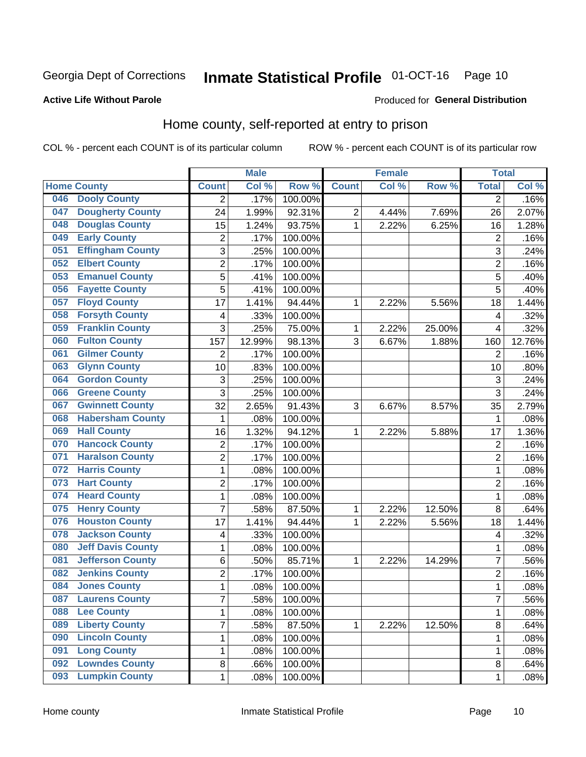Georgia Dept of Corrections **Inmate Statistical Profile** 01-OCT-16

**Active Life Without Parole**

Produced for **General Distribution**

## Home county, self-reported at entry to prison

COL % - percent each COUNT is of its particular column ROW % - percent each COUNT is of its particular row

| Home County | | Male | | | Female | | | Total | |
|---|---|---|---|---|---|---|---|---|---|
| | | Count | Col % | Row % | Count | Col % | Row % | Total | Col % |
| 046 | Dooly County | 2 | .17% | 100.00% | | | | 2 | .16% |
| 047 | Dougherty County | 24 | 1.99% | 92.31% | 2 | 4.44% | 7.69% | 26 | 2.07% |
| 048 | Douglas County | 15 | 1.24% | 93.75% | 1 | 2.22% | 6.25% | 16 | 1.28% |
| 049 | Early County | 2 | .17% | 100.00% | | | | 2 | .16% |
| 051 | Effingham County | 3 | .25% | 100.00% | | | | 3 | .24% |
| 052 | Elbert County | 2 | .17% | 100.00% | | | | 2 | .16% |
| 053 | Emanuel County | 5 | .41% | 100.00% | | | | 5 | .40% |
| 056 | Fayette County | 5 | .41% | 100.00% | | | | 5 | .40% |
| 057 | Floyd County | 17 | 1.41% | 94.44% | 1 | 2.22% | 5.56% | 18 | 1.44% |
| 058 | Forsyth County | 4 | .33% | 100.00% | | | | 4 | .32% |
| 059 | Franklin County | 3 | .25% | 75.00% | 1 | 2.22% | 25.00% | 4 | .32% |
| 060 | Fulton County | 157 | 12.99% | 98.13% | 3 | 6.67% | 1.88% | 160 | 12.76% |
| 061 | Gilmer County | 2 | .17% | 100.00% | | | | 2 | .16% |
| 063 | Glynn County | 10 | .83% | 100.00% | | | | 10 | .80% |
| 064 | Gordon County | 3 | .25% | 100.00% | | | | 3 | .24% |
| 066 | Greene County | 3 | .25% | 100.00% | | | | 3 | .24% |
| 067 | Gwinnett County | 32 | 2.65% | 91.43% | 3 | 6.67% | 8.57% | 35 | 2.79% |
| 068 | Habersham County | 1 | .08% | 100.00% | | | | 1 | .08% |
| 069 | Hall County | 16 | 1.32% | 94.12% | 1 | 2.22% | 5.88% | 17 | 1.36% |
| 070 | Hancock County | 2 | .17% | 100.00% | | | | 2 | .16% |
| 071 | Haralson County | 2 | .17% | 100.00% | | | | 2 | .16% |
| 072 | Harris County | 1 | .08% | 100.00% | | | | 1 | .08% |
| 073 | Hart County | 2 | .17% | 100.00% | | | | 2 | .16% |
| 074 | Heard County | 1 | .08% | 100.00% | | | | 1 | .08% |
| 075 | Henry County | 7 | .58% | 87.50% | 1 | 2.22% | 12.50% | 8 | .64% |
| 076 | Houston County | 17 | 1.41% | 94.44% | 1 | 2.22% | 5.56% | 18 | 1.44% |
| 078 | Jackson County | 4 | .33% | 100.00% | | | | 4 | .32% |
| 080 | Jeff Davis County | 1 | .08% | 100.00% | | | | 1 | .08% |
| 081 | Jefferson County | 6 | .50% | 85.71% | 1 | 2.22% | 14.29% | 7 | .56% |
| 082 | Jenkins County | 2 | .17% | 100.00% | | | | 2 | .16% |
| 084 | Jones County | 1 | .08% | 100.00% | | | | 1 | .08% |
| 087 | Laurens County | 7 | .58% | 100.00% | | | | 7 | .56% |
| 088 | Lee County | 1 | .08% | 100.00% | | | | 1 | .08% |
| 089 | Liberty County | 7 | .58% | 87.50% | 1 | 2.22% | 12.50% | 8 | .64% |
| 090 | Lincoln County | 1 | .08% | 100.00% | | | | 1 | .08% |
| 091 | Long County | 1 | .08% | 100.00% | | | | 1 | .08% |
| 092 | Lowndes County | 8 | .66% | 100.00% | | | | 8 | .64% |
| 093 | Lumpkin County | 1 | .08% | 100.00% | | | | 1 | .08% |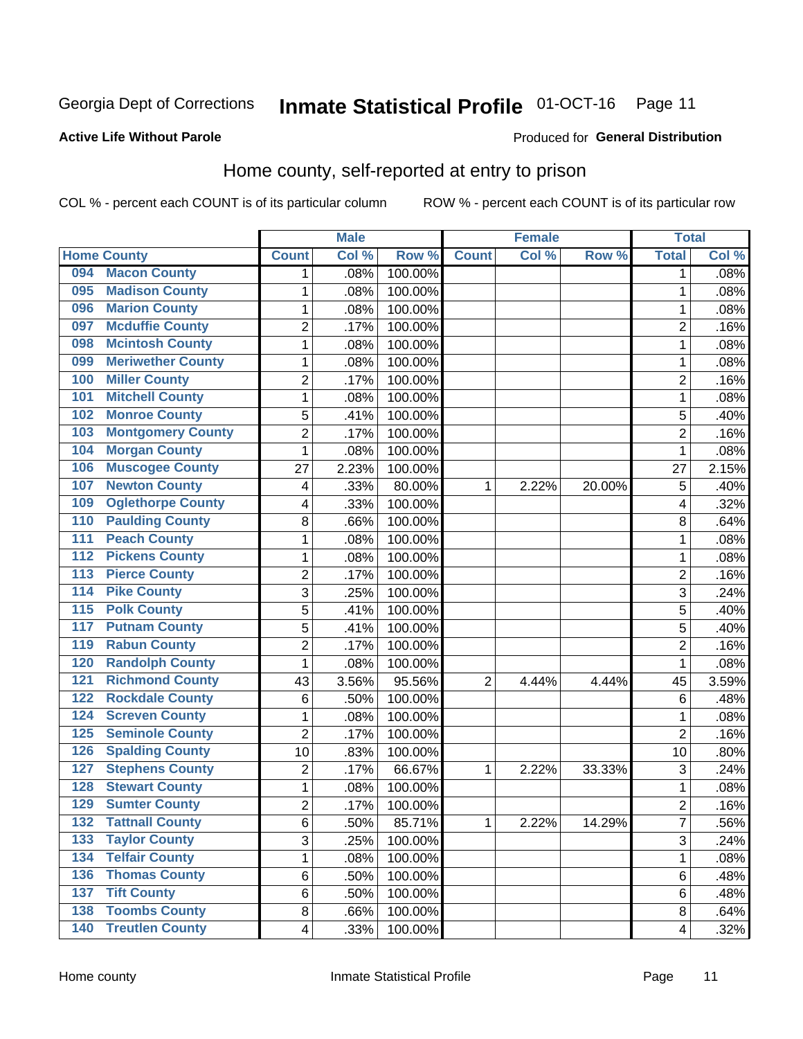Georgia Dept of Corrections **Inmate Statistical Profile** 01-OCT-16 Page 11

**Active Life Without Parole**

Produced for **General Distribution**

## Home county, self-reported at entry to prison

COL % - percent each COUNT is of its particular column ROW % - percent each COUNT is of its particular row

| Home County | | Male | | | Female | | | Total | |
|---|---|---|---|---|---|---|---|---|---|
| | | Count | Col % | Row % | Count | Col % | Row % | Total | Col % |
| 094 | Macon County | 1 | .08% | 100.00% | | | | 1 | .08% |
| 095 | Madison County | 1 | .08% | 100.00% | | | | 1 | .08% |
| 096 | Marion County | 1 | .08% | 100.00% | | | | 1 | .08% |
| 097 | Mcduffie County | 2 | .17% | 100.00% | | | | 2 | .16% |
| 098 | Mcintosh County | 1 | .08% | 100.00% | | | | 1 | .08% |
| 099 | Meriwether County | 1 | .08% | 100.00% | | | | 1 | .08% |
| 100 | Miller County | 2 | .17% | 100.00% | | | | 2 | .16% |
| 101 | Mitchell County | 1 | .08% | 100.00% | | | | 1 | .08% |
| 102 | Monroe County | 5 | .41% | 100.00% | | | | 5 | .40% |
| 103 | Montgomery County | 2 | .17% | 100.00% | | | | 2 | .16% |
| 104 | Morgan County | 1 | .08% | 100.00% | | | | 1 | .08% |
| 106 | Muscogee County | 27 | 2.23% | 100.00% | | | | 27 | 2.15% |
| 107 | Newton County | 4 | .33% | 80.00% | 1 | 2.22% | 20.00% | 5 | .40% |
| 109 | Oglethorpe County | 4 | .33% | 100.00% | | | | 4 | .32% |
| 110 | Paulding County | 8 | .66% | 100.00% | | | | 8 | .64% |
| 111 | Peach County | 1 | .08% | 100.00% | | | | 1 | .08% |
| 112 | Pickens County | 1 | .08% | 100.00% | | | | 1 | .08% |
| 113 | Pierce County | 2 | .17% | 100.00% | | | | 2 | .16% |
| 114 | Pike County | 3 | .25% | 100.00% | | | | 3 | .24% |
| 115 | Polk County | 5 | .41% | 100.00% | | | | 5 | .40% |
| 117 | Putnam County | 5 | .41% | 100.00% | | | | 5 | .40% |
| 119 | Rabun County | 2 | .17% | 100.00% | | | | 2 | .16% |
| 120 | Randolph County | 1 | .08% | 100.00% | | | | 1 | .08% |
| 121 | Richmond County | 43 | 3.56% | 95.56% | 2 | 4.44% | 4.44% | 45 | 3.59% |
| 122 | Rockdale County | 6 | .50% | 100.00% | | | | 6 | .48% |
| 124 | Screven County | 1 | .08% | 100.00% | | | | 1 | .08% |
| 125 | Seminole County | 2 | .17% | 100.00% | | | | 2 | .16% |
| 126 | Spalding County | 10 | .83% | 100.00% | | | | 10 | .80% |
| 127 | Stephens County | 2 | .17% | 66.67% | 1 | 2.22% | 33.33% | 3 | .24% |
| 128 | Stewart County | 1 | .08% | 100.00% | | | | 1 | .08% |
| 129 | Sumter County | 2 | .17% | 100.00% | | | | 2 | .16% |
| 132 | Tattnall County | 6 | .50% | 85.71% | 1 | 2.22% | 14.29% | 7 | .56% |
| 133 | Taylor County | 3 | .25% | 100.00% | | | | 3 | .24% |
| 134 | Telfair County | 1 | .08% | 100.00% | | | | 1 | .08% |
| 136 | Thomas County | 6 | .50% | 100.00% | | | | 6 | .48% |
| 137 | Tift County | 6 | .50% | 100.00% | | | | 6 | .48% |
| 138 | Toombs County | 8 | .66% | 100.00% | | | | 8 | .64% |
| 140 | Treutlen County | 4 | .33% | 100.00% | | | | 4 | .32% |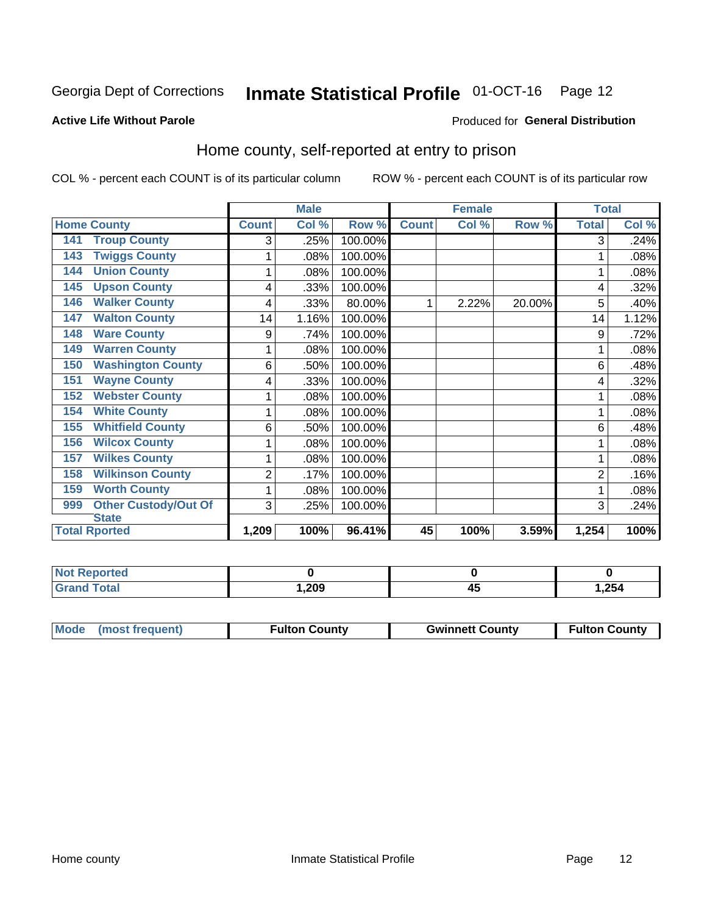Georgia Dept of Corrections **Inmate Statistical Profile** 01-OCT-16 Page 12

**Active Life Without Parole**

Produced for **General Distribution**

## Home county, self-reported at entry to prison

COL % - percent each COUNT is of its particular column ROW % - percent each COUNT is of its particular row

| | | Male | | | Female | | | Total | |
|---|---|---|---|---|---|---|---|---|---|
| Home County | | Count | Col % | Row % | Count | Col % | Row % | Total | Col % |
| 141 | Troup County | 3 | .25% | 100.00% | | | | 3 | .24% |
| 143 | Twiggs County | 1 | .08% | 100.00% | | | | 1 | .08% |
| 144 | Union County | 1 | .08% | 100.00% | | | | 1 | .08% |
| 145 | Upson County | 4 | .33% | 100.00% | | | | 4 | .32% |
| 146 | Walker County | 4 | .33% | 80.00% | 1 | 2.22% | 20.00% | 5 | .40% |
| 147 | Walton County | 14 | 1.16% | 100.00% | | | | 14 | 1.12% |
| 148 | Ware County | 9 | .74% | 100.00% | | | | 9 | .72% |
| 149 | Warren County | 1 | .08% | 100.00% | | | | 1 | .08% |
| 150 | Washington County | 6 | .50% | 100.00% | | | | 6 | .48% |
| 151 | Wayne County | 4 | .33% | 100.00% | | | | 4 | .32% |
| 152 | Webster County | 1 | .08% | 100.00% | | | | 1 | .08% |
| 154 | White County | 1 | .08% | 100.00% | | | | 1 | .08% |
| 155 | Whitfield County | 6 | .50% | 100.00% | | | | 6 | .48% |
| 156 | Wilcox County | 1 | .08% | 100.00% | | | | 1 | .08% |
| 157 | Wilkes County | 1 | .08% | 100.00% | | | | 1 | .08% |
| 158 | Wilkinson County | 2 | .17% | 100.00% | | | | 2 | .16% |
| 159 | Worth County | 1 | .08% | 100.00% | | | | 1 | .08% |
| 999 | Other Custody/Out Of State | 3 | .25% | 100.00% | | | | 3 | .24% |
| **Total Rported** | | **1,209** | **100%** | **96.41%** | **45** | **100%** | **3.59%** | **1,254** | **100%** |

| | Male | Female | Total |
|---|---|---|---|
| Not Reported | 0 | 0 | 0 |
| Grand Total | 1,209 | 45 | 1,254 |

| | Male | Female | Total |
|---|---|---|---|
| Mode (most frequent) | Fulton County | Gwinnett County | Fulton County |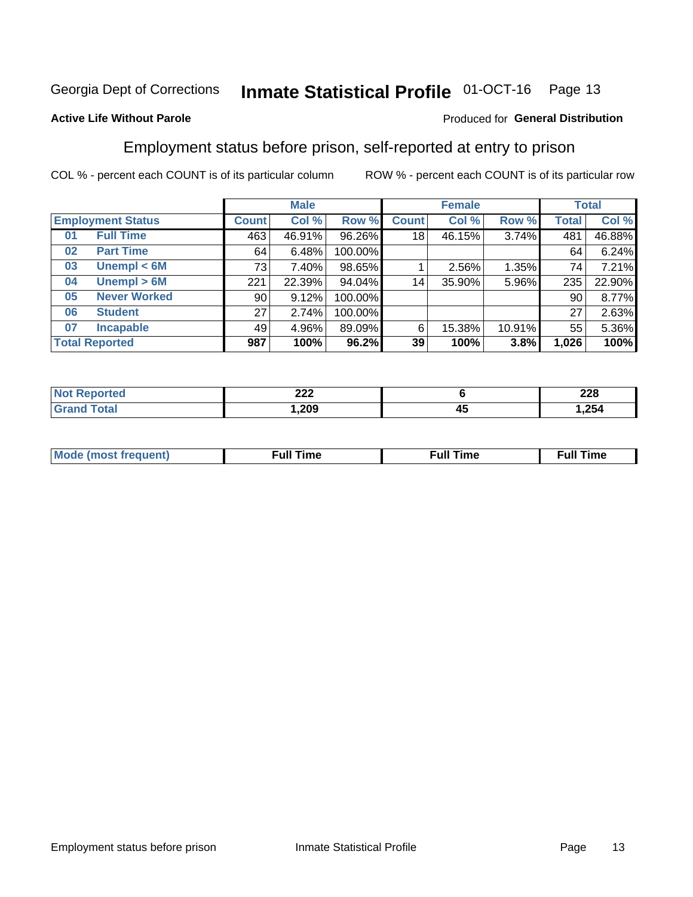Georgia Dept of Corrections **Inmate Statistical Profile** 01-OCT-16 Page 13

**Active Life Without Parole**

Produced for **General Distribution**

## Employment status before prison, self-reported at entry to prison

COL % - percent each COUNT is of its particular column ROW % - percent each COUNT is of its particular row

| Employment Status | | Male | | | Female | | | Total | |
|---|---|---|---|---|---|---|---|---|---|
| | | Count | Col % | Row % | Count | Col % | Row % | Total | Col % |
| 01 | Full Time | 463 | 46.91% | 96.26% | 18 | 46.15% | 3.74% | 481 | 46.88% |
| 02 | Part Time | 64 | 6.48% | 100.00% | | | | 64 | 6.24% |
| 03 | Unempl < 6M | 73 | 7.40% | 98.65% | 1 | 2.56% | 1.35% | 74 | 7.21% |
| 04 | Unempl > 6M | 221 | 22.39% | 94.04% | 14 | 35.90% | 5.96% | 235 | 22.90% |
| 05 | Never Worked | 90 | 9.12% | 100.00% | | | | 90 | 8.77% |
| 06 | Student | 27 | 2.74% | 100.00% | | | | 27 | 2.63% |
| 07 | Incapable | 49 | 4.96% | 89.09% | 6 | 15.38% | 10.91% | 55 | 5.36% |
| **Total Reported** | | **987** | **100%** | **96.2%** | **39** | **100%** | **3.8%** | **1,026** | **100%** |

| | Male | Female | Total |
|---|---|---|---|
| Not Reported | 222 | 6 | 228 |
| Grand Total | 1,209 | 45 | 1,254 |

| | Male | Female | Total |
|---|---|---|---|
| Mode (most frequent) | Full Time | Full Time | Full Time |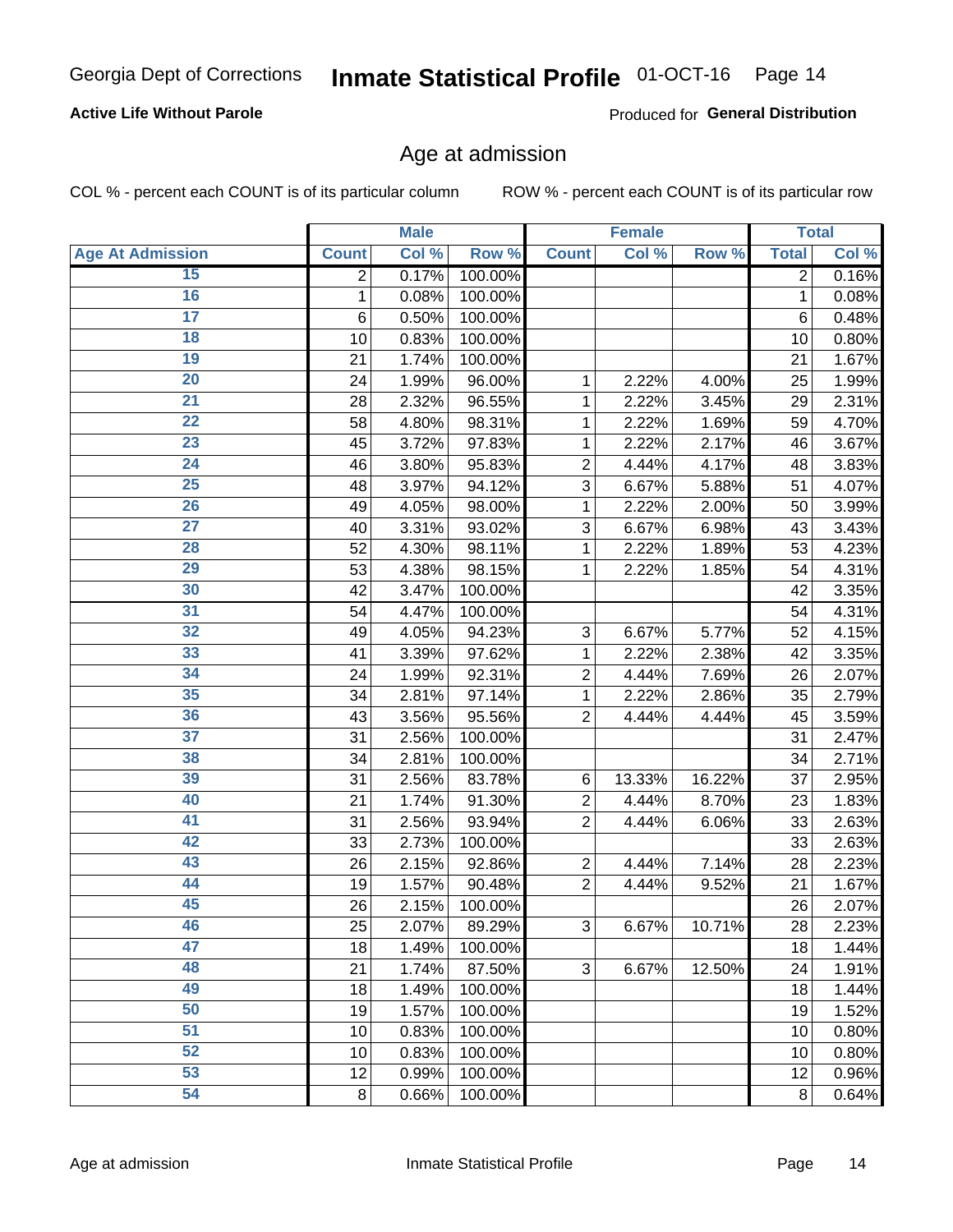Georgia Dept of Corrections **Inmate Statistical Profile** 01-OCT-16

**Active Life Without Parole**

Produced for **General Distribution**

## Age at admission

COL % - percent each COUNT is of its particular column ROW % - percent each COUNT is of its particular row

| | Male | | | Female | | | Total | |
|---|---|---|---|---|---|---|---|---|
| Age At Admission | Count | Col % | Row % | Count | Col % | Row % | Total | Col % |
| 15 | 2 | 0.17% | 100.00% | | | | 2 | 0.16% |
| 16 | 1 | 0.08% | 100.00% | | | | 1 | 0.08% |
| 17 | 6 | 0.50% | 100.00% | | | | 6 | 0.48% |
| 18 | 10 | 0.83% | 100.00% | | | | 10 | 0.80% |
| 19 | 21 | 1.74% | 100.00% | | | | 21 | 1.67% |
| 20 | 24 | 1.99% | 96.00% | 1 | 2.22% | 4.00% | 25 | 1.99% |
| 21 | 28 | 2.32% | 96.55% | 1 | 2.22% | 3.45% | 29 | 2.31% |
| 22 | 58 | 4.80% | 98.31% | 1 | 2.22% | 1.69% | 59 | 4.70% |
| 23 | 45 | 3.72% | 97.83% | 1 | 2.22% | 2.17% | 46 | 3.67% |
| 24 | 46 | 3.80% | 95.83% | 2 | 4.44% | 4.17% | 48 | 3.83% |
| 25 | 48 | 3.97% | 94.12% | 3 | 6.67% | 5.88% | 51 | 4.07% |
| 26 | 49 | 4.05% | 98.00% | 1 | 2.22% | 2.00% | 50 | 3.99% |
| 27 | 40 | 3.31% | 93.02% | 3 | 6.67% | 6.98% | 43 | 3.43% |
| 28 | 52 | 4.30% | 98.11% | 1 | 2.22% | 1.89% | 53 | 4.23% |
| 29 | 53 | 4.38% | 98.15% | 1 | 2.22% | 1.85% | 54 | 4.31% |
| 30 | 42 | 3.47% | 100.00% | | | | 42 | 3.35% |
| 31 | 54 | 4.47% | 100.00% | | | | 54 | 4.31% |
| 32 | 49 | 4.05% | 94.23% | 3 | 6.67% | 5.77% | 52 | 4.15% |
| 33 | 41 | 3.39% | 97.62% | 1 | 2.22% | 2.38% | 42 | 3.35% |
| 34 | 24 | 1.99% | 92.31% | 2 | 4.44% | 7.69% | 26 | 2.07% |
| 35 | 34 | 2.81% | 97.14% | 1 | 2.22% | 2.86% | 35 | 2.79% |
| 36 | 43 | 3.56% | 95.56% | 2 | 4.44% | 4.44% | 45 | 3.59% |
| 37 | 31 | 2.56% | 100.00% | | | | 31 | 2.47% |
| 38 | 34 | 2.81% | 100.00% | | | | 34 | 2.71% |
| 39 | 31 | 2.56% | 83.78% | 6 | 13.33% | 16.22% | 37 | 2.95% |
| 40 | 21 | 1.74% | 91.30% | 2 | 4.44% | 8.70% | 23 | 1.83% |
| 41 | 31 | 2.56% | 93.94% | 2 | 4.44% | 6.06% | 33 | 2.63% |
| 42 | 33 | 2.73% | 100.00% | | | | 33 | 2.63% |
| 43 | 26 | 2.15% | 92.86% | 2 | 4.44% | 7.14% | 28 | 2.23% |
| 44 | 19 | 1.57% | 90.48% | 2 | 4.44% | 9.52% | 21 | 1.67% |
| 45 | 26 | 2.15% | 100.00% | | | | 26 | 2.07% |
| 46 | 25 | 2.07% | 89.29% | 3 | 6.67% | 10.71% | 28 | 2.23% |
| 47 | 18 | 1.49% | 100.00% | | | | 18 | 1.44% |
| 48 | 21 | 1.74% | 87.50% | 3 | 6.67% | 12.50% | 24 | 1.91% |
| 49 | 18 | 1.49% | 100.00% | | | | 18 | 1.44% |
| 50 | 19 | 1.57% | 100.00% | | | | 19 | 1.52% |
| 51 | 10 | 0.83% | 100.00% | | | | 10 | 0.80% |
| 52 | 10 | 0.83% | 100.00% | | | | 10 | 0.80% |
| 53 | 12 | 0.99% | 100.00% | | | | 12 | 0.96% |
| 54 | 8 | 0.66% | 100.00% | | | | 8 | 0.64% |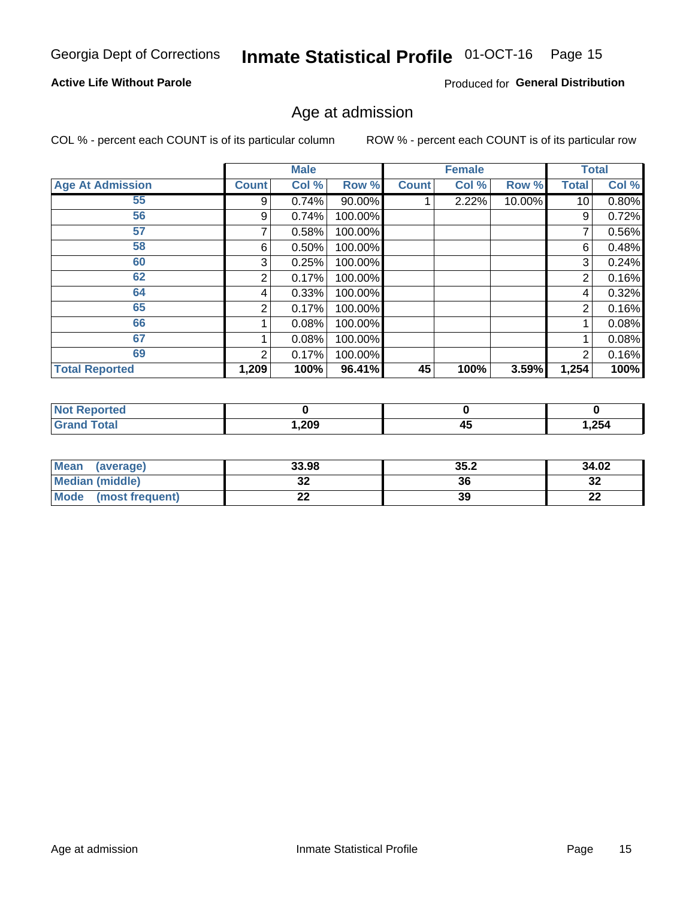Georgia Dept of Corrections **Inmate Statistical Profile** 01-OCT-16

**Active Life Without Parole**

Produced for **General Distribution**

## Age at admission

COL % - percent each COUNT is of its particular column

ROW % - percent each COUNT is of its particular row

| | Male | | | Female | | | Total | |
|---|---|---|---|---|---|---|---|---|
| **Age At Admission** | **Count** | **Col %** | **Row %** | **Count** | **Col %** | **Row %** | **Total** | **Col %** |
| 55 | 9 | 0.74% | 90.00% | 1 | 2.22% | 10.00% | 10 | 0.80% |
| 56 | 9 | 0.74% | 100.00% | | | | 9 | 0.72% |
| 57 | 7 | 0.58% | 100.00% | | | | 7 | 0.56% |
| 58 | 6 | 0.50% | 100.00% | | | | 6 | 0.48% |
| 60 | 3 | 0.25% | 100.00% | | | | 3 | 0.24% |
| 62 | 2 | 0.17% | 100.00% | | | | 2 | 0.16% |
| 64 | 4 | 0.33% | 100.00% | | | | 4 | 0.32% |
| 65 | 2 | 0.17% | 100.00% | | | | 2 | 0.16% |
| 66 | 1 | 0.08% | 100.00% | | | | 1 | 0.08% |
| 67 | 1 | 0.08% | 100.00% | | | | 1 | 0.08% |
| 69 | 2 | 0.17% | 100.00% | | | | 2 | 0.16% |
| **Total Reported** | **1,209** | **100%** | **96.41%** | **45** | **100%** | **3.59%** | **1,254** | **100%** |

| | Male | Female | Total |
|---|---|---|---|
| **Not Reported** | **0** | **0** | **0** |
| **Grand Total** | **1,209** | **45** | **1,254** |

| | Male | Female | Total |
|---|---|---|---|
| **Mean (average)** | **33.98** | **35.2** | **34.02** |
| **Median (middle)** | **32** | **36** | **32** |
| **Mode (most frequent)** | **22** | **39** | **22** |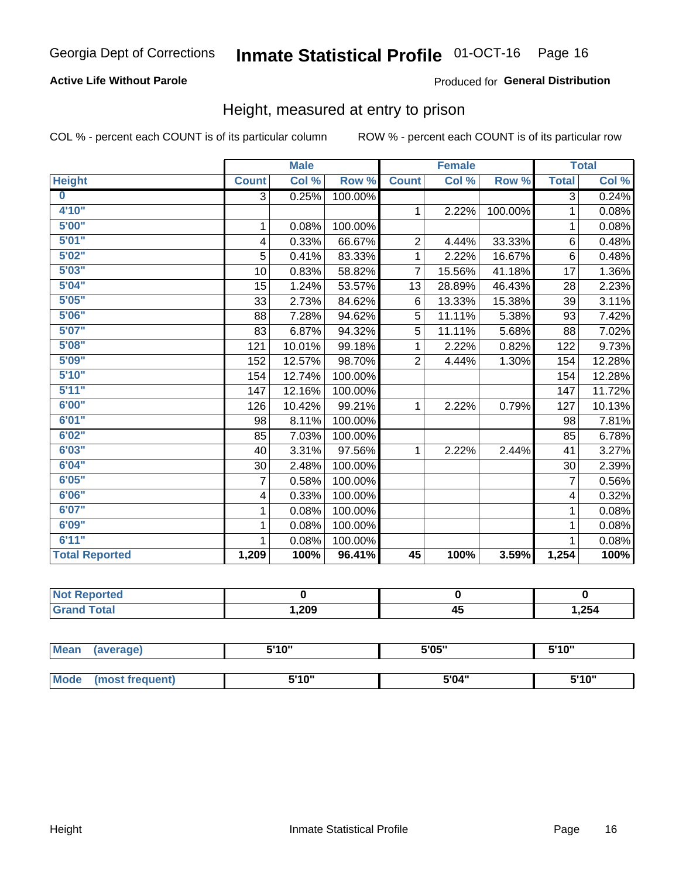Georgia Dept of Corrections **Inmate Statistical Profile** 01-OCT-16 Page 16

**Active Life Without Parole**

Produced for **General Distribution**

## Height, measured at entry to prison

COL % - percent each COUNT is of its particular column

ROW % - percent each COUNT is of its particular row

| | Male | | | Female | | | Total | |
|---|---|---|---|---|---|---|---|---|
| **Height** | **Count** | **Col %** | **Row %** | **Count** | **Col %** | **Row %** | **Total** | **Col %** |
| **0** | 3 | 0.25% | 100.00% | | | | 3 | 0.24% |
| **4'10"** | | | | 1 | 2.22% | 100.00% | 1 | 0.08% |
| **5'00"** | 1 | 0.08% | 100.00% | | | | 1 | 0.08% |
| **5'01"** | 4 | 0.33% | 66.67% | 2 | 4.44% | 33.33% | 6 | 0.48% |
| **5'02"** | 5 | 0.41% | 83.33% | 1 | 2.22% | 16.67% | 6 | 0.48% |
| **5'03"** | 10 | 0.83% | 58.82% | 7 | 15.56% | 41.18% | 17 | 1.36% |
| **5'04"** | 15 | 1.24% | 53.57% | 13 | 28.89% | 46.43% | 28 | 2.23% |
| **5'05"** | 33 | 2.73% | 84.62% | 6 | 13.33% | 15.38% | 39 | 3.11% |
| **5'06"** | 88 | 7.28% | 94.62% | 5 | 11.11% | 5.38% | 93 | 7.42% |
| **5'07"** | 83 | 6.87% | 94.32% | 5 | 11.11% | 5.68% | 88 | 7.02% |
| **5'08"** | 121 | 10.01% | 99.18% | 1 | 2.22% | 0.82% | 122 | 9.73% |
| **5'09"** | 152 | 12.57% | 98.70% | 2 | 4.44% | 1.30% | 154 | 12.28% |
| **5'10"** | 154 | 12.74% | 100.00% | | | | 154 | 12.28% |
| **5'11"** | 147 | 12.16% | 100.00% | | | | 147 | 11.72% |
| **6'00"** | 126 | 10.42% | 99.21% | 1 | 2.22% | 0.79% | 127 | 10.13% |
| **6'01"** | 98 | 8.11% | 100.00% | | | | 98 | 7.81% |
| **6'02"** | 85 | 7.03% | 100.00% | | | | 85 | 6.78% |
| **6'03"** | 40 | 3.31% | 97.56% | 1 | 2.22% | 2.44% | 41 | 3.27% |
| **6'04"** | 30 | 2.48% | 100.00% | | | | 30 | 2.39% |
| **6'05"** | 7 | 0.58% | 100.00% | | | | 7 | 0.56% |
| **6'06"** | 4 | 0.33% | 100.00% | | | | 4 | 0.32% |
| **6'07"** | 1 | 0.08% | 100.00% | | | | 1 | 0.08% |
| **6'09"** | 1 | 0.08% | 100.00% | | | | 1 | 0.08% |
| **6'11"** | 1 | 0.08% | 100.00% | | | | 1 | 0.08% |
| **Total Reported** | **1,209** | **100%** | **96.41%** | **45** | **100%** | **3.59%** | **1,254** | **100%** |

| | Male | Female | Total |
|---|---|---|---|
| **Not Reported** | **0** | **0** | **0** |
| **Grand Total** | **1,209** | **45** | **1,254** |

| | Male | Female | Total |
|---|---|---|---|
| **Mean (average)** | **5'10"** | **5'05"** | **5'10"** |
| **Mode (most frequent)** | **5'10"** | **5'04"** | **5'10"** |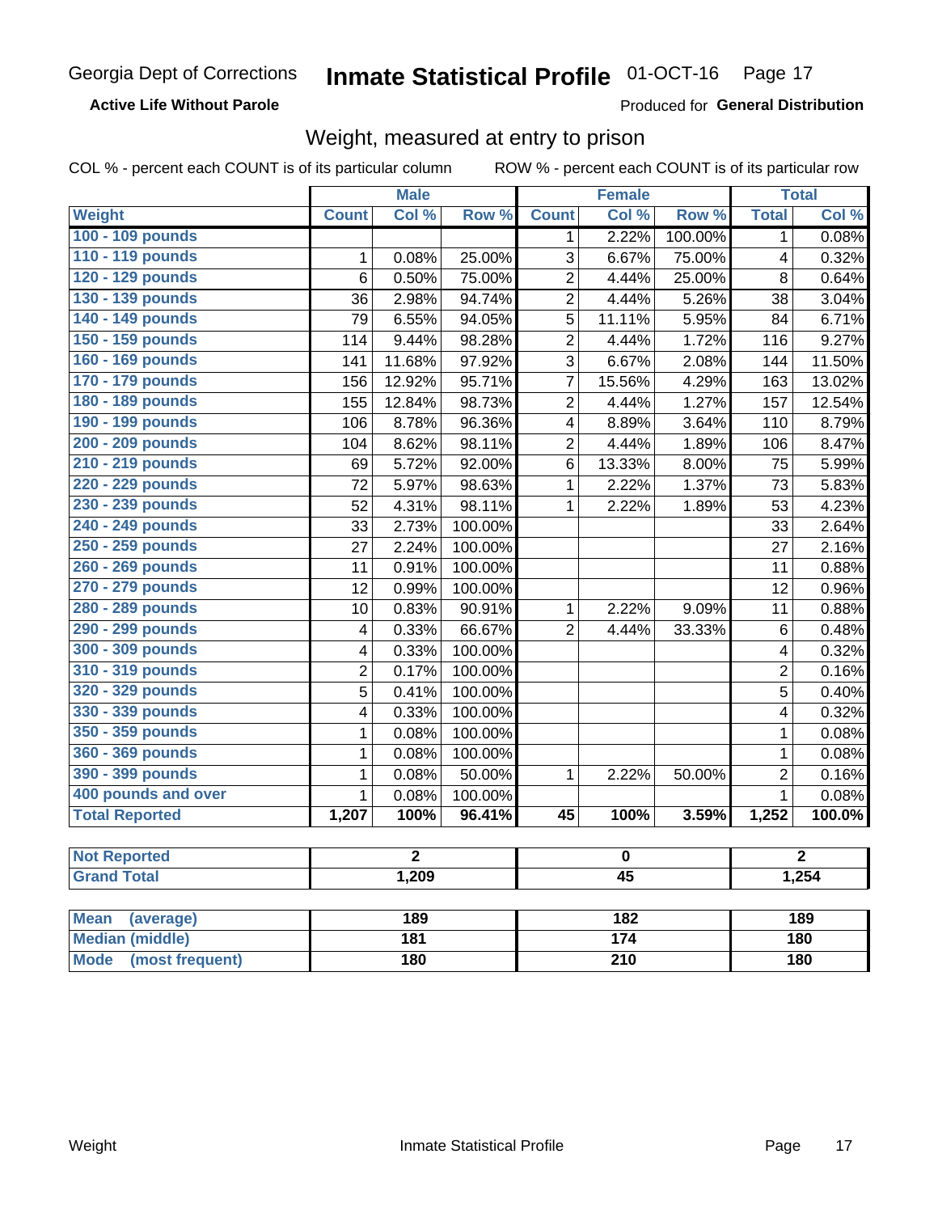Georgia Dept of Corrections **Inmate Statistical Profile** 01-OCT-16

**Active Life Without Parole**

Produced for **General Distribution**

## Weight, measured at entry to prison

COL % - percent each COUNT is of its particular column    ROW % - percent each COUNT is of its particular row

| | Male | | | Female | | | Total | |
|---|---|---|---|---|---|---|---|---|
| **Weight** | **Count** | **Col %** | **Row %** | **Count** | **Col %** | **Row %** | **Total** | **Col %** |
| **100 - 109 pounds** | | | | 1 | 2.22% | 100.00% | 1 | 0.08% |
| **110 - 119 pounds** | 1 | 0.08% | 25.00% | 3 | 6.67% | 75.00% | 4 | 0.32% |
| **120 - 129 pounds** | 6 | 0.50% | 75.00% | 2 | 4.44% | 25.00% | 8 | 0.64% |
| **130 - 139 pounds** | 36 | 2.98% | 94.74% | 2 | 4.44% | 5.26% | 38 | 3.04% |
| **140 - 149 pounds** | 79 | 6.55% | 94.05% | 5 | 11.11% | 5.95% | 84 | 6.71% |
| **150 - 159 pounds** | 114 | 9.44% | 98.28% | 2 | 4.44% | 1.72% | 116 | 9.27% |
| **160 - 169 pounds** | 141 | 11.68% | 97.92% | 3 | 6.67% | 2.08% | 144 | 11.50% |
| **170 - 179 pounds** | 156 | 12.92% | 95.71% | 7 | 15.56% | 4.29% | 163 | 13.02% |
| **180 - 189 pounds** | 155 | 12.84% | 98.73% | 2 | 4.44% | 1.27% | 157 | 12.54% |
| **190 - 199 pounds** | 106 | 8.78% | 96.36% | 4 | 8.89% | 3.64% | 110 | 8.79% |
| **200 - 209 pounds** | 104 | 8.62% | 98.11% | 2 | 4.44% | 1.89% | 106 | 8.47% |
| **210 - 219 pounds** | 69 | 5.72% | 92.00% | 6 | 13.33% | 8.00% | 75 | 5.99% |
| **220 - 229 pounds** | 72 | 5.97% | 98.63% | 1 | 2.22% | 1.37% | 73 | 5.83% |
| **230 - 239 pounds** | 52 | 4.31% | 98.11% | 1 | 2.22% | 1.89% | 53 | 4.23% |
| **240 - 249 pounds** | 33 | 2.73% | 100.00% | | | | 33 | 2.64% |
| **250 - 259 pounds** | 27 | 2.24% | 100.00% | | | | 27 | 2.16% |
| **260 - 269 pounds** | 11 | 0.91% | 100.00% | | | | 11 | 0.88% |
| **270 - 279 pounds** | 12 | 0.99% | 100.00% | | | | 12 | 0.96% |
| **280 - 289 pounds** | 10 | 0.83% | 90.91% | 1 | 2.22% | 9.09% | 11 | 0.88% |
| **290 - 299 pounds** | 4 | 0.33% | 66.67% | 2 | 4.44% | 33.33% | 6 | 0.48% |
| **300 - 309 pounds** | 4 | 0.33% | 100.00% | | | | 4 | 0.32% |
| **310 - 319 pounds** | 2 | 0.17% | 100.00% | | | | 2 | 0.16% |
| **320 - 329 pounds** | 5 | 0.41% | 100.00% | | | | 5 | 0.40% |
| **330 - 339 pounds** | 4 | 0.33% | 100.00% | | | | 4 | 0.32% |
| **350 - 359 pounds** | 1 | 0.08% | 100.00% | | | | 1 | 0.08% |
| **360 - 369 pounds** | 1 | 0.08% | 100.00% | | | | 1 | 0.08% |
| **390 - 399 pounds** | 1 | 0.08% | 50.00% | 1 | 2.22% | 50.00% | 2 | 0.16% |
| **400 pounds and over** | 1 | 0.08% | 100.00% | | | | 1 | 0.08% |
| **Total Reported** | **1,207** | **100%** | **96.41%** | **45** | **100%** | **3.59%** | **1,252** | **100.0%** |

| | Male | Female | Total |
|---|---|---|---|
| **Not Reported** | **2** | **0** | **2** |
| **Grand Total** | **1,209** | **45** | **1,254** |

| | Male | Female | Total |
|---|---|---|---|
| **Mean (average)** | **189** | **182** | **189** |
| **Median (middle)** | **181** | **174** | **180** |
| **Mode (most frequent)** | **180** | **210** | **180** |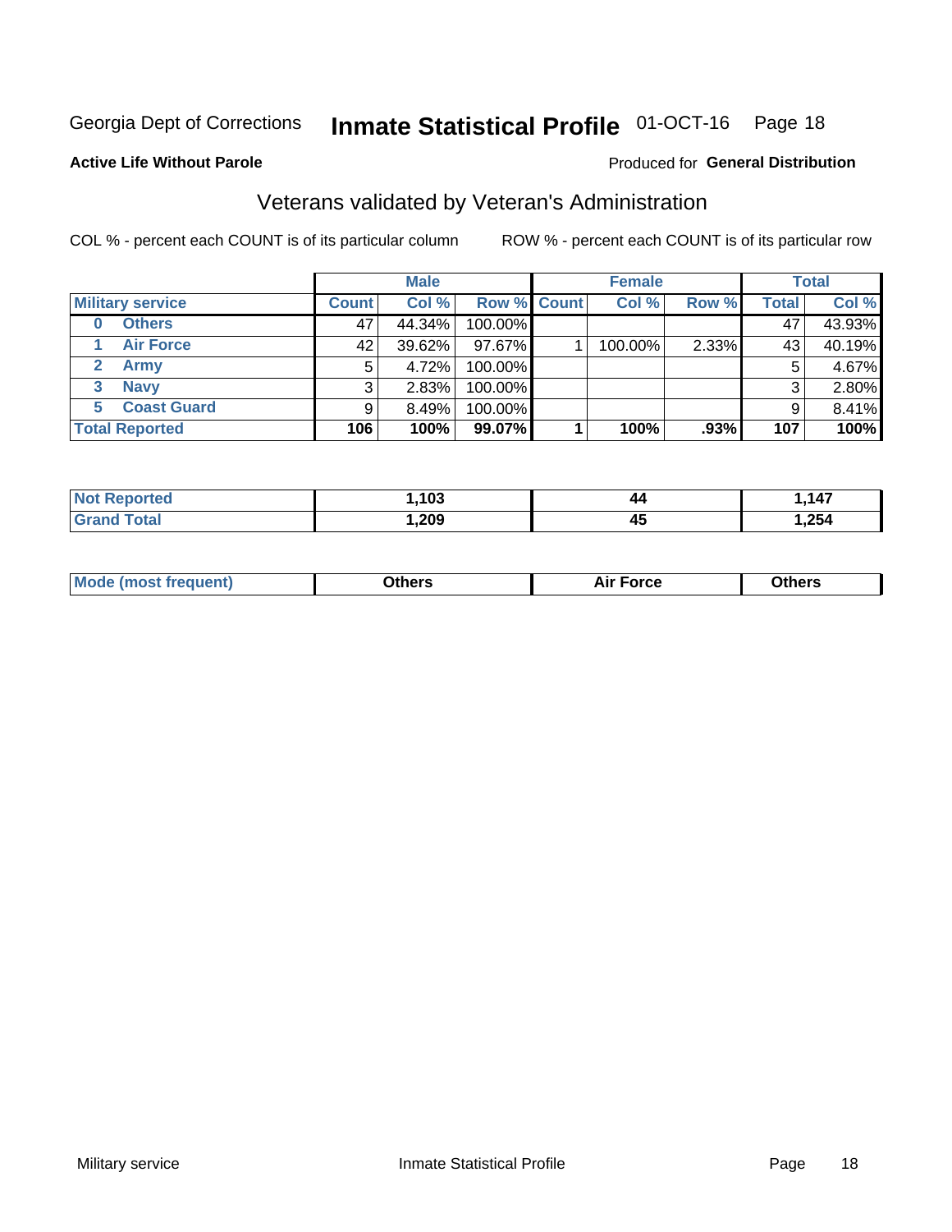Georgia Dept of Corrections **Inmate Statistical Profile** 01-OCT-16 Page 18

**Active Life Without Parole**

Produced for **General Distribution**

## Veterans validated by Veteran's Administration

COL % - percent each COUNT is of its particular column ROW % - percent each COUNT is of its particular row

| Military service | Male | | | Female | | | Total | |
|---|---|---|---|---|---|---|---|---|
| | Count | Col % | Row % | Count | Col % | Row % | Total | Col % |
| 0 Others | 47 | 44.34% | 100.00% | | | | 47 | 43.93% |
| 1 Air Force | 42 | 39.62% | 97.67% | 1 | 100.00% | 2.33% | 43 | 40.19% |
| 2 Army | 5 | 4.72% | 100.00% | | | | 5 | 4.67% |
| 3 Navy | 3 | 2.83% | 100.00% | | | | 3 | 2.80% |
| 5 Coast Guard | 9 | 8.49% | 100.00% | | | | 9 | 8.41% |
| **Total Reported** | **106** | **100%** | **99.07%** | **1** | **100%** | **.93%** | **107** | **100%** |

| | Male | Female | Total |
|---|---|---|---|
| Not Reported | 1,103 | 44 | 1,147 |
| Grand Total | 1,209 | 45 | 1,254 |

| | Male | Female | Total |
|---|---|---|---|
| Mode (most frequent) | Others | Air Force | Others |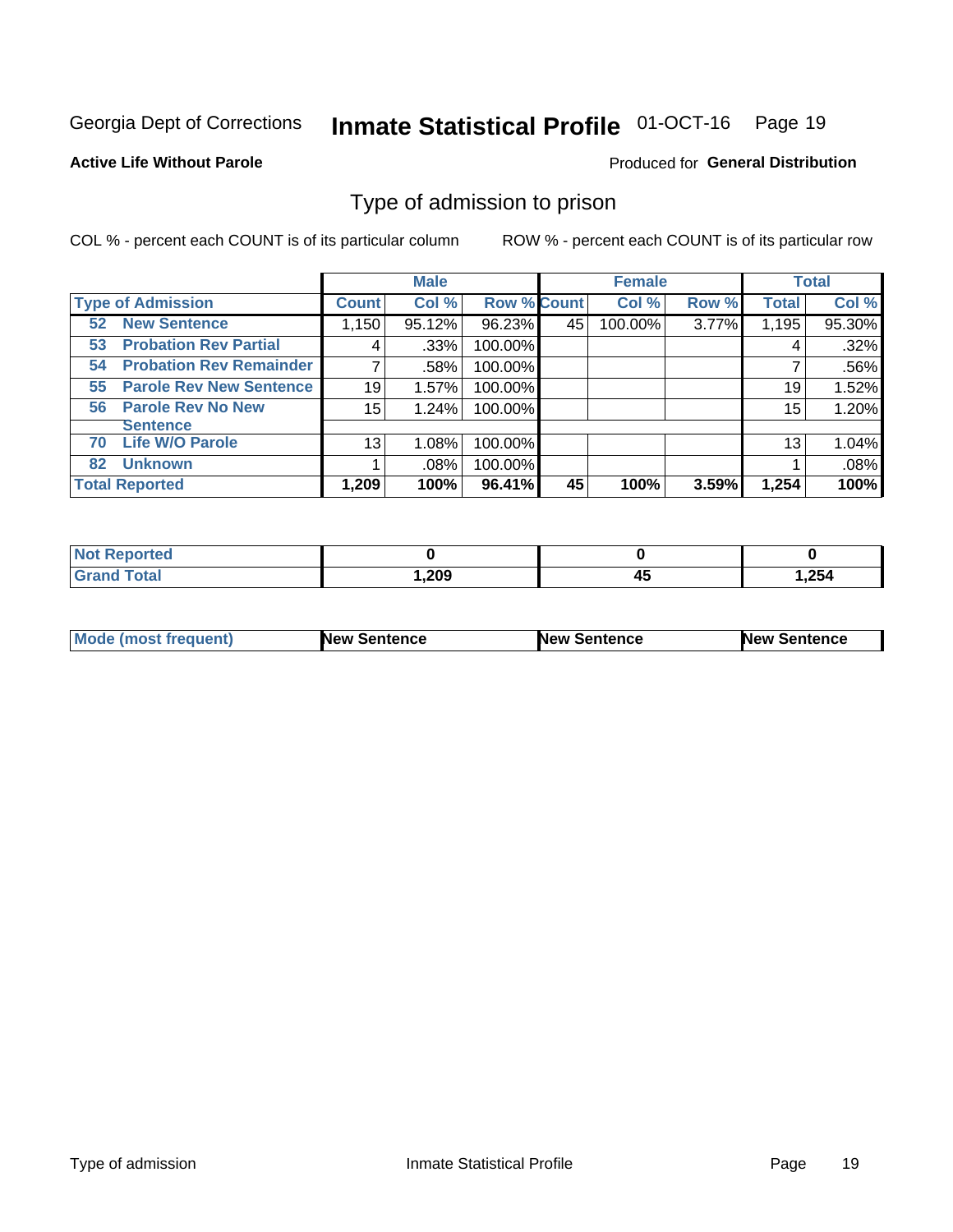Georgia Dept of Corrections **Inmate Statistical Profile** 01-OCT-16

**Active Life Without Parole**

Produced for **General Distribution**

## Type of admission to prison

COL % - percent each COUNT is of its particular column ROW % - percent each COUNT is of its particular row

| | Male | | | Female | | | Total | |
|---|---|---|---|---|---|---|---|---|
| **Type of Admission** | **Count** | **Col %** | **Row %** | **Count** | **Col %** | **Row %** | **Total** | **Col %** |
| 52 New Sentence | 1,150 | 95.12% | 96.23% | 45 | 100.00% | 3.77% | 1,195 | 95.30% |
| 53 Probation Rev Partial | 4 | .33% | 100.00% | | | | 4 | .32% |
| 54 Probation Rev Remainder | 7 | .58% | 100.00% | | | | 7 | .56% |
| 55 Parole Rev New Sentence | 19 | 1.57% | 100.00% | | | | 19 | 1.52% |
| 56 Parole Rev No New Sentence | 15 | 1.24% | 100.00% | | | | 15 | 1.20% |
| 70 Life W/O Parole | 13 | 1.08% | 100.00% | | | | 13 | 1.04% |
| 82 Unknown | 1 | .08% | 100.00% | | | | 1 | .08% |
| **Total Reported** | **1,209** | **100%** | **96.41%** | **45** | **100%** | **3.59%** | **1,254** | **100%** |

| | Male | Female | Total |
|---|---|---|---|
| Not Reported | 0 | 0 | 0 |
| Grand Total | 1,209 | 45 | 1,254 |

| | Male | Female | Total |
|---|---|---|---|
| Mode (most frequent) | New Sentence | New Sentence | New Sentence |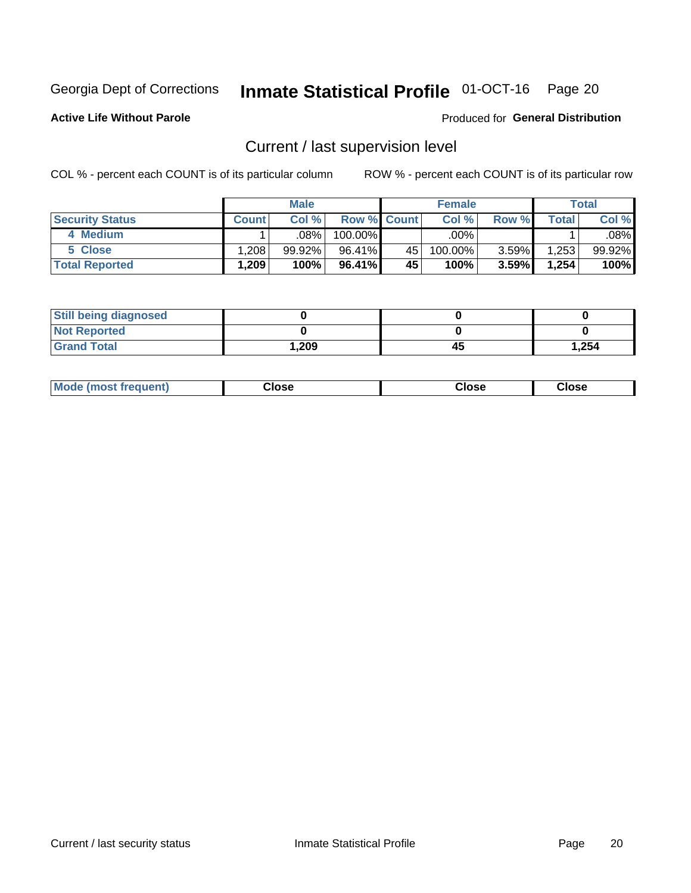Georgia Dept of Corrections **Inmate Statistical Profile** 01-OCT-16 Page 20

**Active Life Without Parole**

Produced for **General Distribution**

## Current / last supervision level

COL % - percent each COUNT is of its particular column ROW % - percent each COUNT is of its particular row

| | Male | | | Female | | | Total | |
|---|---|---|---|---|---|---|---|---|
| **Security Status** | **Count** | **Col %** | **Row %** | **Count** | **Col %** | **Row %** | **Total** | **Col %** |
| 4 Medium | 1 | .08% | 100.00% | | .00% | | 1 | .08% |
| 5 Close | 1,208 | 99.92% | 96.41% | 45 | 100.00% | 3.59% | 1,253 | 99.92% |
| **Total Reported** | **1,209** | **100%** | **96.41%** | **45** | **100%** | **3.59%** | **1,254** | **100%** |

| | | | |
|---|---|---|---|
| **Still being diagnosed** | **0** | **0** | **0** |
| **Not Reported** | **0** | **0** | **0** |
| **Grand Total** | **1,209** | **45** | **1,254** |

| | | | |
|---|---|---|---|
| **Mode (most frequent)** | **Close** | **Close** | **Close** |

Current / last security status Inmate Statistical Profile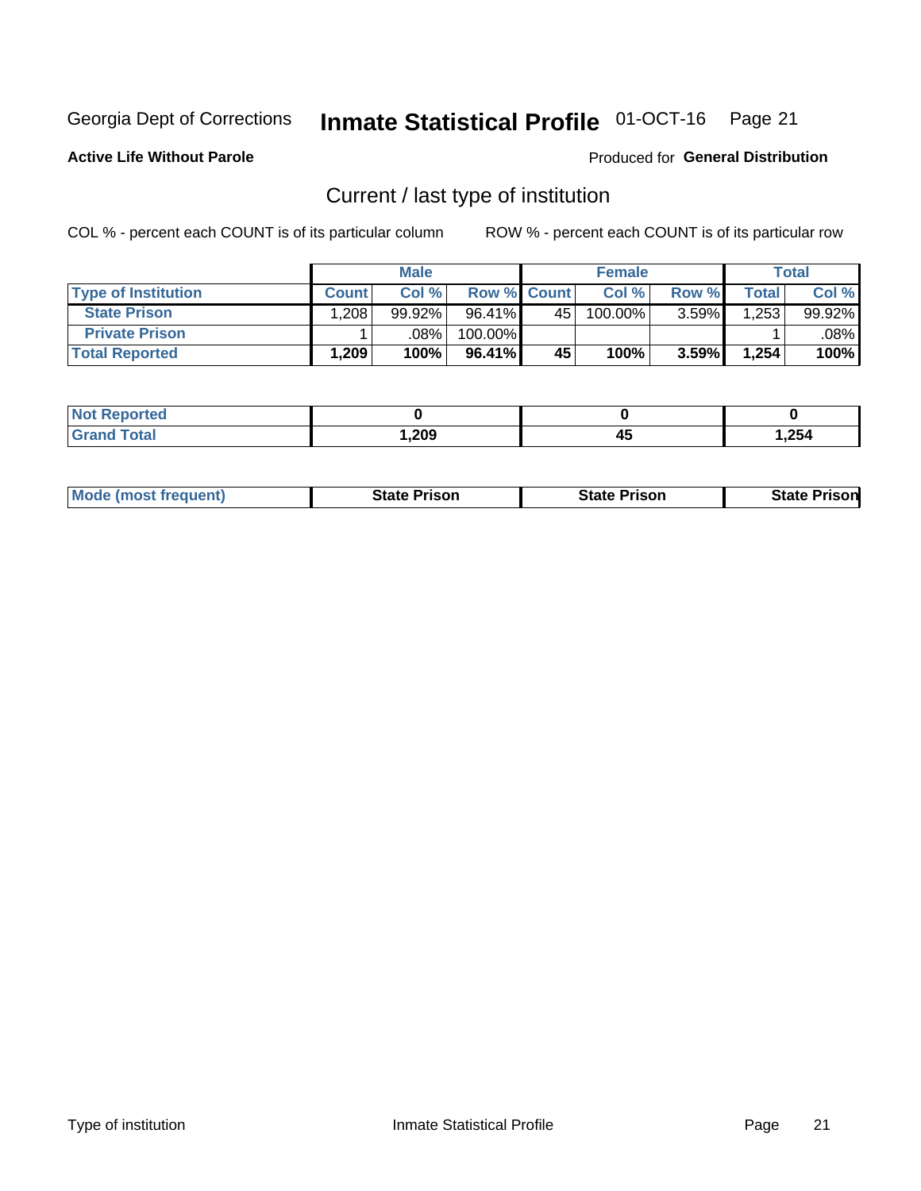Georgia Dept of Corrections **Inmate Statistical Profile** 01-OCT-16

**Active Life Without Parole**

Produced for **General Distribution**

## Current / last type of institution

COL % - percent each COUNT is of its particular column ROW % - percent each COUNT is of its particular row

| | Male | | | Female | | | Total | |
|---|---|---|---|---|---|---|---|---|
| **Type of Institution** | **Count** | **Col %** | **Row %** | **Count** | **Col %** | **Row %** | **Total** | **Col %** |
| **State Prison** | 1,208 | 99.92% | 96.41% | 45 | 100.00% | 3.59% | 1,253 | 99.92% |
| **Private Prison** | 1 | .08% | 100.00% | | | | 1 | .08% |
| **Total Reported** | **1,209** | **100%** | **96.41%** | **45** | **100%** | **3.59%** | **1,254** | **100%** |

| | Male | Female | Total |
|---|---|---|---|
| **Not Reported** | **0** | **0** | **0** |
| **Grand Total** | **1,209** | **45** | **1,254** |

| | Male | Female | Total |
|---|---|---|---|
| **Mode (most frequent)** | **State Prison** | **State Prison** | **State Prison** |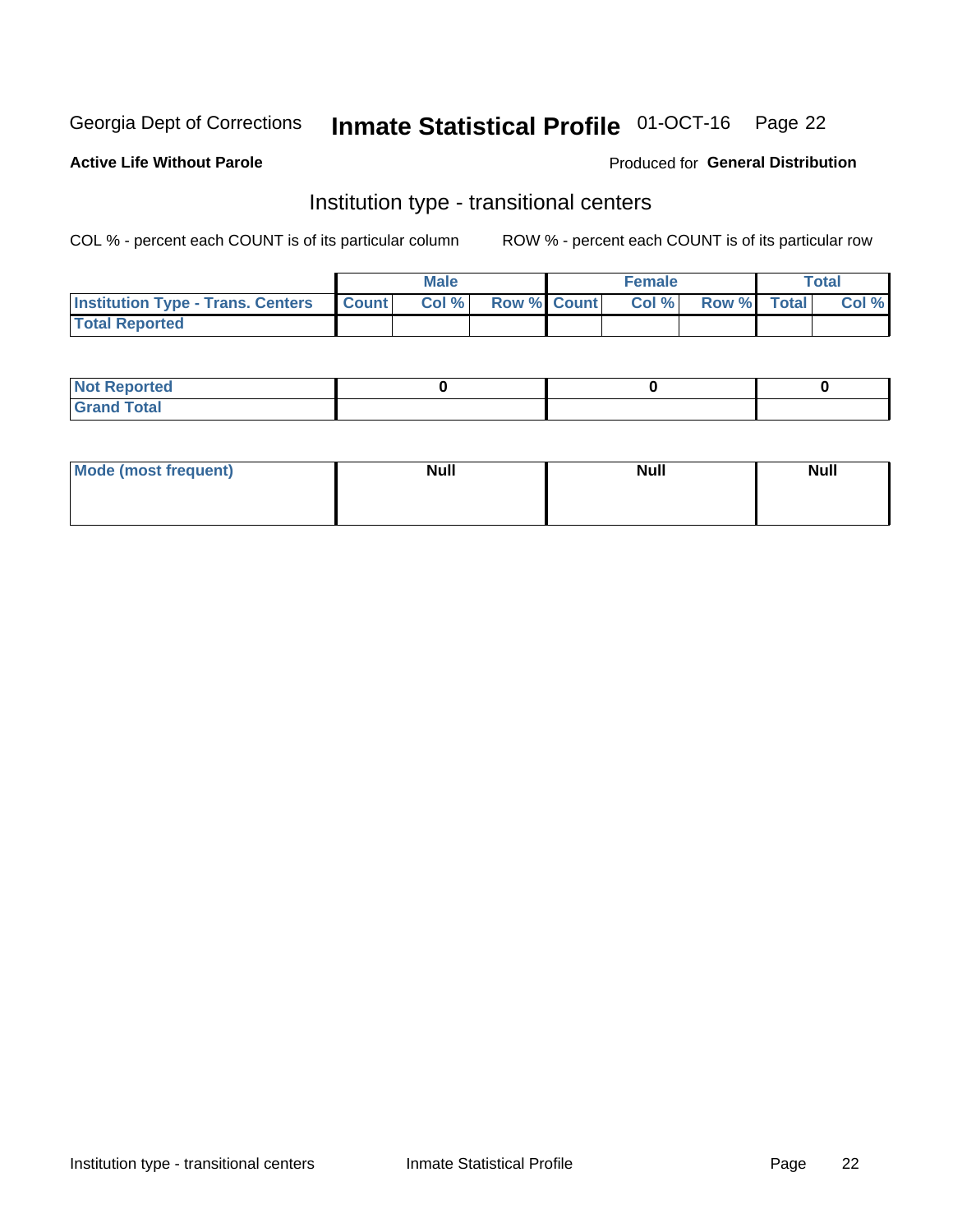Georgia Dept of Corrections **Inmate Statistical Profile** 01-OCT-16

**Active Life Without Parole**

Produced for **General Distribution**

## Institution type - transitional centers

COL % - percent each COUNT is of its particular column ROW % - percent each COUNT is of its particular row

| | Male | | | Female | | | Total | |
|---|---|---|---|---|---|---|---|---|
| **Institution Type - Trans. Centers** | **Count** | **Col %** | **Row %** | **Count** | **Col %** | **Row %** | **Total** | **Col %** |
| **Total Reported** | | | | | | | | |

| | Male | Female | Total |
|---|---|---|---|
| **Not Reported** | 0 | 0 | 0 |
| **Grand Total** | | | |

| | Male | Female | Total |
|---|---|---|---|
| **Mode (most frequent)** | Null | Null | Null |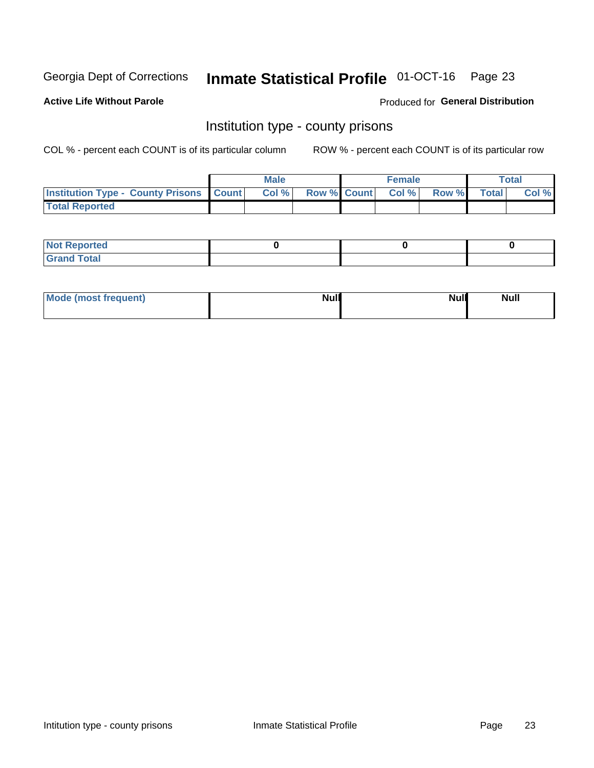Georgia Dept of Corrections **Inmate Statistical Profile** 01-OCT-16

**Active Life Without Parole**

Produced for **General Distribution**

## Institution type - county prisons

COL % - percent each COUNT is of its particular column

ROW % - percent each COUNT is of its particular row

| | Male | | | Female | | | Total | |
|---|---|---|---|---|---|---|---|---|
| **Institution Type - County Prisons** | **Count** | **Col %** | **Row %** | **Count** | **Col %** | **Row %** | **Total** | **Col %** |
| **Total Reported** | | | | | | | | |

| | Male | Female | Total |
|---|---|---|---|
| **Not Reported** | **0** | **0** | **0** |
| **Grand Total** | | | |

| | Male | Female | Total |
|---|---|---|---|
| **Mode (most frequent)** | **Null** | **Null** | **Null** |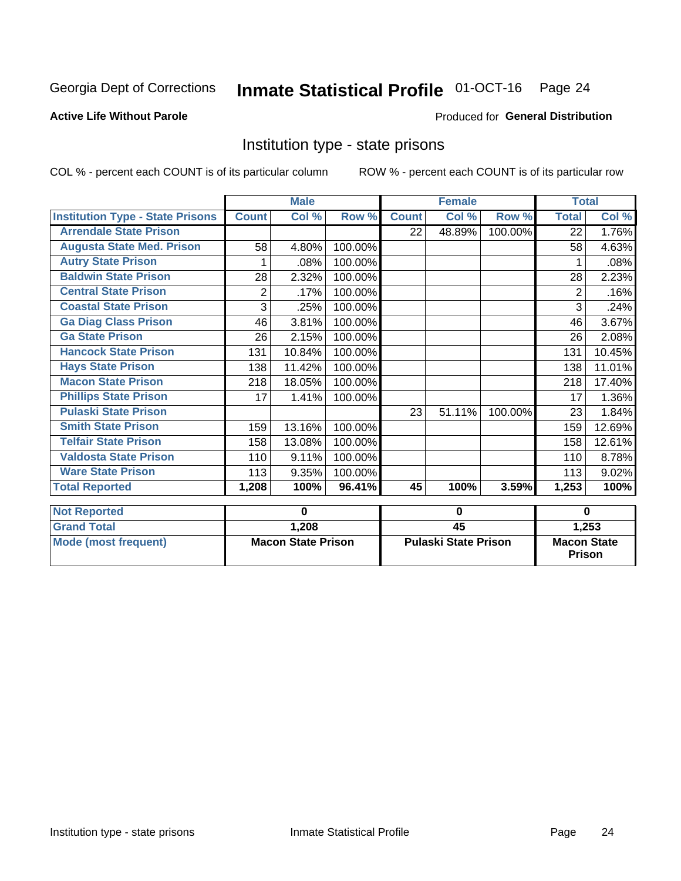Georgia Dept of Corrections **Inmate Statistical Profile** 01-OCT-16 Page 24

**Active Life Without Parole**

Produced for **General Distribution**

## Institution type - state prisons

COL % - percent each COUNT is of its particular column ROW % - percent each COUNT is of its particular row

| | Male | | | Female | | | Total | |
|---|---|---|---|---|---|---|---|---|
| **Institution Type - State Prisons** | **Count** | **Col %** | **Row %** | **Count** | **Col %** | **Row %** | **Total** | **Col %** |
| **Arrendale State Prison** | | | | 22 | 48.89% | 100.00% | 22 | 1.76% |
| **Augusta State Med. Prison** | 58 | 4.80% | 100.00% | | | | 58 | 4.63% |
| **Autry State Prison** | 1 | .08% | 100.00% | | | | 1 | .08% |
| **Baldwin State Prison** | 28 | 2.32% | 100.00% | | | | 28 | 2.23% |
| **Central State Prison** | 2 | .17% | 100.00% | | | | 2 | .16% |
| **Coastal State Prison** | 3 | .25% | 100.00% | | | | 3 | .24% |
| **Ga Diag Class Prison** | 46 | 3.81% | 100.00% | | | | 46 | 3.67% |
| **Ga State Prison** | 26 | 2.15% | 100.00% | | | | 26 | 2.08% |
| **Hancock State Prison** | 131 | 10.84% | 100.00% | | | | 131 | 10.45% |
| **Hays State Prison** | 138 | 11.42% | 100.00% | | | | 138 | 11.01% |
| **Macon State Prison** | 218 | 18.05% | 100.00% | | | | 218 | 17.40% |
| **Phillips State Prison** | 17 | 1.41% | 100.00% | | | | 17 | 1.36% |
| **Pulaski State Prison** | | | | 23 | 51.11% | 100.00% | 23 | 1.84% |
| **Smith State Prison** | 159 | 13.16% | 100.00% | | | | 159 | 12.69% |
| **Telfair State Prison** | 158 | 13.08% | 100.00% | | | | 158 | 12.61% |
| **Valdosta State Prison** | 110 | 9.11% | 100.00% | | | | 110 | 8.78% |
| **Ware State Prison** | 113 | 9.35% | 100.00% | | | | 113 | 9.02% |
| **Total Reported** | **1,208** | **100%** | **96.41%** | **45** | **100%** | **3.59%** | **1,253** | **100%** |

| | Male | Female | Total |
|---|---|---|---|
| **Not Reported** | 0 | 0 | 0 |
| **Grand Total** | 1,208 | 45 | 1,253 |
| **Mode (most frequent)** | Macon State Prison | Pulaski State Prison | Macon State Prison |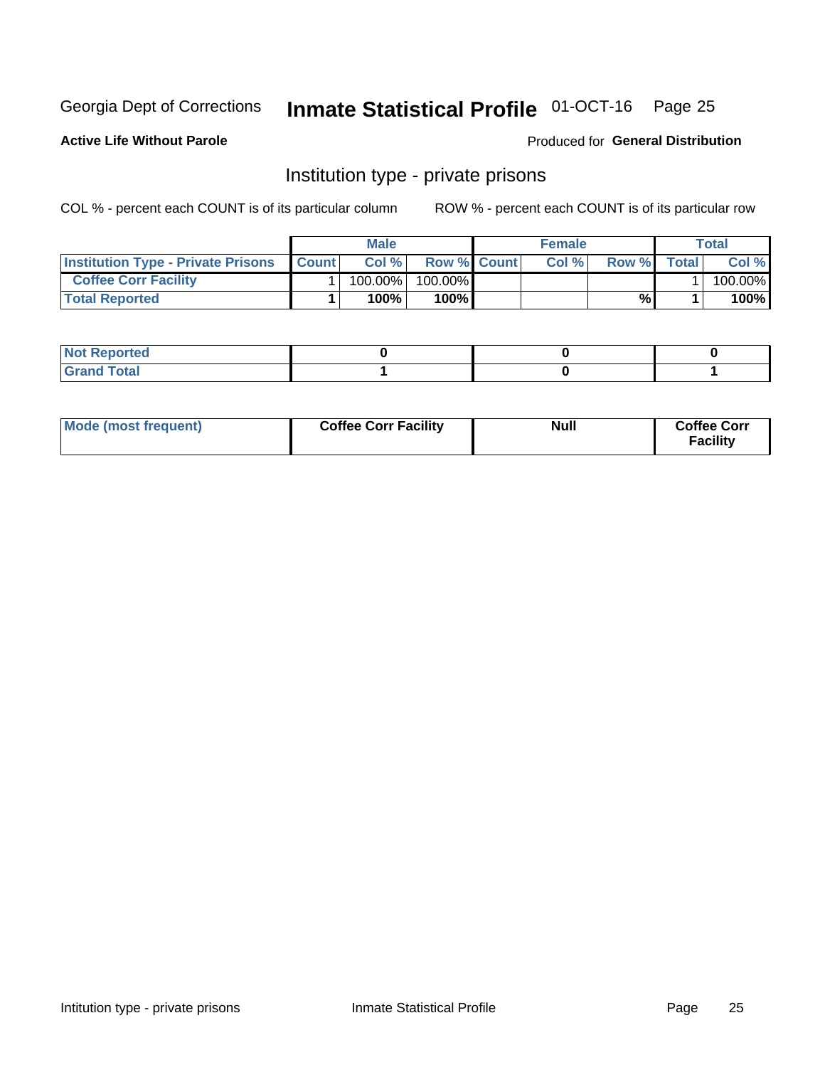Georgia Dept of Corrections **Inmate Statistical Profile** 01-OCT-16

**Active Life Without Parole**

Produced for **General Distribution**

## Institution type - private prisons

COL % - percent each COUNT is of its particular column

ROW % - percent each COUNT is of its particular row

| | Male | | | Female | | | Total | |
|---|---|---|---|---|---|---|---|---|
| **Institution Type - Private Prisons** | **Count** | **Col %** | **Row %** | **Count** | **Col %** | **Row %** | **Total** | **Col %** |
| **Coffee Corr Facility** | 1 | 100.00% | 100.00% | | | | 1 | 100.00% |
| **Total Reported** | **1** | **100%** | **100%** | | | **%** | **1** | **100%** |

| | Male | Female | Total |
|---|---|---|---|
| **Not Reported** | **0** | **0** | **0** |
| **Grand Total** | **1** | **0** | **1** |

| | Male | Female | Total |
|---|---|---|---|
| **Mode (most frequent)** | **Coffee Corr Facility** | **Null** | **Coffee Corr Facility** |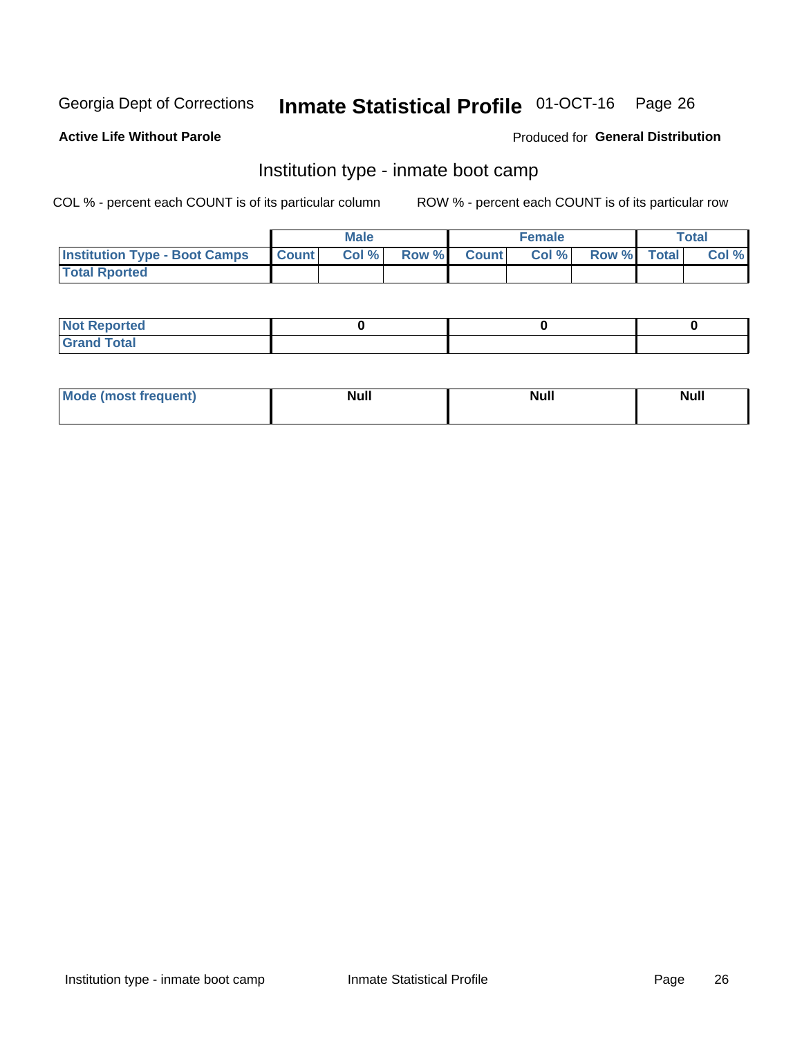Georgia Dept of Corrections **Inmate Statistical Profile** 01-OCT-16

**Active Life Without Parole** Produced for **General Distribution**

## Institution type - inmate boot camp

COL % - percent each COUNT is of its particular column ROW % - percent each COUNT is of its particular row

| | Male | | | Female | | | Total | |
|---|---|---|---|---|---|---|---|---|
| **Institution Type - Boot Camps** | **Count** | **Col %** | **Row %** | **Count** | **Col %** | **Row %** | **Total** | **Col %** |
| **Total Rported** | | | | | | | | |

| | Male | Female | Total |
|---|---|---|---|
| **Not Reported** | **0** | **0** | **0** |
| **Grand Total** | | | |

| | Male | Female | Total |
|---|---|---|---|
| **Mode (most frequent)** | **Null** | **Null** | **Null** |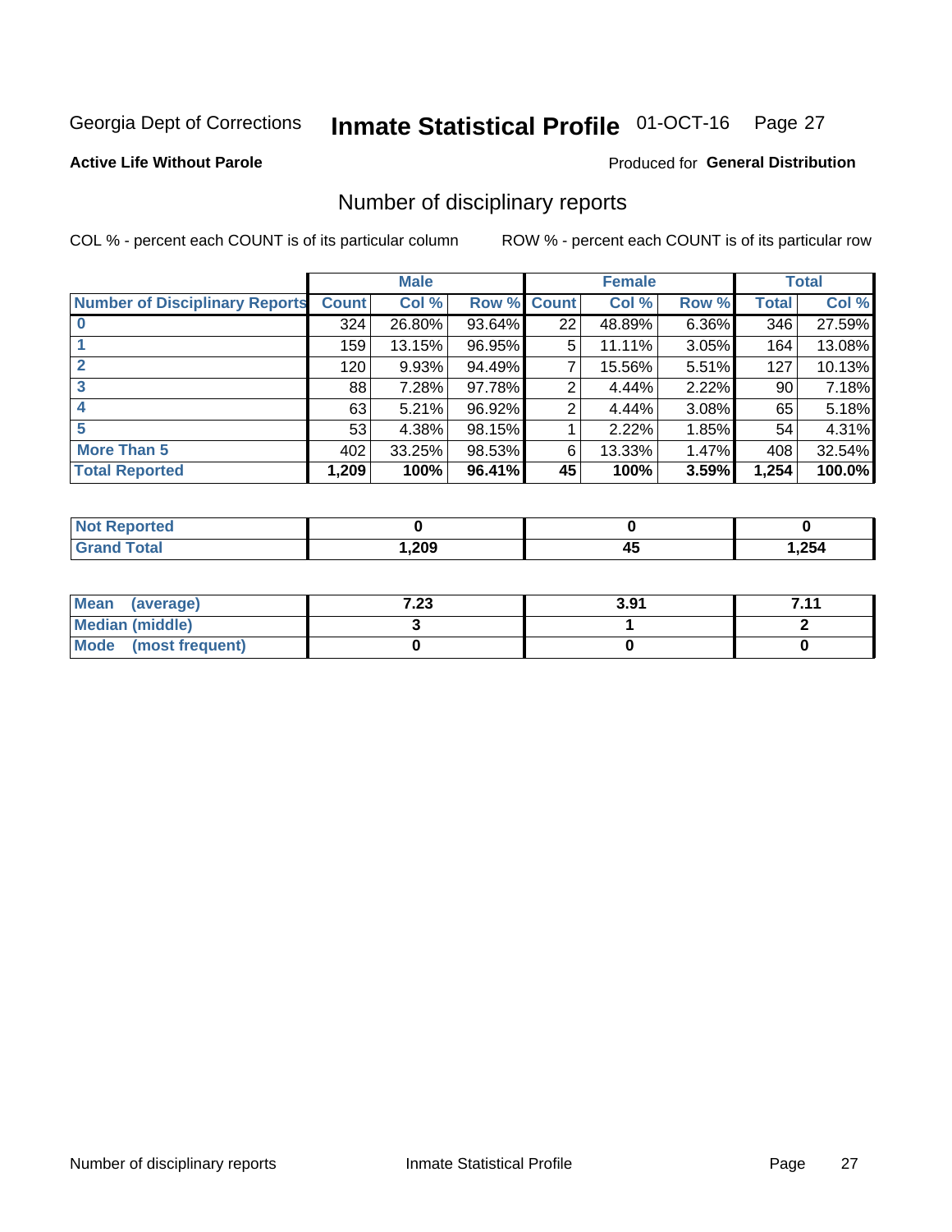Georgia Dept of Corrections **Inmate Statistical Profile** 01-OCT-16

**Active Life Without Parole**

Produced for **General Distribution**

## Number of disciplinary reports

COL % - percent each COUNT is of its particular column

ROW % - percent each COUNT is of its particular row

| | Male | | | Female | | | Total | |
|---|---|---|---|---|---|---|---|---|
| **Number of Disciplinary Reports** | **Count** | **Col %** | **Row %** | **Count** | **Col %** | **Row %** | **Total** | **Col %** |
| **0** | 324 | 26.80% | 93.64% | 22 | 48.89% | 6.36% | 346 | 27.59% |
| **1** | 159 | 13.15% | 96.95% | 5 | 11.11% | 3.05% | 164 | 13.08% |
| **2** | 120 | 9.93% | 94.49% | 7 | 15.56% | 5.51% | 127 | 10.13% |
| **3** | 88 | 7.28% | 97.78% | 2 | 4.44% | 2.22% | 90 | 7.18% |
| **4** | 63 | 5.21% | 96.92% | 2 | 4.44% | 3.08% | 65 | 5.18% |
| **5** | 53 | 4.38% | 98.15% | 1 | 2.22% | 1.85% | 54 | 4.31% |
| **More Than 5** | 402 | 33.25% | 98.53% | 6 | 13.33% | 1.47% | 408 | 32.54% |
| **Total Reported** | **1,209** | **100%** | **96.41%** | **45** | **100%** | **3.59%** | **1,254** | **100.0%** |

| | Male | Female | Total |
|---|---|---|---|
| **Not Reported** | **0** | **0** | **0** |
| **Grand Total** | **1,209** | **45** | **1,254** |

| | Male | Female | Total |
|---|---|---|---|
| **Mean (average)** | **7.23** | **3.91** | **7.11** |
| **Median (middle)** | **3** | **1** | **2** |
| **Mode (most frequent)** | **0** | **0** | **0** |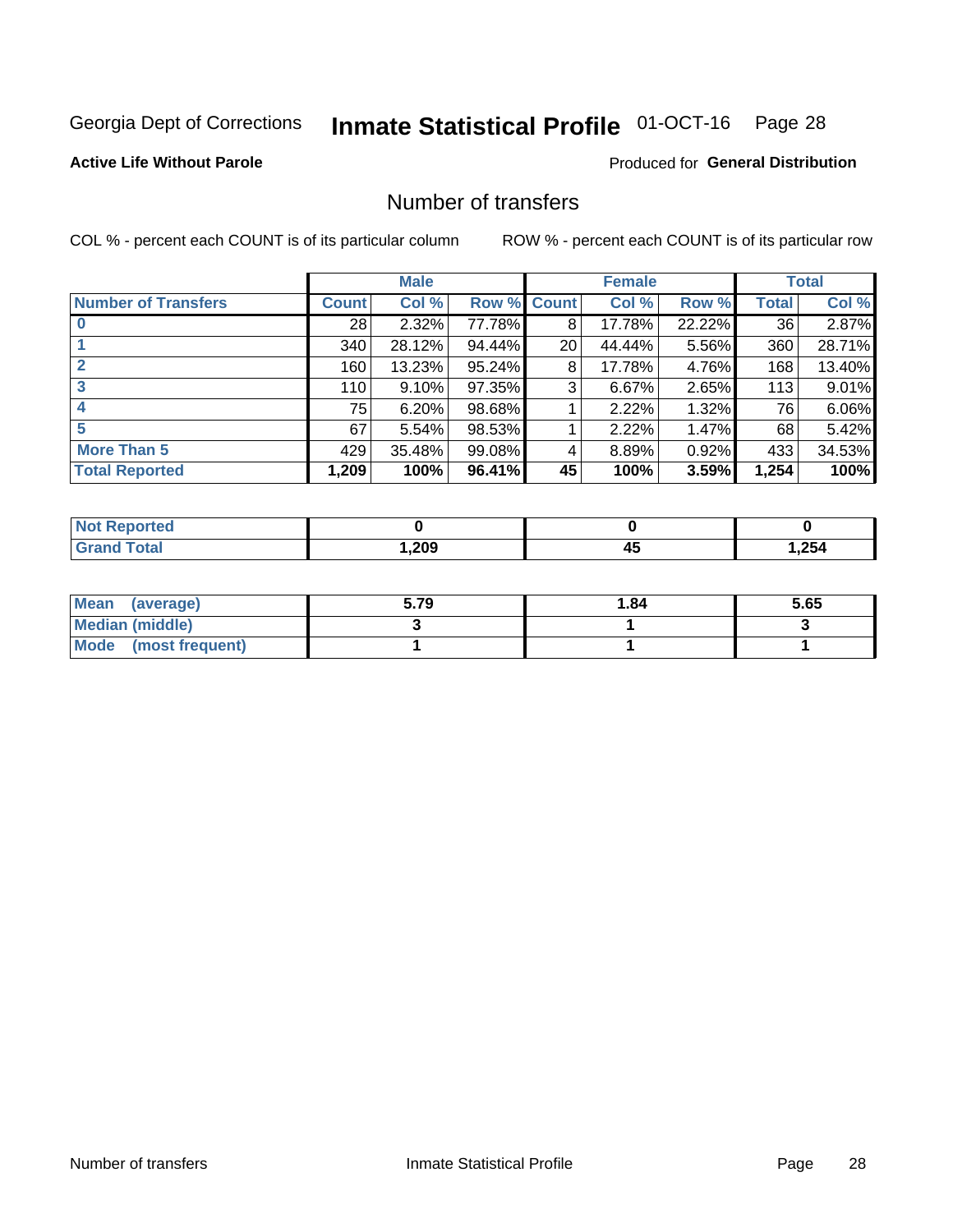Georgia Dept of Corrections **Inmate Statistical Profile** 01-OCT-16

**Active Life Without Parole**

Produced for **General Distribution**

## Number of transfers

COL % - percent each COUNT is of its particular column ROW % - percent each COUNT is of its particular row

| | Male | | | Female | | | Total | |
|---|---|---|---|---|---|---|---|---|
| **Number of Transfers** | **Count** | **Col %** | **Row %** | **Count** | **Col %** | **Row %** | **Total** | **Col %** |
| **0** | 28 | 2.32% | 77.78% | 8 | 17.78% | 22.22% | 36 | 2.87% |
| **1** | 340 | 28.12% | 94.44% | 20 | 44.44% | 5.56% | 360 | 28.71% |
| **2** | 160 | 13.23% | 95.24% | 8 | 17.78% | 4.76% | 168 | 13.40% |
| **3** | 110 | 9.10% | 97.35% | 3 | 6.67% | 2.65% | 113 | 9.01% |
| **4** | 75 | 6.20% | 98.68% | 1 | 2.22% | 1.32% | 76 | 6.06% |
| **5** | 67 | 5.54% | 98.53% | 1 | 2.22% | 1.47% | 68 | 5.42% |
| **More Than 5** | 429 | 35.48% | 99.08% | 4 | 8.89% | 0.92% | 433 | 34.53% |
| **Total Reported** | **1,209** | **100%** | **96.41%** | **45** | **100%** | **3.59%** | **1,254** | **100%** |

| | Male | Female | Total |
|---|---|---|---|
| **Not Reported** | **0** | **0** | **0** |
| **Grand Total** | **1,209** | **45** | **1,254** |

| | Male | Female | Total |
|---|---|---|---|
| **Mean (average)** | **5.79** | **1.84** | **5.65** |
| **Median (middle)** | **3** | **1** | **3** |
| **Mode (most frequent)** | **1** | **1** | **1** |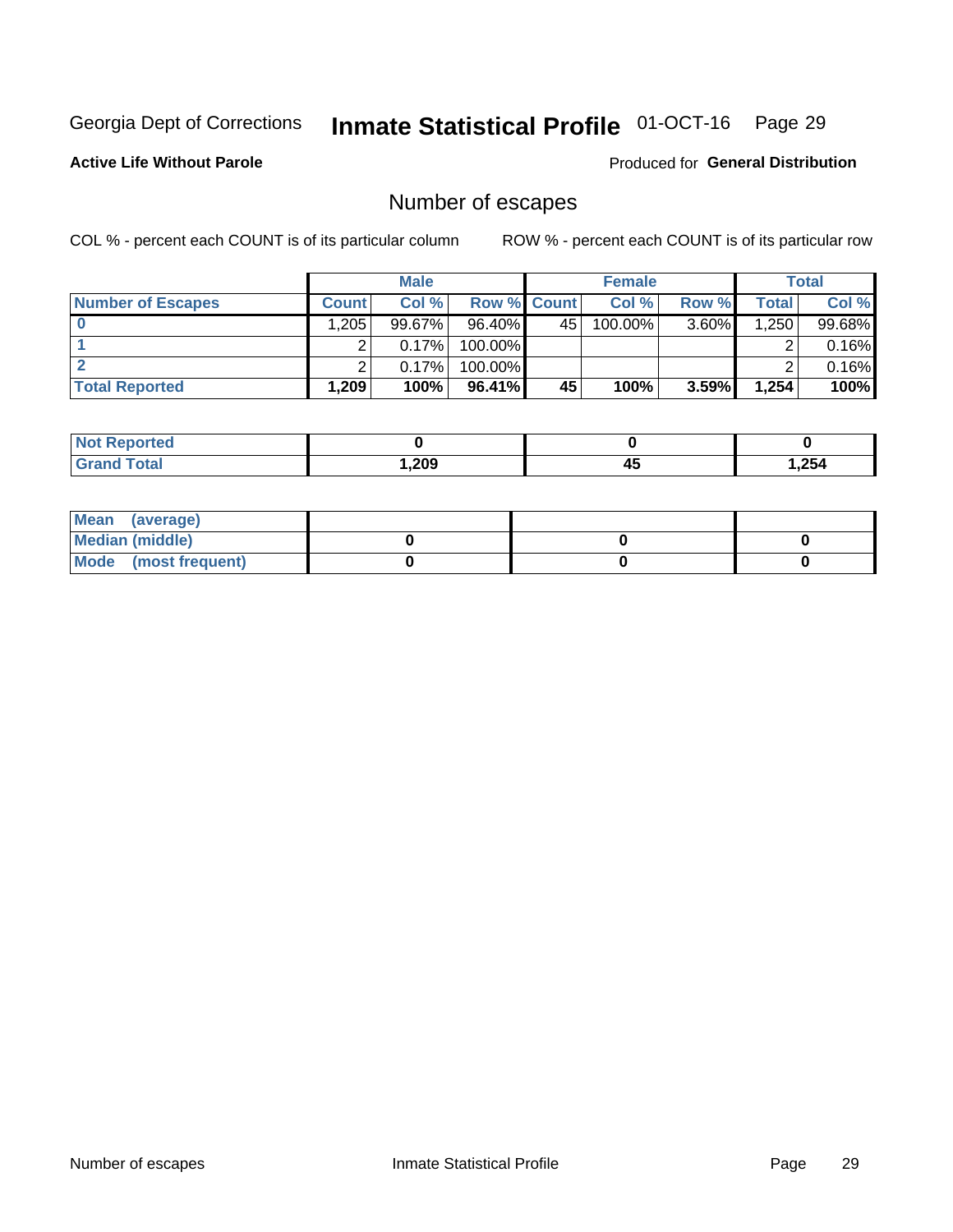Georgia Dept of Corrections **Inmate Statistical Profile** 01-OCT-16

**Active Life Without Parole**

Produced for **General Distribution**

## Number of escapes

COL % - percent each COUNT is of its particular column ROW % - percent each COUNT is of its particular row

| | Male | | | Female | | | Total | |
|---|---|---|---|---|---|---|---|---|
| Number of Escapes | Count | Col % | Row % | Count | Col % | Row % | Total | Col % |
| 0 | 1,205 | 99.67% | 96.40% | 45 | 100.00% | 3.60% | 1,250 | 99.68% |
| 1 | 2 | 0.17% | 100.00% | | | | 2 | 0.16% |
| 2 | 2 | 0.17% | 100.00% | | | | 2 | 0.16% |
| **Total Reported** | **1,209** | **100%** | **96.41%** | **45** | **100%** | **3.59%** | **1,254** | **100%** |

| | Male | Female | Total |
|---|---|---|---|
| Not Reported | 0 | 0 | 0 |
| Grand Total | 1,209 | 45 | 1,254 |

| | Male | Female | Total |
|---|---|---|---|
| Mean (average) | | | |
| Median (middle) | 0 | 0 | 0 |
| Mode (most frequent) | 0 | 0 | 0 |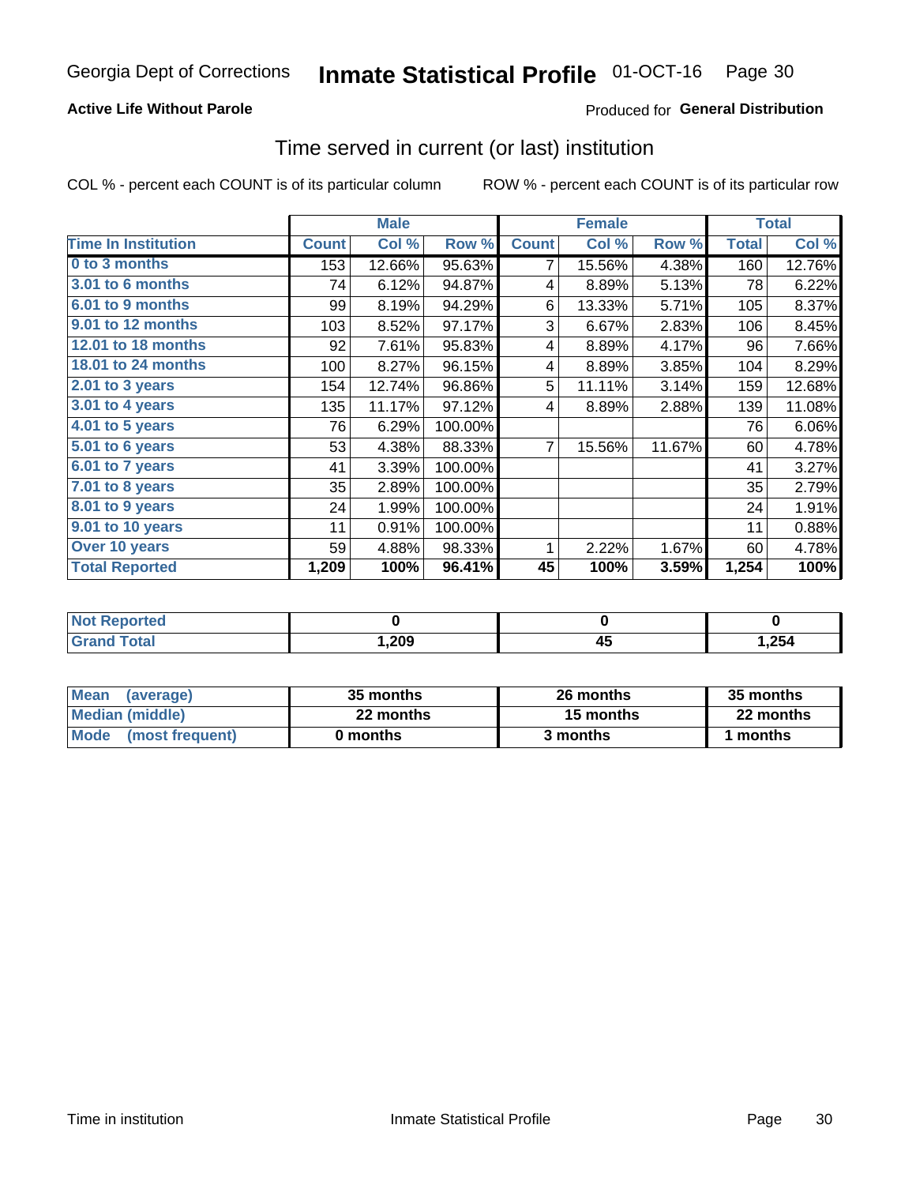Georgia Dept of Corrections **Inmate Statistical Profile** 01-OCT-16

**Active Life Without Parole**

Produced for **General Distribution**

## Time served in current (or last) institution

COL % - percent each COUNT is of its particular column

ROW % - percent each COUNT is of its particular row

| | Male | | | Female | | | Total | |
|---|---|---|---|---|---|---|---|---|
| **Time In Institution** | **Count** | **Col %** | **Row %** | **Count** | **Col %** | **Row %** | **Total** | **Col %** |
| **0 to 3 months** | 153 | 12.66% | 95.63% | 7 | 15.56% | 4.38% | 160 | 12.76% |
| **3.01 to 6 months** | 74 | 6.12% | 94.87% | 4 | 8.89% | 5.13% | 78 | 6.22% |
| **6.01 to 9 months** | 99 | 8.19% | 94.29% | 6 | 13.33% | 5.71% | 105 | 8.37% |
| **9.01 to 12 months** | 103 | 8.52% | 97.17% | 3 | 6.67% | 2.83% | 106 | 8.45% |
| **12.01 to 18 months** | 92 | 7.61% | 95.83% | 4 | 8.89% | 4.17% | 96 | 7.66% |
| **18.01 to 24 months** | 100 | 8.27% | 96.15% | 4 | 8.89% | 3.85% | 104 | 8.29% |
| **2.01 to 3 years** | 154 | 12.74% | 96.86% | 5 | 11.11% | 3.14% | 159 | 12.68% |
| **3.01 to 4 years** | 135 | 11.17% | 97.12% | 4 | 8.89% | 2.88% | 139 | 11.08% |
| **4.01 to 5 years** | 76 | 6.29% | 100.00% | | | | 76 | 6.06% |
| **5.01 to 6 years** | 53 | 4.38% | 88.33% | 7 | 15.56% | 11.67% | 60 | 4.78% |
| **6.01 to 7 years** | 41 | 3.39% | 100.00% | | | | 41 | 3.27% |
| **7.01 to 8 years** | 35 | 2.89% | 100.00% | | | | 35 | 2.79% |
| **8.01 to 9 years** | 24 | 1.99% | 100.00% | | | | 24 | 1.91% |
| **9.01 to 10 years** | 11 | 0.91% | 100.00% | | | | 11 | 0.88% |
| **Over 10 years** | 59 | 4.88% | 98.33% | 1 | 2.22% | 1.67% | 60 | 4.78% |
| **Total Reported** | **1,209** | **100%** | **96.41%** | **45** | **100%** | **3.59%** | **1,254** | **100%** |

| | Male | Female | Total |
|---|---|---|---|
| **Not Reported** | **0** | **0** | **0** |
| **Grand Total** | **1,209** | **45** | **1,254** |

| | Male | Female | Total |
|---|---|---|---|
| **Mean (average)** | **35 months** | **26 months** | **35 months** |
| **Median (middle)** | **22 months** | **15 months** | **22 months** |
| **Mode (most frequent)** | **0 months** | **3 months** | **1 months** |

Time in institution Inmate Statistical Profile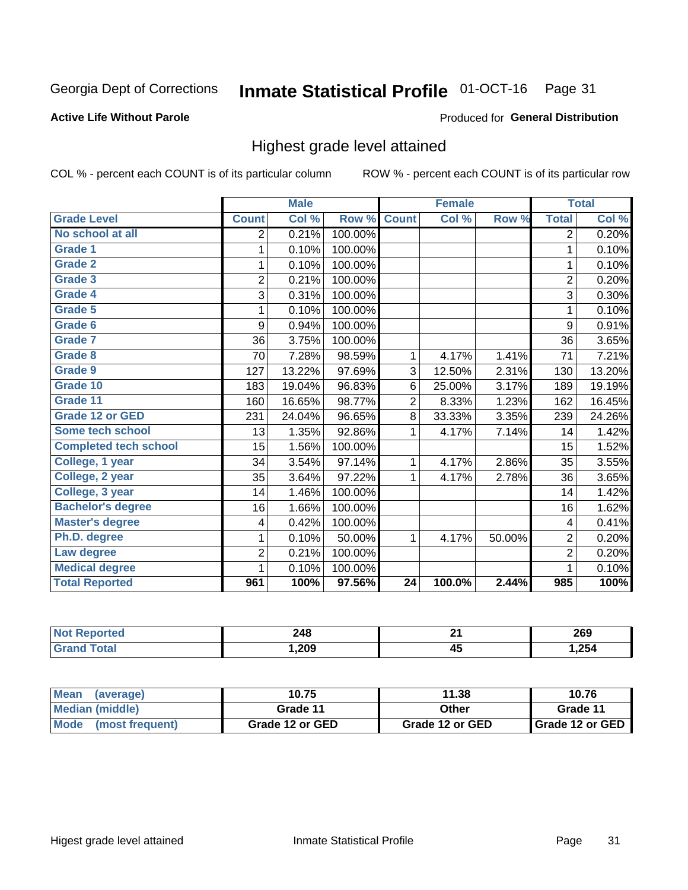Georgia Dept of Corrections **Inmate Statistical Profile** 01-OCT-16 Page 31

**Active Life Without Parole**

Produced for **General Distribution**

## Highest grade level attained

COL % - percent each COUNT is of its particular column ROW % - percent each COUNT is of its particular row

| | Male | | | Female | | | Total | |
|---|---|---|---|---|---|---|---|---|
| **Grade Level** | **Count** | **Col %** | **Row %** | **Count** | **Col %** | **Row %** | **Total** | **Col %** |
| No school at all | 2 | 0.21% | 100.00% | | | | 2 | 0.20% |
| Grade 1 | 1 | 0.10% | 100.00% | | | | 1 | 0.10% |
| Grade 2 | 1 | 0.10% | 100.00% | | | | 1 | 0.10% |
| Grade 3 | 2 | 0.21% | 100.00% | | | | 2 | 0.20% |
| Grade 4 | 3 | 0.31% | 100.00% | | | | 3 | 0.30% |
| Grade 5 | 1 | 0.10% | 100.00% | | | | 1 | 0.10% |
| Grade 6 | 9 | 0.94% | 100.00% | | | | 9 | 0.91% |
| Grade 7 | 36 | 3.75% | 100.00% | | | | 36 | 3.65% |
| Grade 8 | 70 | 7.28% | 98.59% | 1 | 4.17% | 1.41% | 71 | 7.21% |
| Grade 9 | 127 | 13.22% | 97.69% | 3 | 12.50% | 2.31% | 130 | 13.20% |
| Grade 10 | 183 | 19.04% | 96.83% | 6 | 25.00% | 3.17% | 189 | 19.19% |
| Grade 11 | 160 | 16.65% | 98.77% | 2 | 8.33% | 1.23% | 162 | 16.45% |
| Grade 12 or GED | 231 | 24.04% | 96.65% | 8 | 33.33% | 3.35% | 239 | 24.26% |
| Some tech school | 13 | 1.35% | 92.86% | 1 | 4.17% | 7.14% | 14 | 1.42% |
| Completed tech school | 15 | 1.56% | 100.00% | | | | 15 | 1.52% |
| College, 1 year | 34 | 3.54% | 97.14% | 1 | 4.17% | 2.86% | 35 | 3.55% |
| College, 2 year | 35 | 3.64% | 97.22% | 1 | 4.17% | 2.78% | 36 | 3.65% |
| College, 3 year | 14 | 1.46% | 100.00% | | | | 14 | 1.42% |
| Bachelor's degree | 16 | 1.66% | 100.00% | | | | 16 | 1.62% |
| Master's degree | 4 | 0.42% | 100.00% | | | | 4 | 0.41% |
| Ph.D. degree | 1 | 0.10% | 50.00% | 1 | 4.17% | 50.00% | 2 | 0.20% |
| Law degree | 2 | 0.21% | 100.00% | | | | 2 | 0.20% |
| Medical degree | 1 | 0.10% | 100.00% | | | | 1 | 0.10% |
| **Total Reported** | **961** | **100%** | **97.56%** | **24** | **100.0%** | **2.44%** | **985** | **100%** |

| | Male | Female | Total |
|---|---|---|---|
| Not Reported | 248 | 21 | 269 |
| Grand Total | 1,209 | 45 | 1,254 |

| | Male | Female | Total |
|---|---|---|---|
| Mean (average) | 10.75 | 11.38 | 10.76 |
| Median (middle) | Grade 11 | Other | Grade 11 |
| Mode (most frequent) | Grade 12 or GED | Grade 12 or GED | Grade 12 or GED |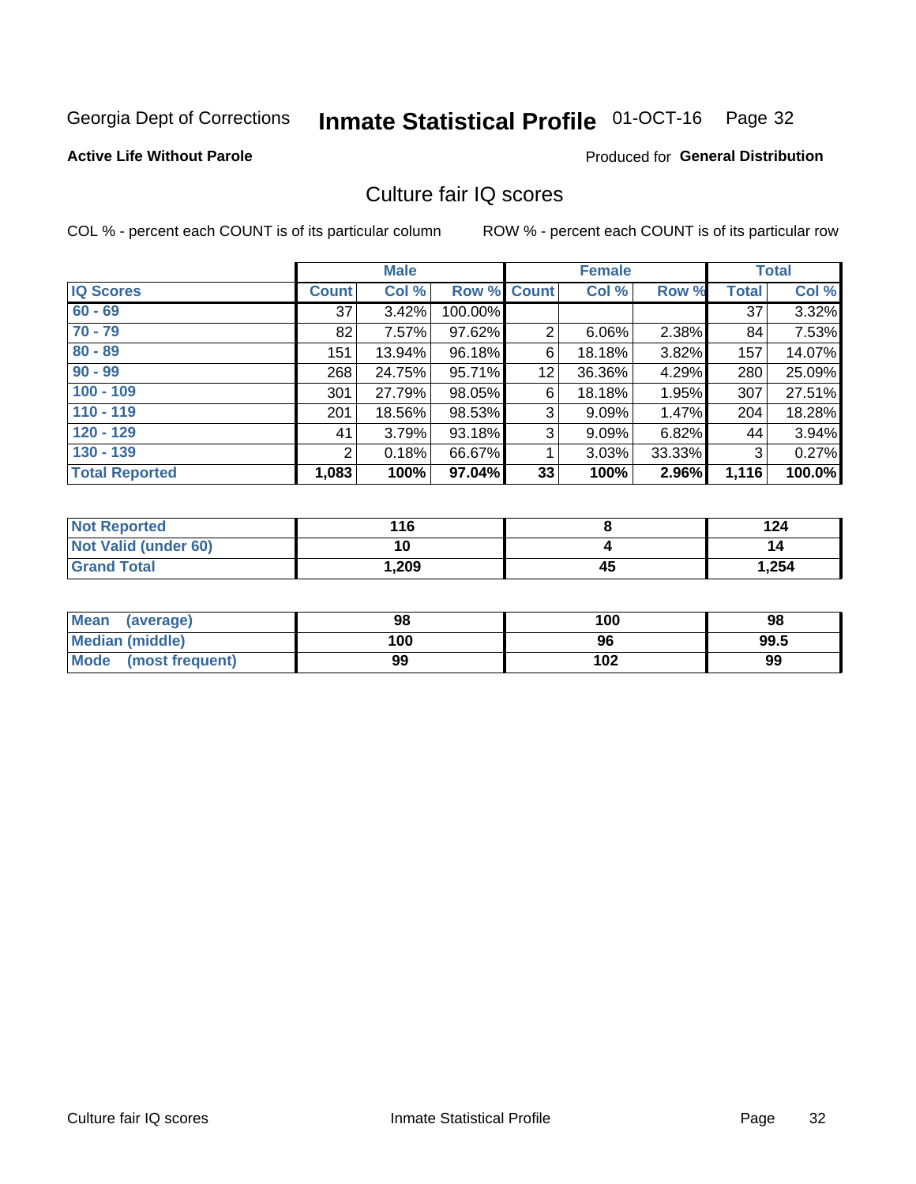Georgia Dept of Corrections **Inmate Statistical Profile** 01-OCT-16

**Active Life Without Parole**

Produced for **General Distribution**

## Culture fair IQ scores

COL % - percent each COUNT is of its particular column

ROW % - percent each COUNT is of its particular row

| | Male | | | Female | | | Total | |
|---|---|---|---|---|---|---|---|---|
| **IQ Scores** | **Count** | **Col %** | **Row %** | **Count** | **Col %** | **Row %** | **Total** | **Col %** |
| 60 - 69 | 37 | 3.42% | 100.00% | | | | 37 | 3.32% |
| 70 - 79 | 82 | 7.57% | 97.62% | 2 | 6.06% | 2.38% | 84 | 7.53% |
| 80 - 89 | 151 | 13.94% | 96.18% | 6 | 18.18% | 3.82% | 157 | 14.07% |
| 90 - 99 | 268 | 24.75% | 95.71% | 12 | 36.36% | 4.29% | 280 | 25.09% |
| 100 - 109 | 301 | 27.79% | 98.05% | 6 | 18.18% | 1.95% | 307 | 27.51% |
| 110 - 119 | 201 | 18.56% | 98.53% | 3 | 9.09% | 1.47% | 204 | 18.28% |
| 120 - 129 | 41 | 3.79% | 93.18% | 3 | 9.09% | 6.82% | 44 | 3.94% |
| 130 - 139 | 2 | 0.18% | 66.67% | 1 | 3.03% | 33.33% | 3 | 0.27% |
| **Total Reported** | **1,083** | **100%** | **97.04%** | **33** | **100%** | **2.96%** | **1,116** | **100.0%** |

| | Male | Female | Total |
|---|---|---|---|
| Not Reported | 116 | 8 | 124 |
| Not Valid (under 60) | 10 | 4 | 14 |
| Grand Total | 1,209 | 45 | 1,254 |

| | Male | Female | Total |
|---|---|---|---|
| Mean (average) | 98 | 100 | 98 |
| Median (middle) | 100 | 96 | 99.5 |
| Mode (most frequent) | 99 | 102 | 99 |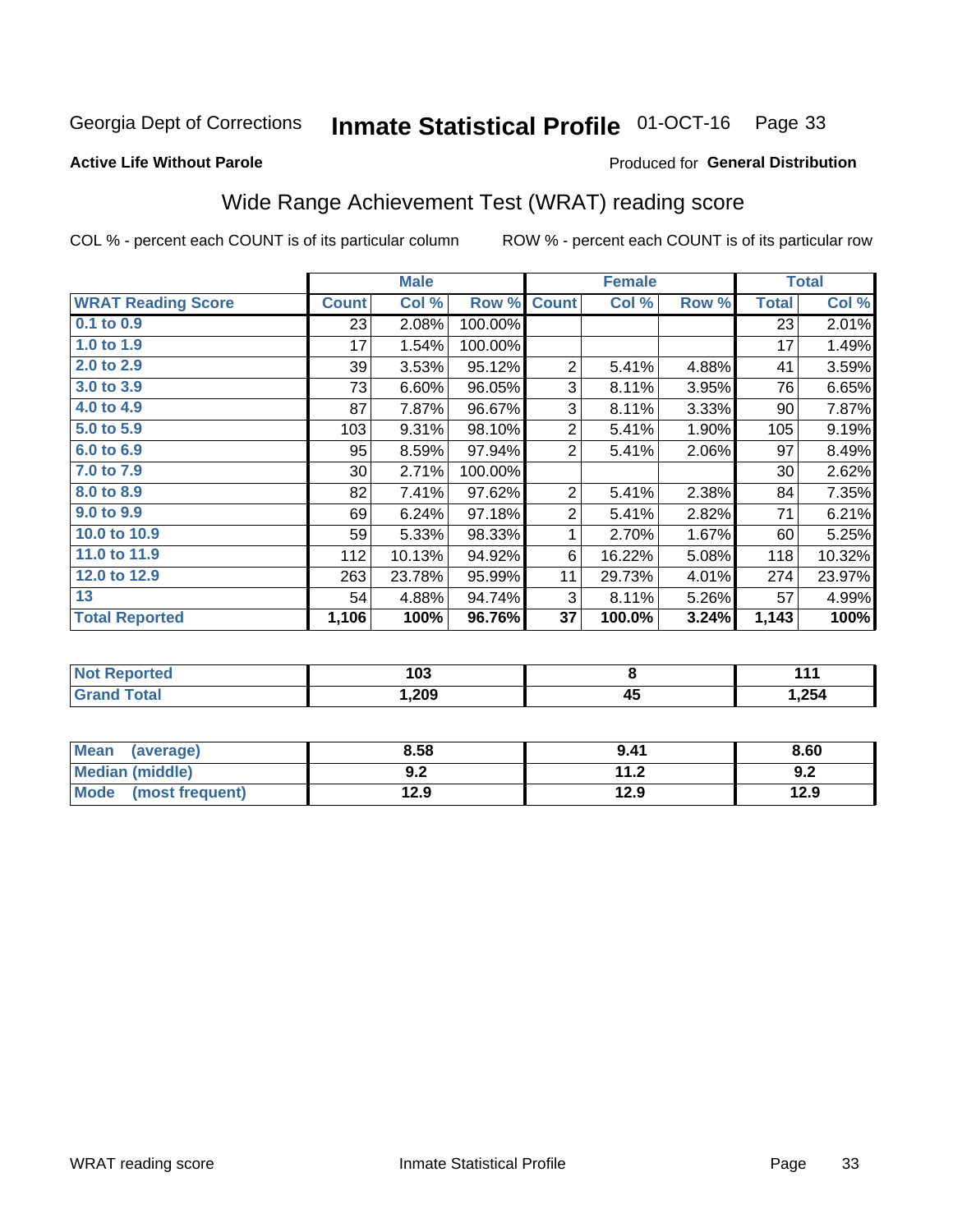Georgia Dept of Corrections **Inmate Statistical Profile** 01-OCT-16 Page 33

**Active Life Without Parole**

Produced for **General Distribution**

## Wide Range Achievement Test (WRAT) reading score

COL % - percent each COUNT is of its particular column ROW % - percent each COUNT is of its particular row

| | Male | | | Female | | | Total | |
|---|---|---|---|---|---|---|---|---|
| **WRAT Reading Score** | **Count** | **Col %** | **Row %** | **Count** | **Col %** | **Row %** | **Total** | **Col %** |
| 0.1 to 0.9 | 23 | 2.08% | 100.00% | | | | 23 | 2.01% |
| 1.0 to 1.9 | 17 | 1.54% | 100.00% | | | | 17 | 1.49% |
| 2.0 to 2.9 | 39 | 3.53% | 95.12% | 2 | 5.41% | 4.88% | 41 | 3.59% |
| 3.0 to 3.9 | 73 | 6.60% | 96.05% | 3 | 8.11% | 3.95% | 76 | 6.65% |
| 4.0 to 4.9 | 87 | 7.87% | 96.67% | 3 | 8.11% | 3.33% | 90 | 7.87% |
| 5.0 to 5.9 | 103 | 9.31% | 98.10% | 2 | 5.41% | 1.90% | 105 | 9.19% |
| 6.0 to 6.9 | 95 | 8.59% | 97.94% | 2 | 5.41% | 2.06% | 97 | 8.49% |
| 7.0 to 7.9 | 30 | 2.71% | 100.00% | | | | 30 | 2.62% |
| 8.0 to 8.9 | 82 | 7.41% | 97.62% | 2 | 5.41% | 2.38% | 84 | 7.35% |
| 9.0 to 9.9 | 69 | 6.24% | 97.18% | 2 | 5.41% | 2.82% | 71 | 6.21% |
| 10.0 to 10.9 | 59 | 5.33% | 98.33% | 1 | 2.70% | 1.67% | 60 | 5.25% |
| 11.0 to 11.9 | 112 | 10.13% | 94.92% | 6 | 16.22% | 5.08% | 118 | 10.32% |
| 12.0 to 12.9 | 263 | 23.78% | 95.99% | 11 | 29.73% | 4.01% | 274 | 23.97% |
| 13 | 54 | 4.88% | 94.74% | 3 | 8.11% | 5.26% | 57 | 4.99% |
| **Total Reported** | **1,106** | **100%** | **96.76%** | **37** | **100.0%** | **3.24%** | **1,143** | **100%** |

| | Male | Female | Total |
|---|---|---|---|
| Not Reported | 103 | 8 | 111 |
| Grand Total | 1,209 | 45 | 1,254 |

| | Male | Female | Total |
|---|---|---|---|
| Mean (average) | 8.58 | 9.41 | 8.60 |
| Median (middle) | 9.2 | 11.2 | 9.2 |
| Mode (most frequent) | 12.9 | 12.9 | 12.9 |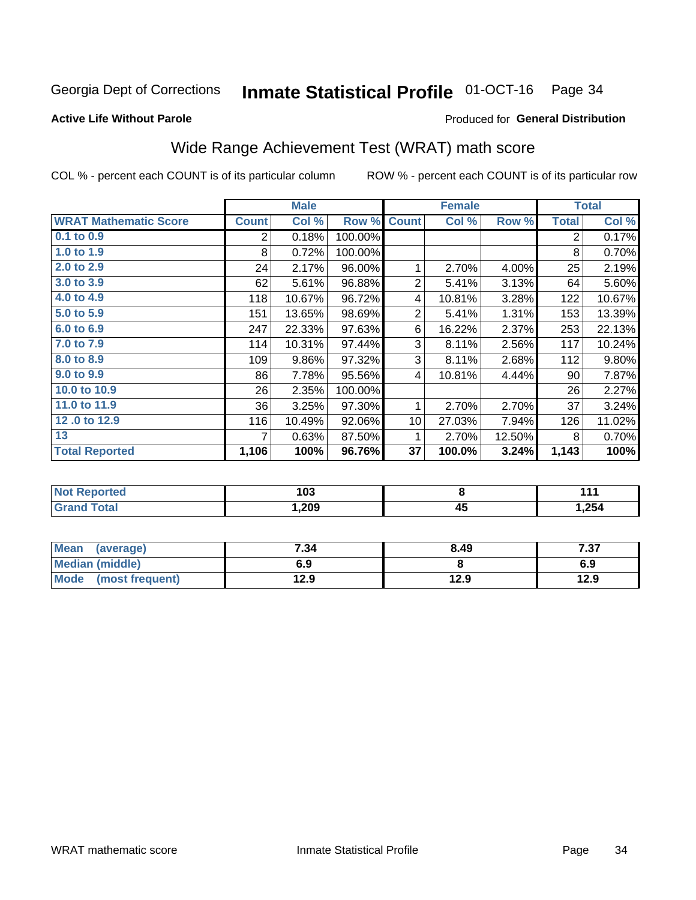Georgia Dept of Corrections **Inmate Statistical Profile** 01-OCT-16 Page 34

**Active Life Without Parole**

Produced for **General Distribution**

## Wide Range Achievement Test (WRAT) math score

COL % - percent each COUNT is of its particular column ROW % - percent each COUNT is of its particular row

| | Male | | | Female | | | Total | |
|---|---|---|---|---|---|---|---|---|
| **WRAT Mathematic Score** | **Count** | **Col %** | **Row %** | **Count** | **Col %** | **Row %** | **Total** | **Col %** |
| **0.1 to 0.9** | 2 | 0.18% | 100.00% | | | | 2 | 0.17% |
| **1.0 to 1.9** | 8 | 0.72% | 100.00% | | | | 8 | 0.70% |
| **2.0 to 2.9** | 24 | 2.17% | 96.00% | 1 | 2.70% | 4.00% | 25 | 2.19% |
| **3.0 to 3.9** | 62 | 5.61% | 96.88% | 2 | 5.41% | 3.13% | 64 | 5.60% |
| **4.0 to 4.9** | 118 | 10.67% | 96.72% | 4 | 10.81% | 3.28% | 122 | 10.67% |
| **5.0 to 5.9** | 151 | 13.65% | 98.69% | 2 | 5.41% | 1.31% | 153 | 13.39% |
| **6.0 to 6.9** | 247 | 22.33% | 97.63% | 6 | 16.22% | 2.37% | 253 | 22.13% |
| **7.0 to 7.9** | 114 | 10.31% | 97.44% | 3 | 8.11% | 2.56% | 117 | 10.24% |
| **8.0 to 8.9** | 109 | 9.86% | 97.32% | 3 | 8.11% | 2.68% | 112 | 9.80% |
| **9.0 to 9.9** | 86 | 7.78% | 95.56% | 4 | 10.81% | 4.44% | 90 | 7.87% |
| **10.0 to 10.9** | 26 | 2.35% | 100.00% | | | | 26 | 2.27% |
| **11.0 to 11.9** | 36 | 3.25% | 97.30% | 1 | 2.70% | 2.70% | 37 | 3.24% |
| **12 .0 to 12.9** | 116 | 10.49% | 92.06% | 10 | 27.03% | 7.94% | 126 | 11.02% |
| **13** | 7 | 0.63% | 87.50% | 1 | 2.70% | 12.50% | 8 | 0.70% |
| **Total Reported** | **1,106** | **100%** | **96.76%** | **37** | **100.0%** | **3.24%** | **1,143** | **100%** |

| | Male | Female | Total |
|---|---|---|---|
| **Not Reported** | **103** | **8** | **111** |
| **Grand Total** | **1,209** | **45** | **1,254** |

| | Male | Female | Total |
|---|---|---|---|
| **Mean (average)** | **7.34** | **8.49** | **7.37** |
| **Median (middle)** | **6.9** | **8** | **6.9** |
| **Mode (most frequent)** | **12.9** | **12.9** | **12.9** |

WRAT mathematic score Inmate Statistical Profile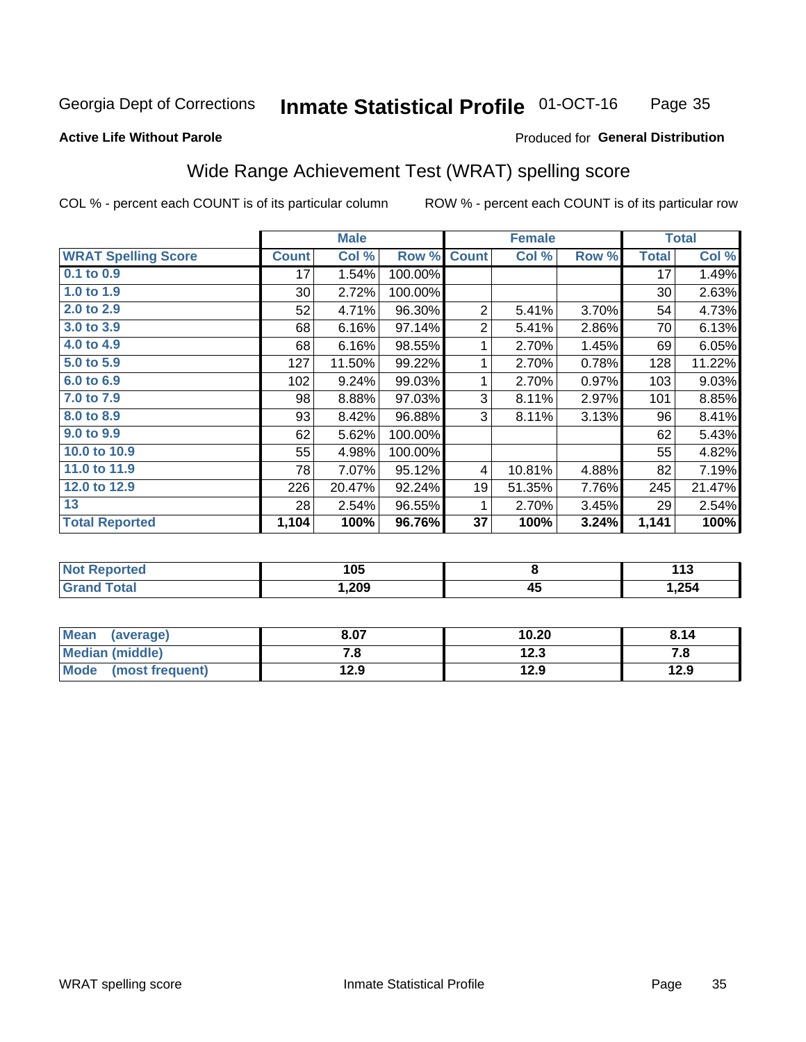Georgia Dept of Corrections **Inmate Statistical Profile** 01-OCT-16

**Active Life Without Parole**

Produced for **General Distribution**

## Wide Range Achievement Test (WRAT) spelling score

COL % - percent each COUNT is of its particular column

ROW % - percent each COUNT is of its particular row

| | Male | | | Female | | | Total | |
|---|---|---|---|---|---|---|---|---|
| **WRAT Spelling Score** | **Count** | **Col %** | **Row %** | **Count** | **Col %** | **Row %** | **Total** | **Col %** |
| **0.1 to 0.9** | 17 | 1.54% | 100.00% | | | | 17 | 1.49% |
| **1.0 to 1.9** | 30 | 2.72% | 100.00% | | | | 30 | 2.63% |
| **2.0 to 2.9** | 52 | 4.71% | 96.30% | 2 | 5.41% | 3.70% | 54 | 4.73% |
| **3.0 to 3.9** | 68 | 6.16% | 97.14% | 2 | 5.41% | 2.86% | 70 | 6.13% |
| **4.0 to 4.9** | 68 | 6.16% | 98.55% | 1 | 2.70% | 1.45% | 69 | 6.05% |
| **5.0 to 5.9** | 127 | 11.50% | 99.22% | 1 | 2.70% | 0.78% | 128 | 11.22% |
| **6.0 to 6.9** | 102 | 9.24% | 99.03% | 1 | 2.70% | 0.97% | 103 | 9.03% |
| **7.0 to 7.9** | 98 | 8.88% | 97.03% | 3 | 8.11% | 2.97% | 101 | 8.85% |
| **8.0 to 8.9** | 93 | 8.42% | 96.88% | 3 | 8.11% | 3.13% | 96 | 8.41% |
| **9.0 to 9.9** | 62 | 5.62% | 100.00% | | | | 62 | 5.43% |
| **10.0 to 10.9** | 55 | 4.98% | 100.00% | | | | 55 | 4.82% |
| **11.0 to 11.9** | 78 | 7.07% | 95.12% | 4 | 10.81% | 4.88% | 82 | 7.19% |
| **12.0 to 12.9** | 226 | 20.47% | 92.24% | 19 | 51.35% | 7.76% | 245 | 21.47% |
| **13** | 28 | 2.54% | 96.55% | 1 | 2.70% | 3.45% | 29 | 2.54% |
| **Total Reported** | **1,104** | **100%** | **96.76%** | **37** | **100%** | **3.24%** | **1,141** | **100%** |

| | Male | Female | Total |
|---|---|---|---|
| **Not Reported** | **105** | **8** | **113** |
| **Grand Total** | **1,209** | **45** | **1,254** |

| | Male | Female | Total |
|---|---|---|---|
| **Mean (average)** | **8.07** | **10.20** | **8.14** |
| **Median (middle)** | **7.8** | **12.3** | **7.8** |
| **Mode (most frequent)** | **12.9** | **12.9** | **12.9** |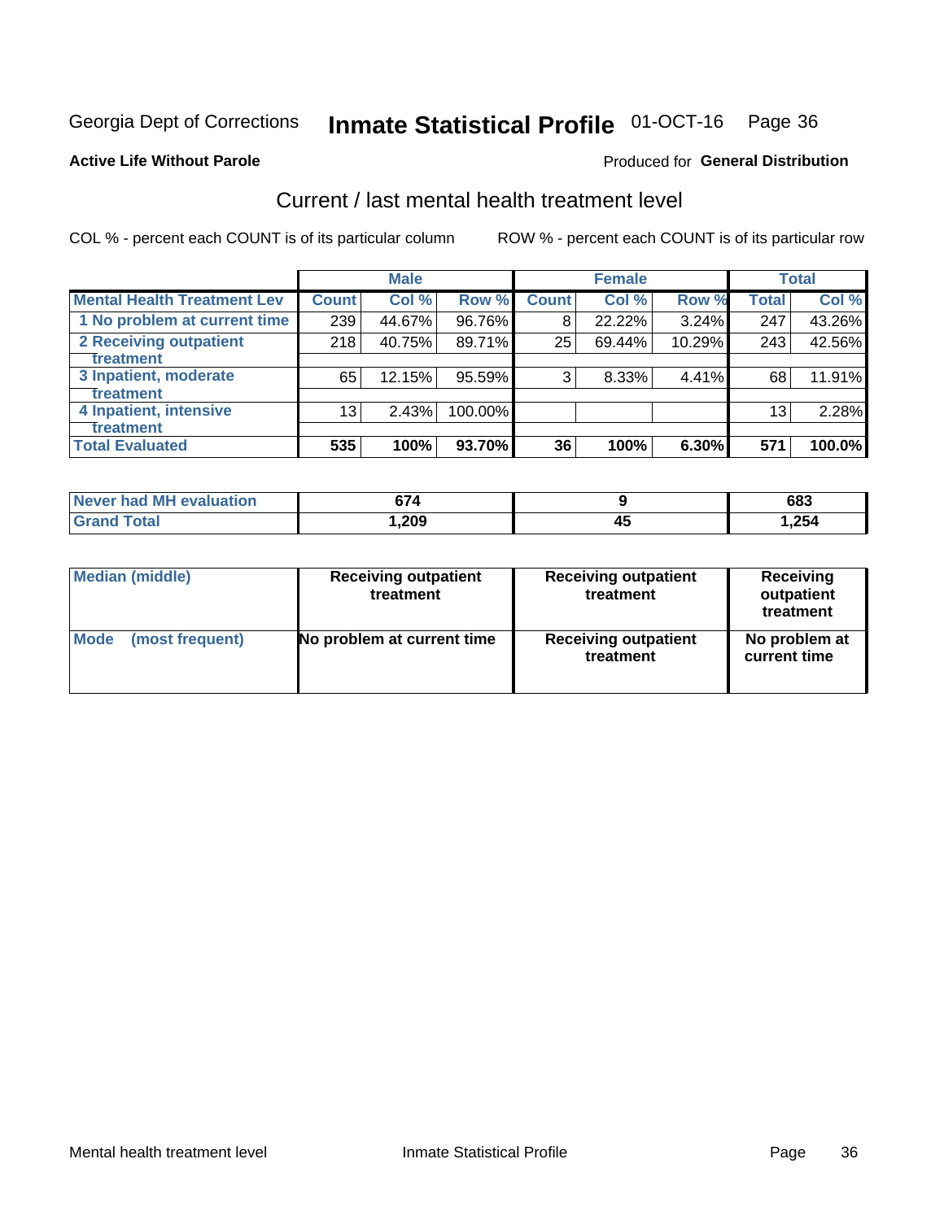Georgia Dept of Corrections **Inmate Statistical Profile** 01-OCT-16

**Active Life Without Parole**

Produced for **General Distribution**

## Current / last mental health treatment level

COL % - percent each COUNT is of its particular column

ROW % - percent each COUNT is of its particular row

| | Male | | | Female | | | Total | |
|---|---|---|---|---|---|---|---|---|
| **Mental Health Treatment Lev** | **Count** | **Col %** | **Row %** | **Count** | **Col %** | **Row %** | **Total** | **Col %** |
| 1 No problem at current time | 239 | 44.67% | 96.76% | 8 | 22.22% | 3.24% | 247 | 43.26% |
| 2 Receiving outpatient treatment | 218 | 40.75% | 89.71% | 25 | 69.44% | 10.29% | 243 | 42.56% |
| 3 Inpatient, moderate treatment | 65 | 12.15% | 95.59% | 3 | 8.33% | 4.41% | 68 | 11.91% |
| 4 Inpatient, intensive treatment | 13 | 2.43% | 100.00% | | | | 13 | 2.28% |
| **Total Evaluated** | **535** | **100%** | **93.70%** | **36** | **100%** | **6.30%** | **571** | **100.0%** |

| | Male | Female | Total |
|---|---|---|---|
| Never had MH evaluation | 674 | 9 | 683 |
| Grand Total | 1,209 | 45 | 1,254 |

| | Male | Female | Total |
|---|---|---|---|
| Median (middle) | Receiving outpatient treatment | Receiving outpatient treatment | Receiving outpatient treatment |
| Mode (most frequent) | No problem at current time | Receiving outpatient treatment | No problem at current time |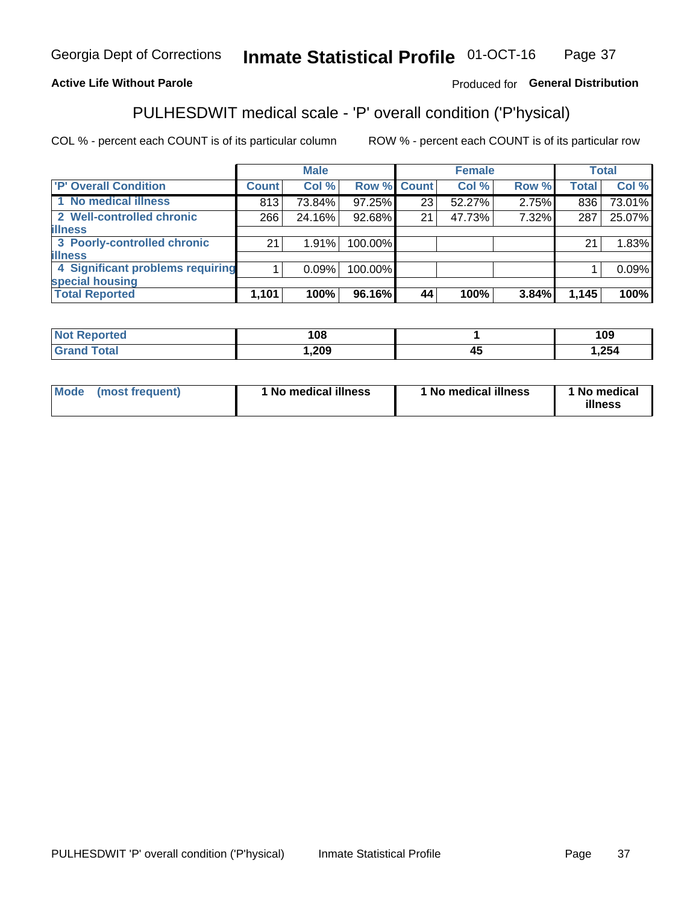Georgia Dept of Corrections **Inmate Statistical Profile** 01-OCT-16

**Active Life Without Parole**

Produced for **General Distribution**

## PULHESDWIT medical scale - 'P' overall condition ('P'hysical)

COL % - percent each COUNT is of its particular column

ROW % - percent each COUNT is of its particular row

| | Male | | | Female | | | Total | |
|---|---|---|---|---|---|---|---|---|
| **'P' Overall Condition** | **Count** | **Col %** | **Row %** | **Count** | **Col %** | **Row %** | **Total** | **Col %** |
| **1 No medical illness** | 813 | 73.84% | 97.25% | 23 | 52.27% | 2.75% | 836 | 73.01% |
| **2 Well-controlled chronic illness** | 266 | 24.16% | 92.68% | 21 | 47.73% | 7.32% | 287 | 25.07% |
| **3 Poorly-controlled chronic illness** | 21 | 1.91% | 100.00% | | | | 21 | 1.83% |
| **4 Significant problems requiring special housing** | 1 | 0.09% | 100.00% | | | | 1 | 0.09% |
| **Total Reported** | **1,101** | **100%** | **96.16%** | **44** | **100%** | **3.84%** | **1,145** | **100%** |

| | Male | Female | Total |
|---|---|---|---|
| **Not Reported** | **108** | **1** | **109** |
| **Grand Total** | **1,209** | **45** | **1,254** |

| | Male | Female | Total |
|---|---|---|---|
| **Mode (most frequent)** | **1 No medical illness** | **1 No medical illness** | **1 No medical illness** |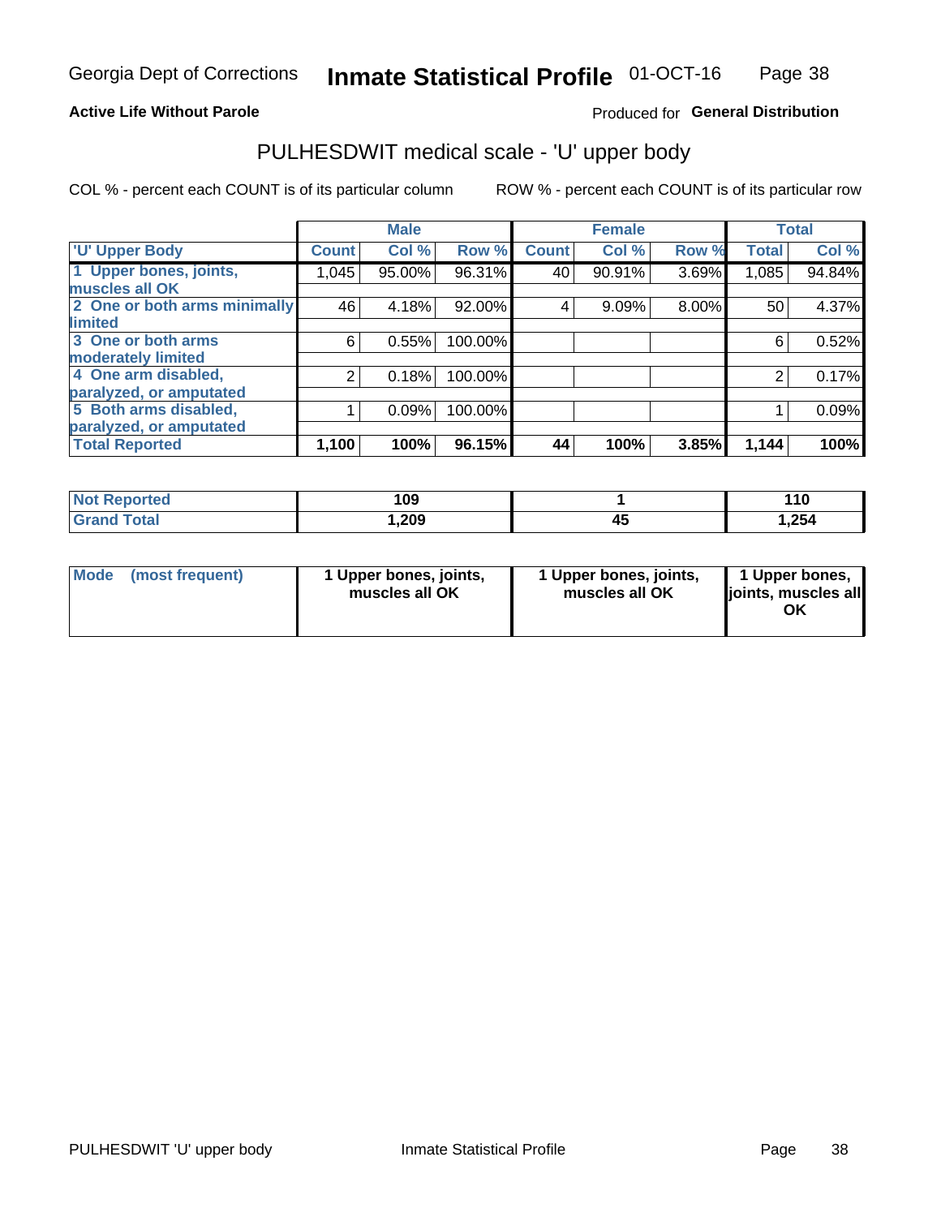**Active Life Without Parole**

Produced for **General Distribution**

## PULHESDWIT medical scale - 'U' upper body

COL % - percent each COUNT is of its particular column

ROW % - percent each COUNT is of its particular row

| | Male | | | Female | | | Total | |
|---|---|---|---|---|---|---|---|---|
| 'U' Upper Body | Count | Col % | Row % | Count | Col % | Row % | Total | Col % |
| 1 Upper bones, joints, muscles all OK | 1,045 | 95.00% | 96.31% | 40 | 90.91% | 3.69% | 1,085 | 94.84% |
| 2 One or both arms minimally limited | 46 | 4.18% | 92.00% | 4 | 9.09% | 8.00% | 50 | 4.37% |
| 3 One or both arms moderately limited | 6 | 0.55% | 100.00% | | | | 6 | 0.52% |
| 4 One arm disabled, paralyzed, or amputated | 2 | 0.18% | 100.00% | | | | 2 | 0.17% |
| 5 Both arms disabled, paralyzed, or amputated | 1 | 0.09% | 100.00% | | | | 1 | 0.09% |
| **Total Reported** | **1,100** | **100%** | **96.15%** | **44** | **100%** | **3.85%** | **1,144** | **100%** |

| | Male | Female | Total |
|---|---|---|---|
| Not Reported | 109 | 1 | 110 |
| Grand Total | 1,209 | 45 | 1,254 |

| | Male | Female | Total |
|---|---|---|---|
| Mode (most frequent) | 1 Upper bones, joints, muscles all OK | 1 Upper bones, joints, muscles all OK | 1 Upper bones, joints, muscles all OK |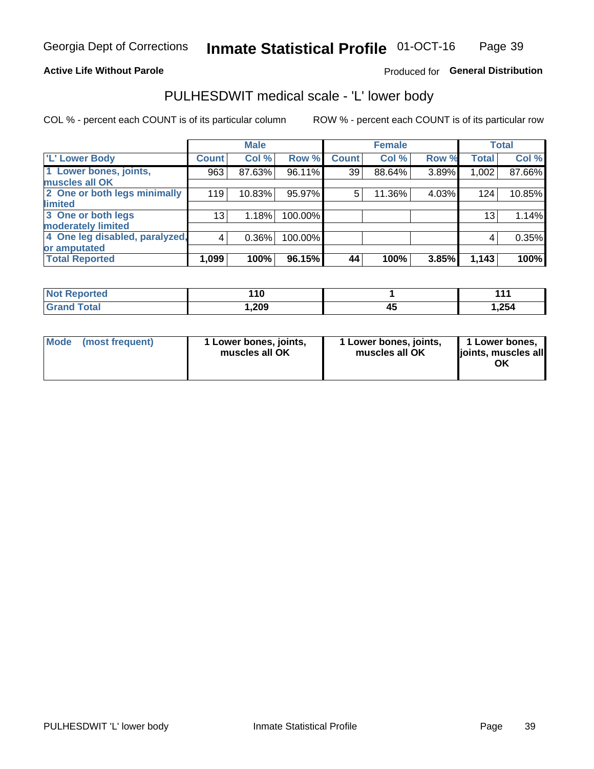Georgia Dept of Corrections **Inmate Statistical Profile** 01-OCT-16

**Active Life Without Parole**

Produced for **General Distribution**

## PULHESDWIT medical scale - 'L' lower body

COL % - percent each COUNT is of its particular column ROW % - percent each COUNT is of its particular row

| | Male | | | Female | | | Total | |
|---|---|---|---|---|---|---|---|---|
| 'L' Lower Body | Count | Col % | Row % | Count | Col % | Row % | Total | Col % |
| 1 Lower bones, joints, muscles all OK | 963 | 87.63% | 96.11% | 39 | 88.64% | 3.89% | 1,002 | 87.66% |
| 2 One or both legs minimally limited | 119 | 10.83% | 95.97% | 5 | 11.36% | 4.03% | 124 | 10.85% |
| 3 One or both legs moderately limited | 13 | 1.18% | 100.00% | | | | 13 | 1.14% |
| 4 One leg disabled, paralyzed, or amputated | 4 | 0.36% | 100.00% | | | | 4 | 0.35% |
| **Total Reported** | **1,099** | **100%** | **96.15%** | **44** | **100%** | **3.85%** | **1,143** | **100%** |

| | Male | Female | Total |
|---|---|---|---|
| Not Reported | 110 | 1 | 111 |
| Grand Total | 1,209 | 45 | 1,254 |

| | Male | Female | Total |
|---|---|---|---|
| Mode (most frequent) | 1 Lower bones, joints, muscles all OK | 1 Lower bones, joints, muscles all OK | 1 Lower bones, joints, muscles all OK |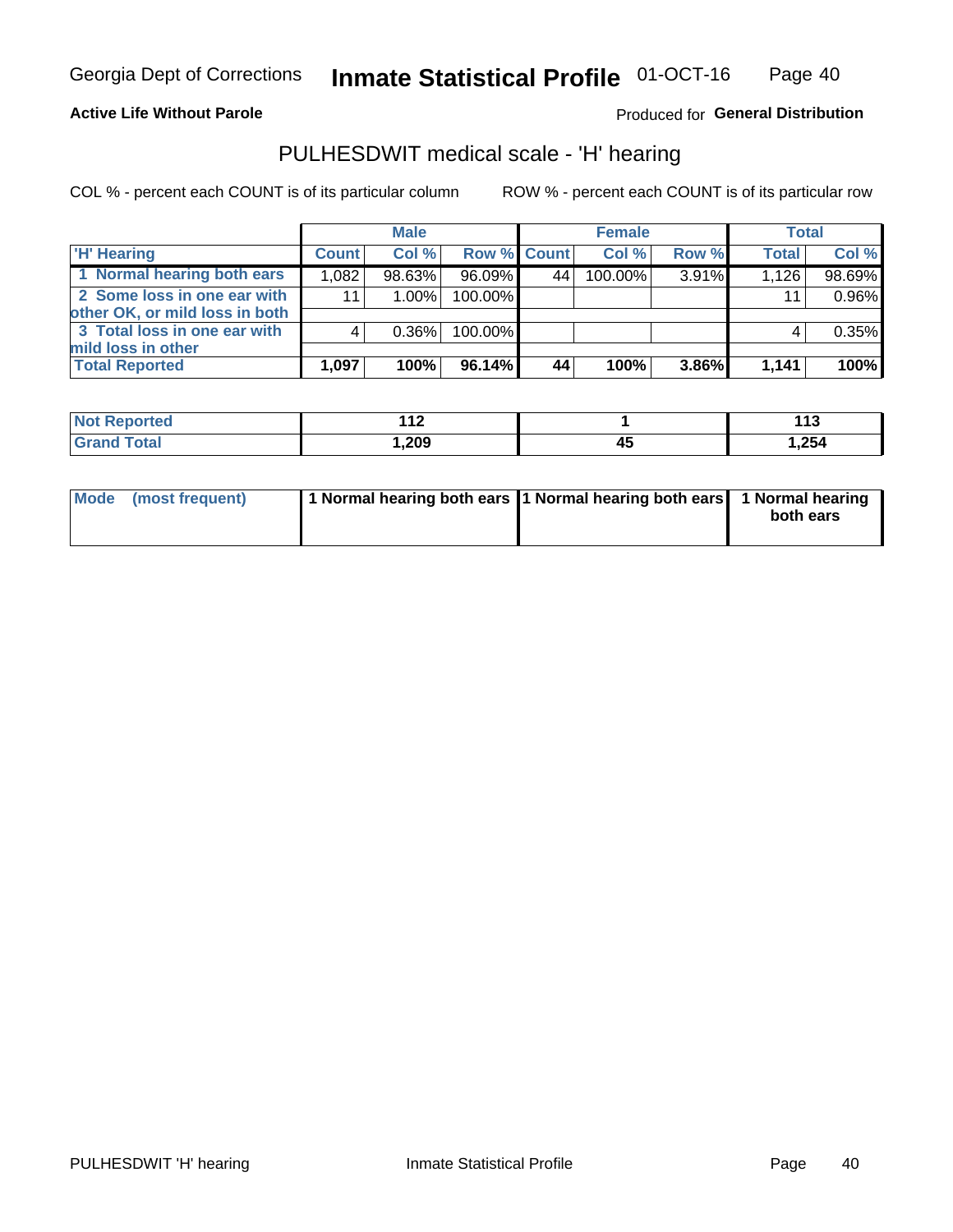**Active Life Without Parole**

Produced for **General Distribution**

## PULHESDWIT medical scale - 'H' hearing

COL % - percent each COUNT is of its particular column

ROW % - percent each COUNT is of its particular row

| | Male | | | Female | | | Total | |
|---|---|---|---|---|---|---|---|---|
| 'H' Hearing | Count | Col % | Row % | Count | Col % | Row % | Total | Col % |
| 1 Normal hearing both ears | 1,082 | 98.63% | 96.09% | 44 | 100.00% | 3.91% | 1,126 | 98.69% |
| 2 Some loss in one ear with other OK, or mild loss in both | 11 | 1.00% | 100.00% | | | | 11 | 0.96% |
| 3 Total loss in one ear with mild loss in other | 4 | 0.36% | 100.00% | | | | 4 | 0.35% |
| **Total Reported** | **1,097** | **100%** | **96.14%** | **44** | **100%** | **3.86%** | **1,141** | **100%** |

| | Male | Female | Total |
|---|---|---|---|
| Not Reported | 112 | 1 | 113 |
| Grand Total | 1,209 | 45 | 1,254 |

| | Male | Female | Total |
|---|---|---|---|
| Mode (most frequent) | 1 Normal hearing both ears | 1 Normal hearing both ears | 1 Normal hearing both ears |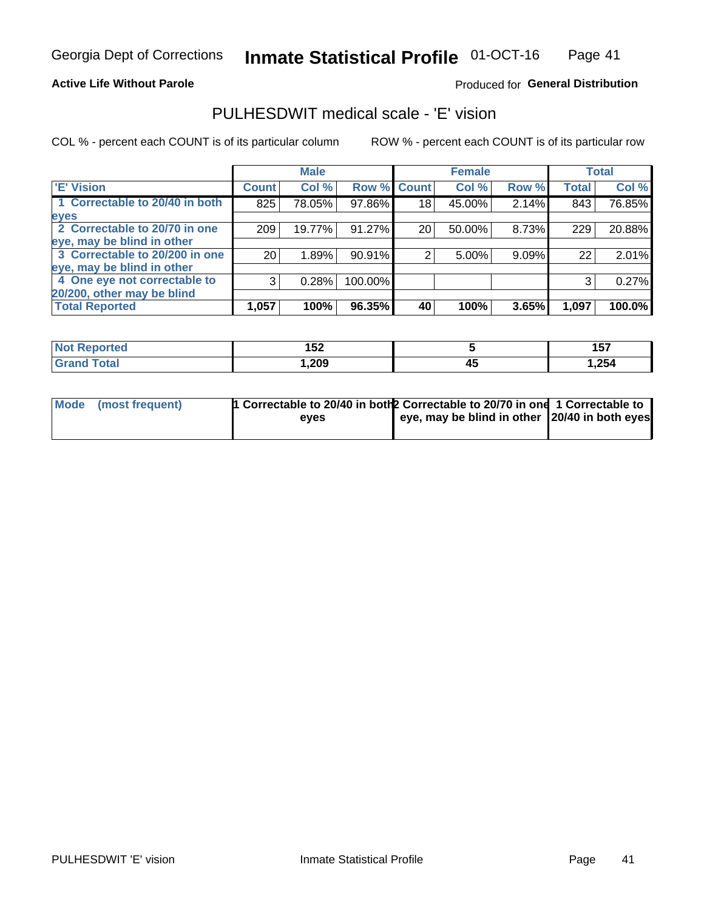Georgia Dept of Corrections **Inmate Statistical Profile** 01-OCT-16

**Active Life Without Parole**

Produced for **General Distribution**

## PULHESDWIT medical scale - 'E' vision

COL % - percent each COUNT is of its particular column

ROW % - percent each COUNT is of its particular row

| | Male | | | Female | | | Total | |
|---|---|---|---|---|---|---|---|---|
| **'E' Vision** | **Count** | **Col %** | **Row %** | **Count** | **Col %** | **Row %** | **Total** | **Col %** |
| **1 Correctable to 20/40 in both eyes** | 825 | 78.05% | 97.86% | 18 | 45.00% | 2.14% | 843 | 76.85% |
| **2 Correctable to 20/70 in one eye, may be blind in other** | 209 | 19.77% | 91.27% | 20 | 50.00% | 8.73% | 229 | 20.88% |
| **3 Correctable to 20/200 in one eye, may be blind in other** | 20 | 1.89% | 90.91% | 2 | 5.00% | 9.09% | 22 | 2.01% |
| **4 One eye not correctable to 20/200, other may be blind** | 3 | 0.28% | 100.00% | | | | 3 | 0.27% |
| **Total Reported** | **1,057** | **100%** | **96.35%** | **40** | **100%** | **3.65%** | **1,097** | **100.0%** |

| | Male | Female | Total |
|---|---|---|---|
| **Not Reported** | **152** | **5** | **157** |
| **Grand Total** | **1,209** | **45** | **1,254** |

| | Male | Female | Total |
|---|---|---|---|
| **Mode (most frequent)** | **1 Correctable to 20/40 in both eyes** | **2 Correctable to 20/70 in one eye, may be blind in other** | **1 Correctable to 20/40 in both eyes** |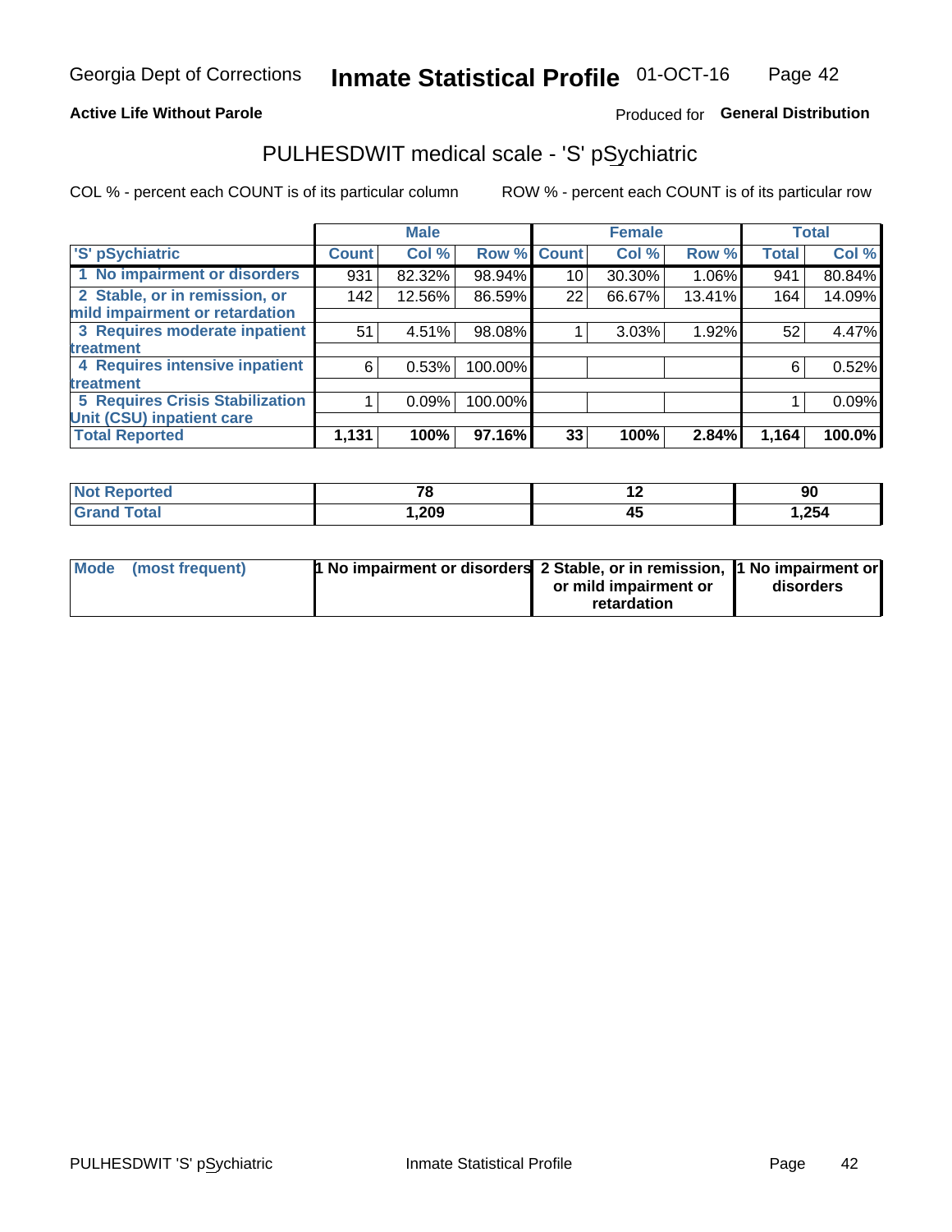Georgia Dept of Corrections **Inmate Statistical Profile** 01-OCT-16

**Active Life Without Parole**

Produced for **General Distribution**

## PULHESDWIT medical scale - 'S' pSychiatric

COL % - percent each COUNT is of its particular column

ROW % - percent each COUNT is of its particular row

| | Male | | | Female | | | Total | |
|---|---|---|---|---|---|---|---|---|
| 'S' pSychiatric | Count | Col % | Row % | Count | Col % | Row % | Total | Col % |
| 1 No impairment or disorders | 931 | 82.32% | 98.94% | 10 | 30.30% | 1.06% | 941 | 80.84% |
| 2 Stable, or in remission, or mild impairment or retardation | 142 | 12.56% | 86.59% | 22 | 66.67% | 13.41% | 164 | 14.09% |
| 3 Requires moderate inpatient treatment | 51 | 4.51% | 98.08% | 1 | 3.03% | 1.92% | 52 | 4.47% |
| 4 Requires intensive inpatient treatment | 6 | 0.53% | 100.00% | | | | 6 | 0.52% |
| 5 Requires Crisis Stabilization Unit (CSU) inpatient care | 1 | 0.09% | 100.00% | | | | 1 | 0.09% |
| **Total Reported** | **1,131** | **100%** | **97.16%** | **33** | **100%** | **2.84%** | **1,164** | **100.0%** |

| | Male | Female | Total |
|---|---|---|---|
| Not Reported | 78 | 12 | 90 |
| Grand Total | 1,209 | 45 | 1,254 |

| | Male | Female | Total |
|---|---|---|---|
| Mode (most frequent) | 1 No impairment or disorders | 2 Stable, or in remission, or mild impairment or retardation | 1 No impairment or disorders |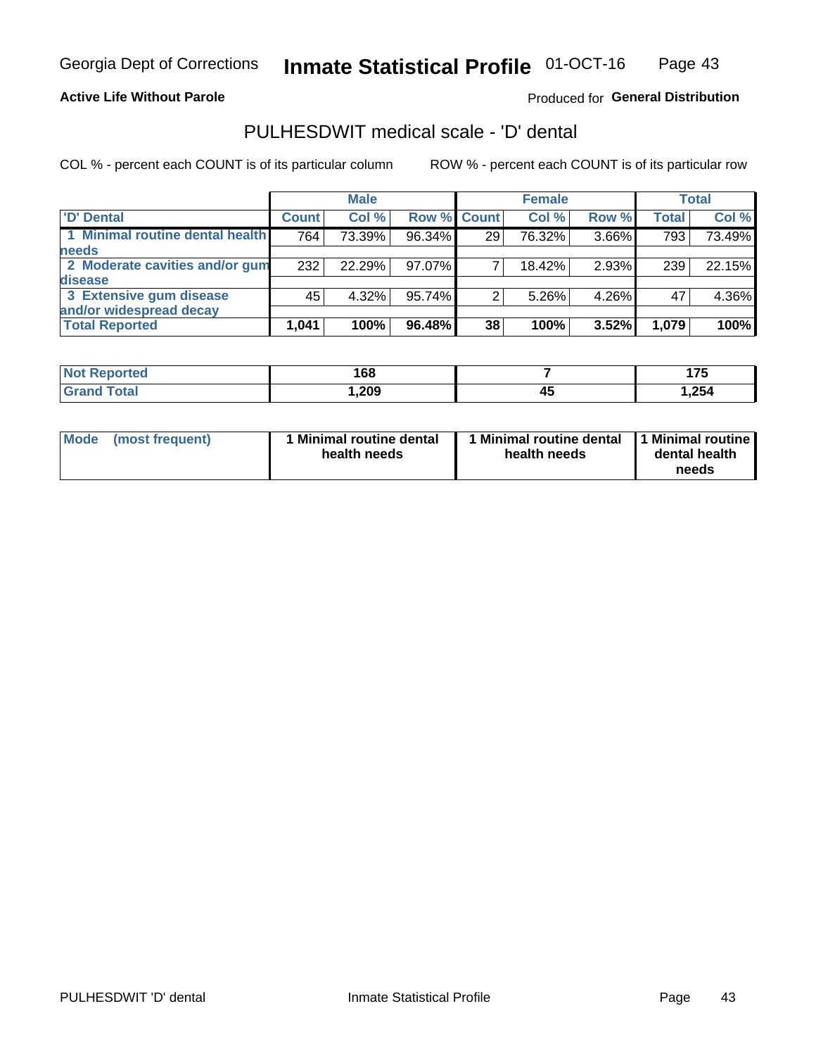**Active Life Without Parole**

Produced for **General Distribution**

## PULHESDWIT medical scale - 'D' dental

COL % - percent each COUNT is of its particular column

ROW % - percent each COUNT is of its particular row

| | Male | | | Female | | | Total | |
|---|---|---|---|---|---|---|---|---|
| 'D' Dental | Count | Col % | Row % | Count | Col % | Row % | Total | Col % |
| 1 Minimal routine dental health needs | 764 | 73.39% | 96.34% | 29 | 76.32% | 3.66% | 793 | 73.49% |
| 2 Moderate cavities and/or gum disease | 232 | 22.29% | 97.07% | 7 | 18.42% | 2.93% | 239 | 22.15% |
| 3 Extensive gum disease and/or widespread decay | 45 | 4.32% | 95.74% | 2 | 5.26% | 4.26% | 47 | 4.36% |
| **Total Reported** | **1,041** | **100%** | **96.48%** | **38** | **100%** | **3.52%** | **1,079** | **100%** |

| | Male | Female | Total |
|---|---|---|---|
| Not Reported | 168 | 7 | 175 |
| Grand Total | 1,209 | 45 | 1,254 |

| Mode (most frequent) | Male | Female | Total |
|---|---|---|---|
| | 1 Minimal routine dental health needs | 1 Minimal routine dental health needs | 1 Minimal routine dental health needs |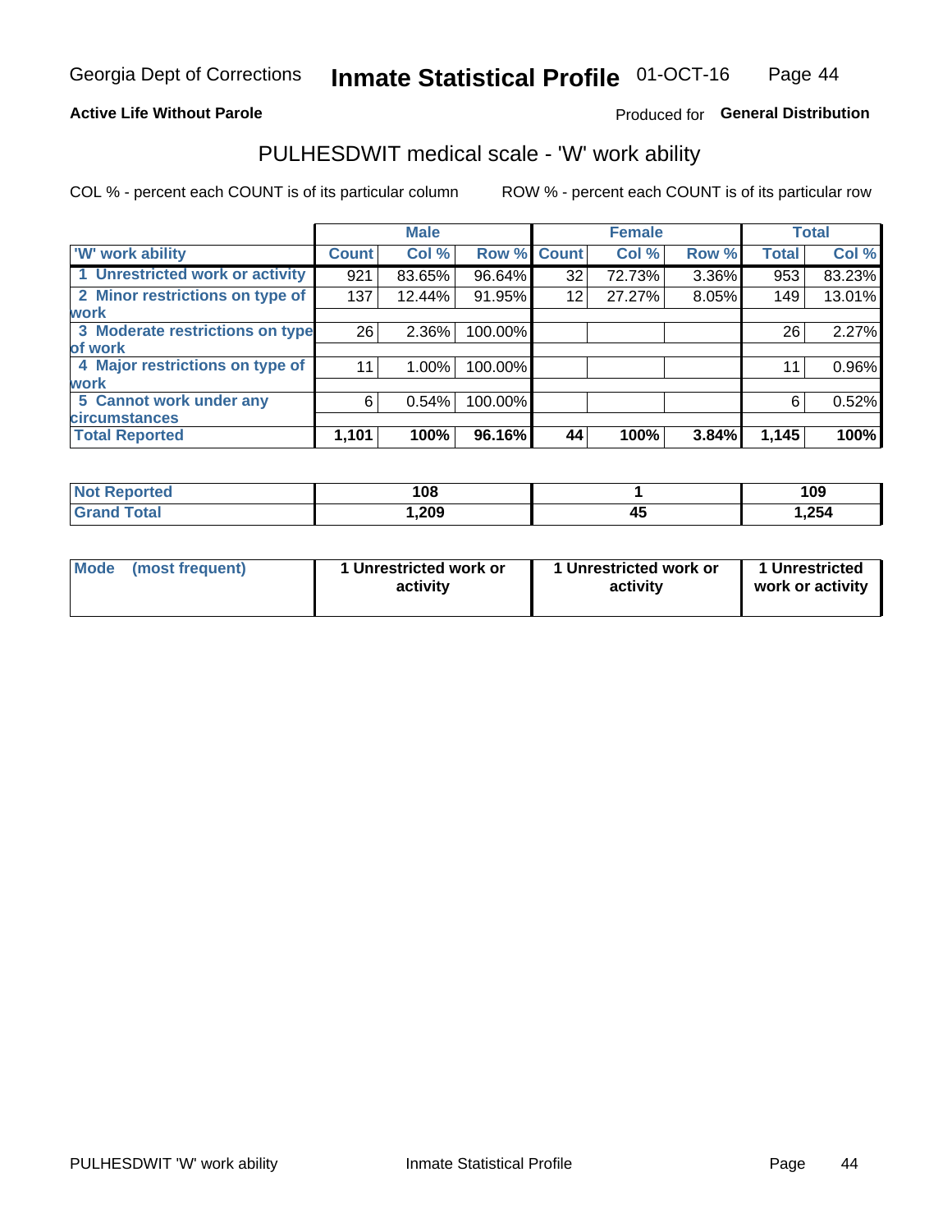Georgia Dept of Corrections **Inmate Statistical Profile** 01-OCT-16

**Active Life Without Parole**

Produced for **General Distribution**

## PULHESDWIT medical scale - 'W' work ability

COL % - percent each COUNT is of its particular column ROW % - percent each COUNT is of its particular row

| | Male | | | Female | | | Total | |
|---|---|---|---|---|---|---|---|---|
| 'W' work ability | Count | Col % | Row % | Count | Col % | Row % | Total | Col % |
| 1 Unrestricted work or activity | 921 | 83.65% | 96.64% | 32 | 72.73% | 3.36% | 953 | 83.23% |
| 2 Minor restrictions on type of work | 137 | 12.44% | 91.95% | 12 | 27.27% | 8.05% | 149 | 13.01% |
| 3 Moderate restrictions on type of work | 26 | 2.36% | 100.00% | | | | 26 | 2.27% |
| 4 Major restrictions on type of work | 11 | 1.00% | 100.00% | | | | 11 | 0.96% |
| 5 Cannot work under any circumstances | 6 | 0.54% | 100.00% | | | | 6 | 0.52% |
| **Total Reported** | **1,101** | **100%** | **96.16%** | **44** | **100%** | **3.84%** | **1,145** | **100%** |

| | Male | Female | Total |
|---|---|---|---|
| Not Reported | 108 | 1 | 109 |
| Grand Total | 1,209 | 45 | 1,254 |

| | Male | Female | Total |
|---|---|---|---|
| Mode (most frequent) | 1 Unrestricted work or activity | 1 Unrestricted work or activity | 1 Unrestricted work or activity |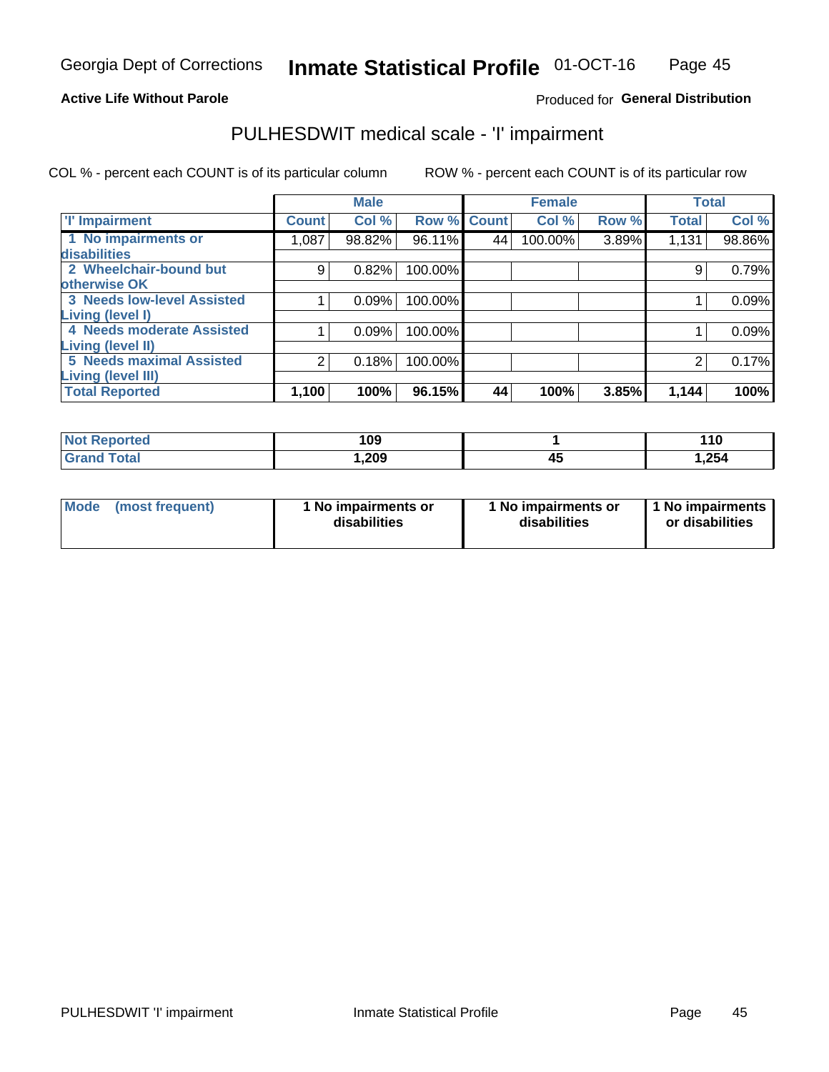Georgia Dept of Corrections **Inmate Statistical Profile** 01-OCT-16

**Active Life Without Parole**

Produced for **General Distribution**

## PULHESDWIT medical scale - 'I' impairment

COL % - percent each COUNT is of its particular column

ROW % - percent each COUNT is of its particular row

| | Male | | | Female | | | Total | |
|---|---|---|---|---|---|---|---|---|
| **'I' Impairment** | **Count** | **Col %** | **Row %** | **Count** | **Col %** | **Row %** | **Total** | **Col %** |
| **1 No impairments or disabilities** | 1,087 | 98.82% | 96.11% | 44 | 100.00% | 3.89% | 1,131 | 98.86% |
| **2 Wheelchair-bound but otherwise OK** | 9 | 0.82% | 100.00% | | | | 9 | 0.79% |
| **3 Needs low-level Assisted Living (level I)** | 1 | 0.09% | 100.00% | | | | 1 | 0.09% |
| **4 Needs moderate Assisted Living (level II)** | 1 | 0.09% | 100.00% | | | | 1 | 0.09% |
| **5 Needs maximal Assisted Living (level III)** | 2 | 0.18% | 100.00% | | | | 2 | 0.17% |
| **Total Reported** | **1,100** | **100%** | **96.15%** | **44** | **100%** | **3.85%** | **1,144** | **100%** |

| | Male | Female | Total |
|---|---|---|---|
| **Not Reported** | **109** | **1** | **110** |
| **Grand Total** | **1,209** | **45** | **1,254** |

| | Male | Female | Total |
|---|---|---|---|
| **Mode (most frequent)** | **1 No impairments or disabilities** | **1 No impairments or disabilities** | **1 No impairments or disabilities** |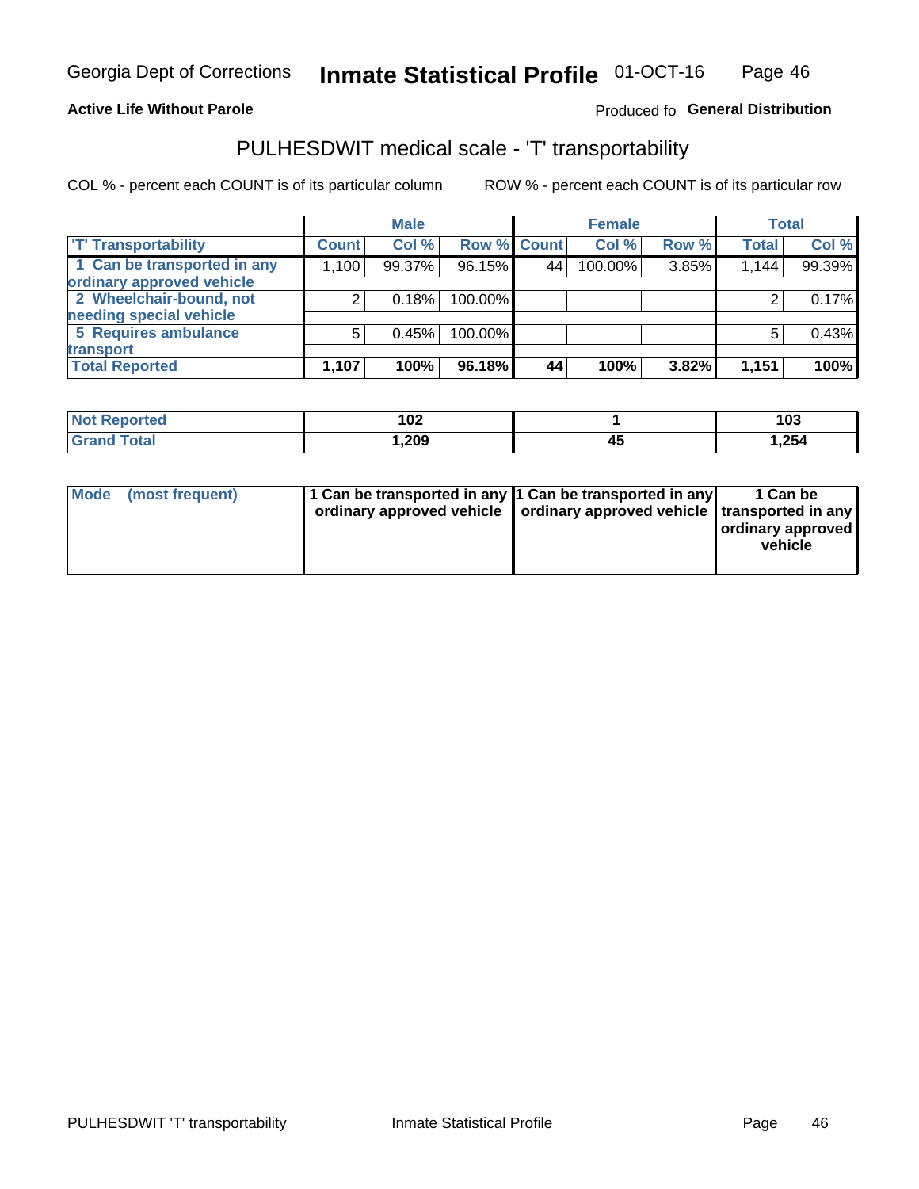Georgia Dept of Corrections **Inmate Statistical Profile** 01-OCT-16

**Active Life Without Parole**

Produced fo **General Distribution**

## PULHESDWIT medical scale - 'T' transportability

COL % - percent each COUNT is of its particular column

ROW % - percent each COUNT is of its particular row

| | Male | | | Female | | | Total | |
|---|---|---|---|---|---|---|---|---|
| 'T' Transportability | Count | Col % | Row % | Count | Col % | Row % | Total | Col % |
| 1 Can be transported in any ordinary approved vehicle | 1,100 | 99.37% | 96.15% | 44 | 100.00% | 3.85% | 1,144 | 99.39% |
| 2 Wheelchair-bound, not needing special vehicle | 2 | 0.18% | 100.00% | | | | 2 | 0.17% |
| 5 Requires ambulance transport | 5 | 0.45% | 100.00% | | | | 5 | 0.43% |
| **Total Reported** | **1,107** | **100%** | **96.18%** | **44** | **100%** | **3.82%** | **1,151** | **100%** |

| | Male | Female | Total |
|---|---|---|---|
| Not Reported | 102 | 1 | 103 |
| Grand Total | 1,209 | 45 | 1,254 |

| | Male | Female | Total |
|---|---|---|---|
| Mode (most frequent) | 1 Can be transported in any ordinary approved vehicle | 1 Can be transported in any ordinary approved vehicle | 1 Can be transported in any ordinary approved vehicle |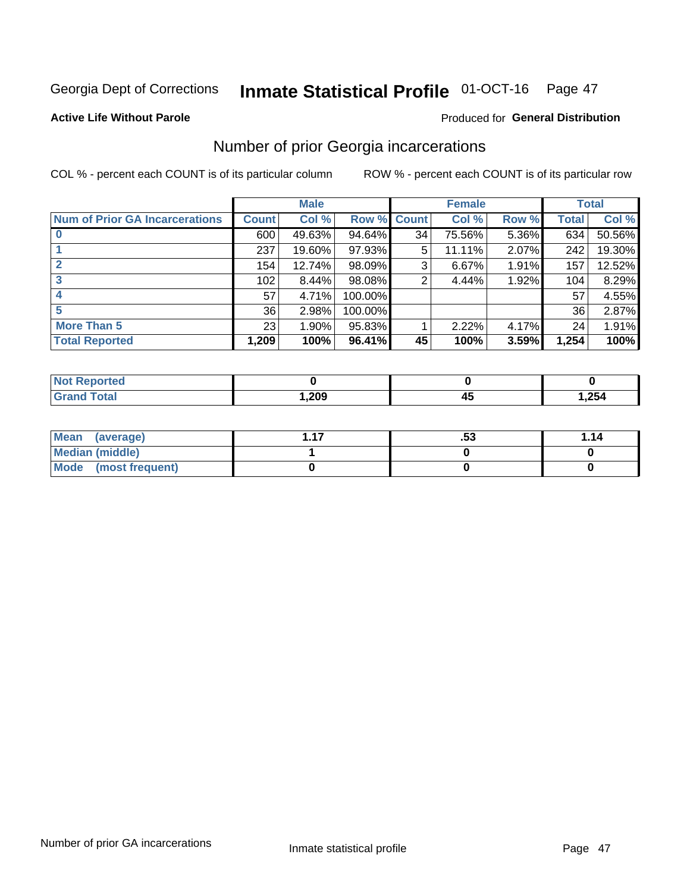Georgia Dept of Corrections **Inmate Statistical Profile** 01-OCT-16

**Active Life Without Parole**

Produced for **General Distribution**

## Number of prior Georgia incarcerations

COL % - percent each COUNT is of its particular column

ROW % - percent each COUNT is of its particular row

| | Male | | | Female | | | Total | |
|---|---|---|---|---|---|---|---|---|
| **Num of Prior GA Incarcerations** | **Count** | **Col %** | **Row %** | **Count** | **Col %** | **Row %** | **Total** | **Col %** |
| **0** | 600 | 49.63% | 94.64% | 34 | 75.56% | 5.36% | 634 | 50.56% |
| **1** | 237 | 19.60% | 97.93% | 5 | 11.11% | 2.07% | 242 | 19.30% |
| **2** | 154 | 12.74% | 98.09% | 3 | 6.67% | 1.91% | 157 | 12.52% |
| **3** | 102 | 8.44% | 98.08% | 2 | 4.44% | 1.92% | 104 | 8.29% |
| **4** | 57 | 4.71% | 100.00% | | | | 57 | 4.55% |
| **5** | 36 | 2.98% | 100.00% | | | | 36 | 2.87% |
| **More Than 5** | 23 | 1.90% | 95.83% | 1 | 2.22% | 4.17% | 24 | 1.91% |
| **Total Reported** | **1,209** | **100%** | **96.41%** | **45** | **100%** | **3.59%** | **1,254** | **100%** |

| | Male | Female | Total |
|---|---|---|---|
| **Not Reported** | **0** | **0** | **0** |
| **Grand Total** | **1,209** | **45** | **1,254** |

| | Male | Female | Total |
|---|---|---|---|
| **Mean (average)** | **1.17** | **.53** | **1.14** |
| **Median (middle)** | **1** | **0** | **0** |
| **Mode (most frequent)** | **0** | **0** | **0** |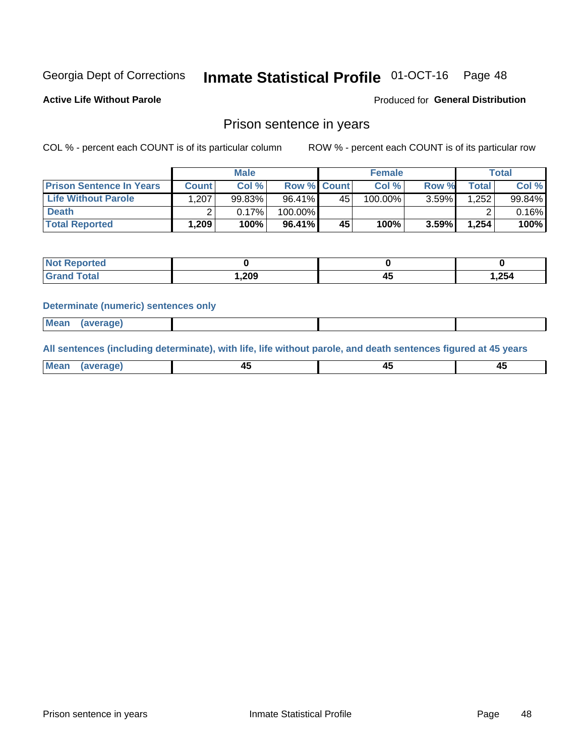Georgia Dept of Corrections **Inmate Statistical Profile** 01-OCT-16 Page 48

**Active Life Without Parole**

Produced for **General Distribution**

## Prison sentence in years

COL % - percent each COUNT is of its particular column ROW % - percent each COUNT is of its particular row

| | Male | | | Female | | | Total | |
|---|---|---|---|---|---|---|---|---|
| **Prison Sentence In Years** | **Count** | **Col %** | **Row %** | **Count** | **Col %** | **Row %** | **Total** | **Col %** |
| **Life Without Parole** | 1,207 | 99.83% | 96.41% | 45 | 100.00% | 3.59% | 1,252 | 99.84% |
| **Death** | 2 | 0.17% | 100.00% | | | | 2 | 0.16% |
| **Total Reported** | **1,209** | **100%** | **96.41%** | **45** | **100%** | **3.59%** | **1,254** | **100%** |

| | Male | Female | Total |
|---|---|---|---|
| **Not Reported** | **0** | **0** | **0** |
| **Grand Total** | **1,209** | **45** | **1,254** |

### Determinate (numeric) sentences only

| | Male | Female | Total |
|---|---|---|---|
| **Mean (average)** | | | |

### All sentences (including determinate), with life, life without parole, and death sentences figured at 45 years

| | Male | Female | Total |
|---|---|---|---|
| **Mean (average)** | **45** | **45** | **45** |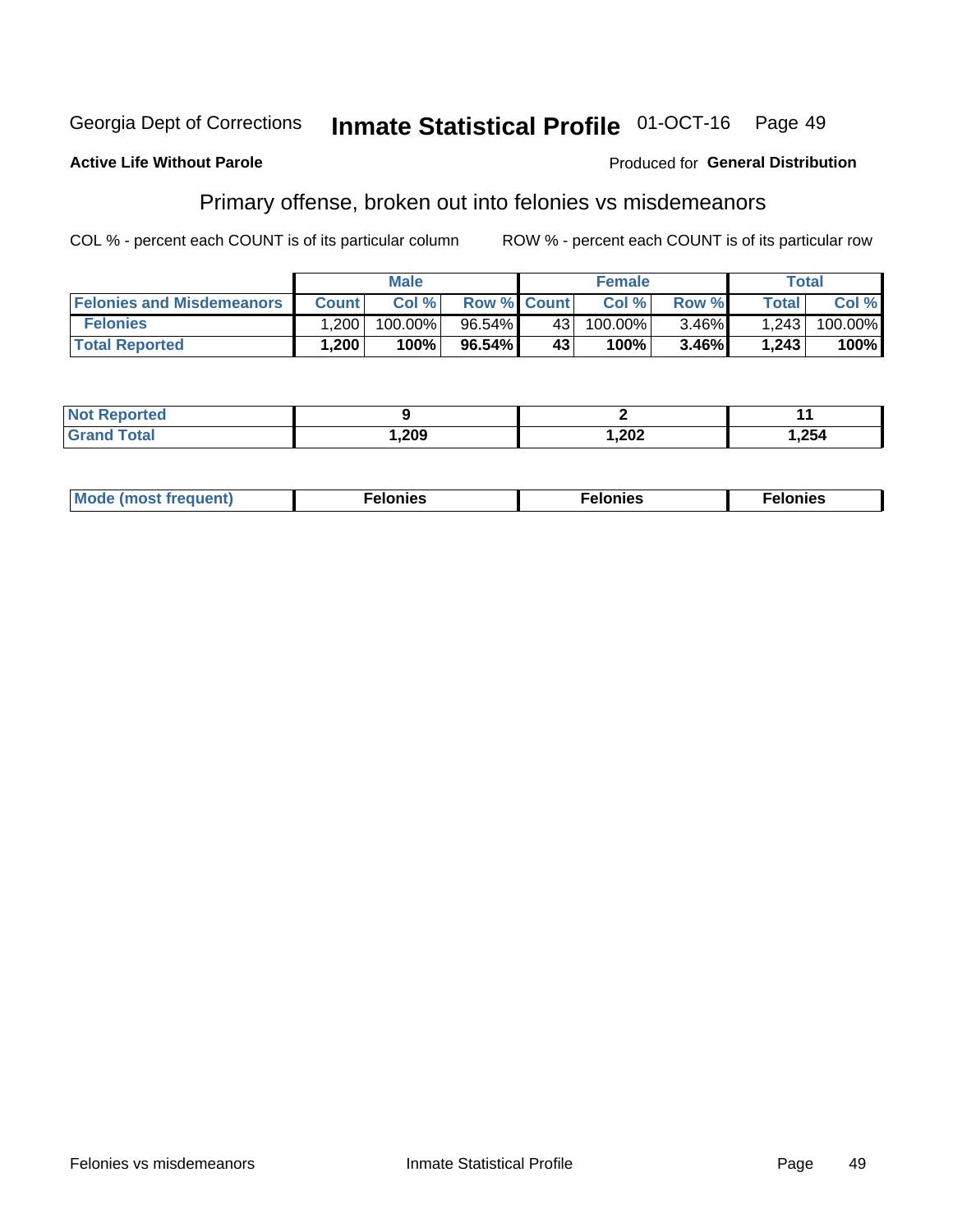Georgia Dept of Corrections **Inmate Statistical Profile** 01-OCT-16

**Active Life Without Parole**

Produced for **General Distribution**

## Primary offense, broken out into felonies vs misdemeanors

COL % - percent each COUNT is of its particular column

ROW % - percent each COUNT is of its particular row

| | Male | | | Female | | | Total | |
|---|---|---|---|---|---|---|---|---|
| **Felonies and Misdemeanors** | **Count** | **Col %** | **Row %** | **Count** | **Col %** | **Row %** | **Total** | **Col %** |
| **Felonies** | 1,200 | 100.00% | 96.54% | 43 | 100.00% | 3.46% | 1,243 | 100.00% |
| **Total Reported** | **1,200** | **100%** | **96.54%** | **43** | **100%** | **3.46%** | **1,243** | **100%** |

| | Male | Female | Total |
|---|---|---|---|
| **Not Reported** | **9** | **2** | **11** |
| **Grand Total** | **1,209** | **1,202** | **1,254** |

| | Male | Female | Total |
|---|---|---|---|
| **Mode (most frequent)** | **Felonies** | **Felonies** | **Felonies** |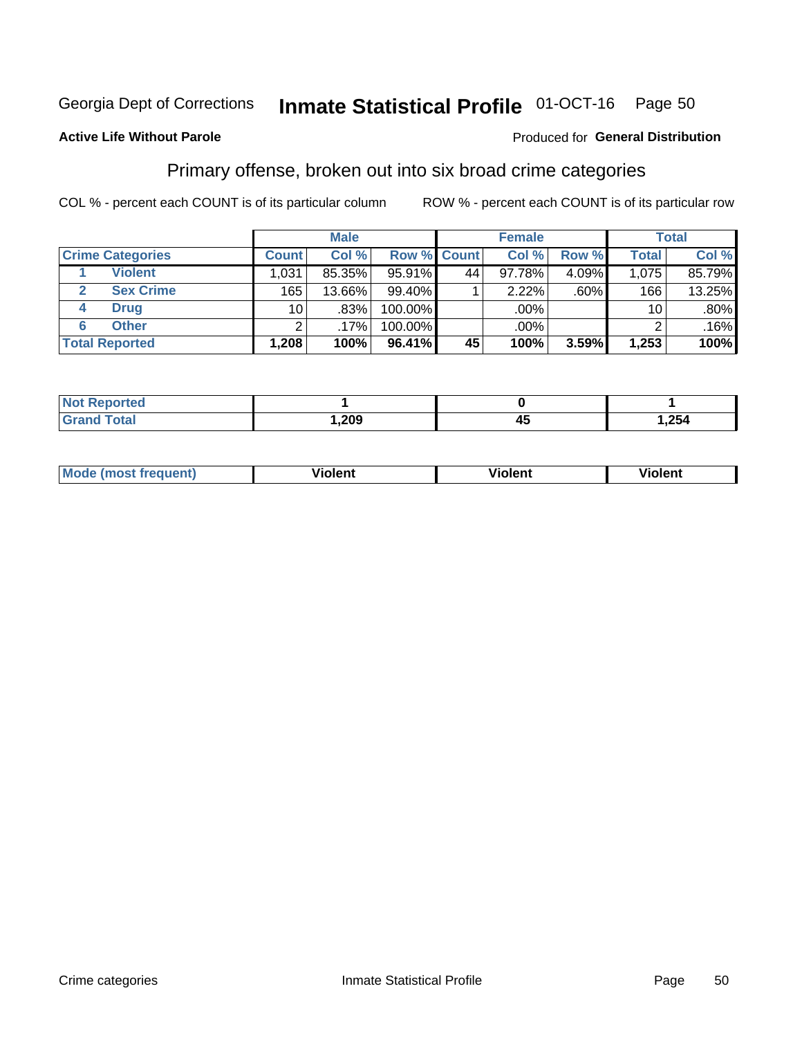Georgia Dept of Corrections **Inmate Statistical Profile** 01-OCT-16

**Active Life Without Parole**

Produced for **General Distribution**

## Primary offense, broken out into six broad crime categories

COL % - percent each COUNT is of its particular column

ROW % - percent each COUNT is of its particular row

| | | Male | | | Female | | | Total | |
|---|---|---|---|---|---|---|---|---|---|
| Crime Categories | | Count | Col % | Row % | Count | Col % | Row % | Total | Col % |
| 1 | Violent | 1,031 | 85.35% | 95.91% | 44 | 97.78% | 4.09% | 1,075 | 85.79% |
| 2 | Sex Crime | 165 | 13.66% | 99.40% | 1 | 2.22% | .60% | 166 | 13.25% |
| 4 | Drug | 10 | .83% | 100.00% | | .00% | | 10 | .80% |
| 6 | Other | 2 | .17% | 100.00% | | .00% | | 2 | .16% |
| **Total Reported** | | **1,208** | **100%** | **96.41%** | **45** | **100%** | **3.59%** | **1,253** | **100%** |

| | Male | Female | Total |
|---|---|---|---|
| Not Reported | **1** | **0** | **1** |
| Grand Total | **1,209** | **45** | **1,254** |

| | Male | Female | Total |
|---|---|---|---|
| Mode (most frequent) | **Violent** | **Violent** | **Violent** |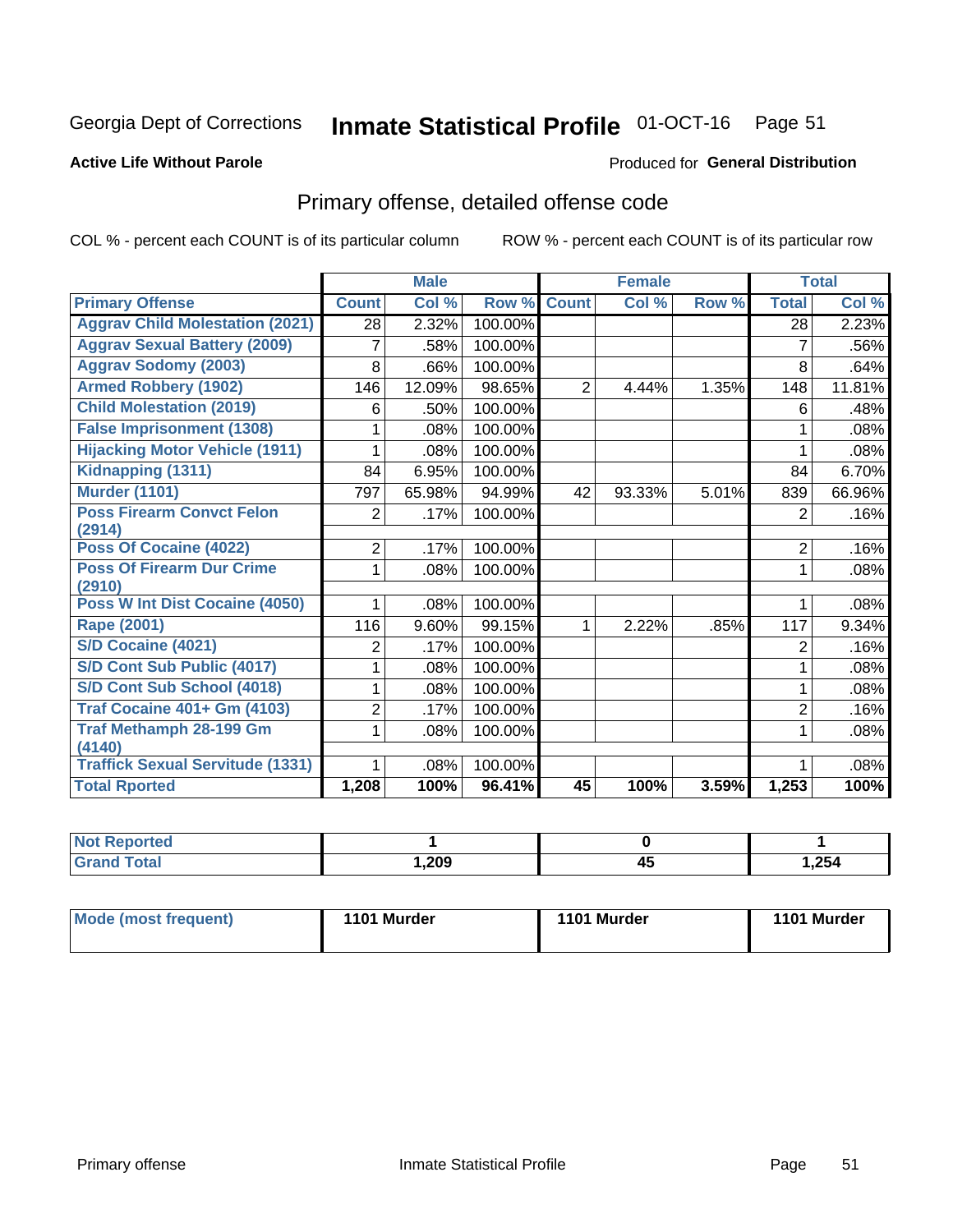Georgia Dept of Corrections **Inmate Statistical Profile** 01-OCT-16

**Active Life Without Parole**

Produced for **General Distribution**

## Primary offense, detailed offense code

COL % - percent each COUNT is of its particular column

ROW % - percent each COUNT is of its particular row

| | Male | | | Female | | | Total | |
|---|---|---|---|---|---|---|---|---|
| **Primary Offense** | **Count** | **Col %** | **Row %** | **Count** | **Col %** | **Row %** | **Total** | **Col %** |
| Aggrav Child Molestation (2021) | 28 | 2.32% | 100.00% | | | | 28 | 2.23% |
| Aggrav Sexual Battery (2009) | 7 | .58% | 100.00% | | | | 7 | .56% |
| Aggrav Sodomy (2003) | 8 | .66% | 100.00% | | | | 8 | .64% |
| Armed Robbery (1902) | 146 | 12.09% | 98.65% | 2 | 4.44% | 1.35% | 148 | 11.81% |
| Child Molestation (2019) | 6 | .50% | 100.00% | | | | 6 | .48% |
| False Imprisonment (1308) | 1 | .08% | 100.00% | | | | 1 | .08% |
| Hijacking Motor Vehicle (1911) | 1 | .08% | 100.00% | | | | 1 | .08% |
| Kidnapping (1311) | 84 | 6.95% | 100.00% | | | | 84 | 6.70% |
| Murder (1101) | 797 | 65.98% | 94.99% | 42 | 93.33% | 5.01% | 839 | 66.96% |
| Poss Firearm Convct Felon (2914) | 2 | .17% | 100.00% | | | | 2 | .16% |
| Poss Of Cocaine (4022) | 2 | .17% | 100.00% | | | | 2 | .16% |
| Poss Of Firearm Dur Crime (2910) | 1 | .08% | 100.00% | | | | 1 | .08% |
| Poss W Int Dist Cocaine (4050) | 1 | .08% | 100.00% | | | | 1 | .08% |
| Rape (2001) | 116 | 9.60% | 99.15% | 1 | 2.22% | .85% | 117 | 9.34% |
| S/D Cocaine (4021) | 2 | .17% | 100.00% | | | | 2 | .16% |
| S/D Cont Sub Public (4017) | 1 | .08% | 100.00% | | | | 1 | .08% |
| S/D Cont Sub School (4018) | 1 | .08% | 100.00% | | | | 1 | .08% |
| Traf Cocaine 401+ Gm (4103) | 2 | .17% | 100.00% | | | | 2 | .16% |
| Traf Methamph 28-199 Gm (4140) | 1 | .08% | 100.00% | | | | 1 | .08% |
| Traffick Sexual Servitude (1331) | 1 | .08% | 100.00% | | | | 1 | .08% |
| **Total Rported** | **1,208** | **100%** | **96.41%** | **45** | **100%** | **3.59%** | **1,253** | **100%** |

| | Male | Female | Total |
|---|---|---|---|
| Not Reported | 1 | 0 | 1 |
| Grand Total | 1,209 | 45 | 1,254 |

| | Male | Female | Total |
|---|---|---|---|
| Mode (most frequent) | 1101 Murder | 1101 Murder | 1101 Murder |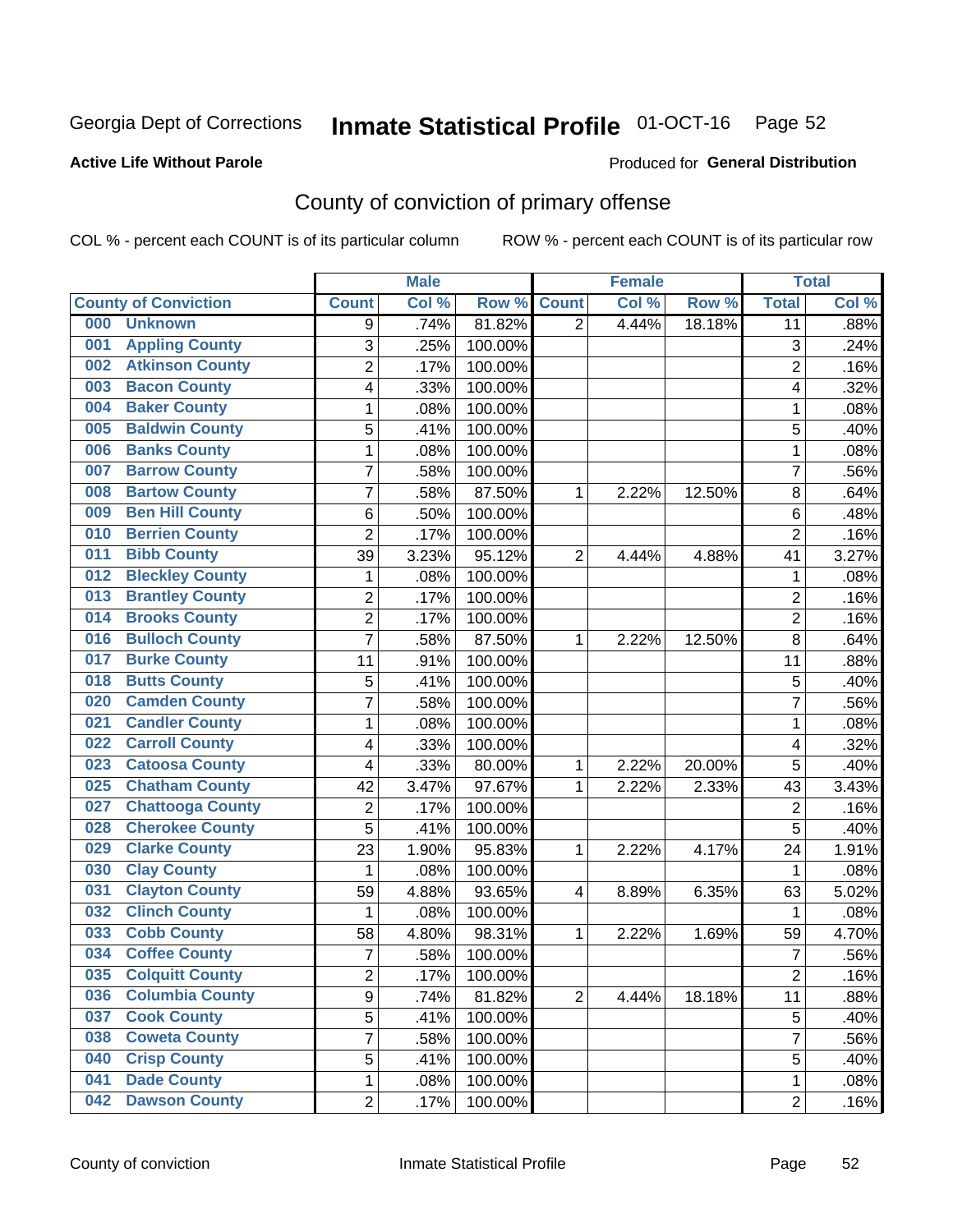Georgia Dept of Corrections **Inmate Statistical Profile** 01-OCT-16

**Active Life Without Parole**

Produced for **General Distribution**

## County of conviction of primary offense

COL % - percent each COUNT is of its particular column ROW % - percent each COUNT is of its particular row

| County of Conviction | Male | | | Female | | | Total | |
|---|---|---|---|---|---|---|---|---|
| | Count | Col % | Row % | Count | Col % | Row % | Total | Col % |
| 000 Unknown | 9 | .74% | 81.82% | 2 | 4.44% | 18.18% | 11 | .88% |
| 001 Appling County | 3 | .25% | 100.00% | | | | 3 | .24% |
| 002 Atkinson County | 2 | .17% | 100.00% | | | | 2 | .16% |
| 003 Bacon County | 4 | .33% | 100.00% | | | | 4 | .32% |
| 004 Baker County | 1 | .08% | 100.00% | | | | 1 | .08% |
| 005 Baldwin County | 5 | .41% | 100.00% | | | | 5 | .40% |
| 006 Banks County | 1 | .08% | 100.00% | | | | 1 | .08% |
| 007 Barrow County | 7 | .58% | 100.00% | | | | 7 | .56% |
| 008 Bartow County | 7 | .58% | 87.50% | 1 | 2.22% | 12.50% | 8 | .64% |
| 009 Ben Hill County | 6 | .50% | 100.00% | | | | 6 | .48% |
| 010 Berrien County | 2 | .17% | 100.00% | | | | 2 | .16% |
| 011 Bibb County | 39 | 3.23% | 95.12% | 2 | 4.44% | 4.88% | 41 | 3.27% |
| 012 Bleckley County | 1 | .08% | 100.00% | | | | 1 | .08% |
| 013 Brantley County | 2 | .17% | 100.00% | | | | 2 | .16% |
| 014 Brooks County | 2 | .17% | 100.00% | | | | 2 | .16% |
| 016 Bulloch County | 7 | .58% | 87.50% | 1 | 2.22% | 12.50% | 8 | .64% |
| 017 Burke County | 11 | .91% | 100.00% | | | | 11 | .88% |
| 018 Butts County | 5 | .41% | 100.00% | | | | 5 | .40% |
| 020 Camden County | 7 | .58% | 100.00% | | | | 7 | .56% |
| 021 Candler County | 1 | .08% | 100.00% | | | | 1 | .08% |
| 022 Carroll County | 4 | .33% | 100.00% | | | | 4 | .32% |
| 023 Catoosa County | 4 | .33% | 80.00% | 1 | 2.22% | 20.00% | 5 | .40% |
| 025 Chatham County | 42 | 3.47% | 97.67% | 1 | 2.22% | 2.33% | 43 | 3.43% |
| 027 Chattooga County | 2 | .17% | 100.00% | | | | 2 | .16% |
| 028 Cherokee County | 5 | .41% | 100.00% | | | | 5 | .40% |
| 029 Clarke County | 23 | 1.90% | 95.83% | 1 | 2.22% | 4.17% | 24 | 1.91% |
| 030 Clay County | 1 | .08% | 100.00% | | | | 1 | .08% |
| 031 Clayton County | 59 | 4.88% | 93.65% | 4 | 8.89% | 6.35% | 63 | 5.02% |
| 032 Clinch County | 1 | .08% | 100.00% | | | | 1 | .08% |
| 033 Cobb County | 58 | 4.80% | 98.31% | 1 | 2.22% | 1.69% | 59 | 4.70% |
| 034 Coffee County | 7 | .58% | 100.00% | | | | 7 | .56% |
| 035 Colquitt County | 2 | .17% | 100.00% | | | | 2 | .16% |
| 036 Columbia County | 9 | .74% | 81.82% | 2 | 4.44% | 18.18% | 11 | .88% |
| 037 Cook County | 5 | .41% | 100.00% | | | | 5 | .40% |
| 038 Coweta County | 7 | .58% | 100.00% | | | | 7 | .56% |
| 040 Crisp County | 5 | .41% | 100.00% | | | | 5 | .40% |
| 041 Dade County | 1 | .08% | 100.00% | | | | 1 | .08% |
| 042 Dawson County | 2 | .17% | 100.00% | | | | 2 | .16% |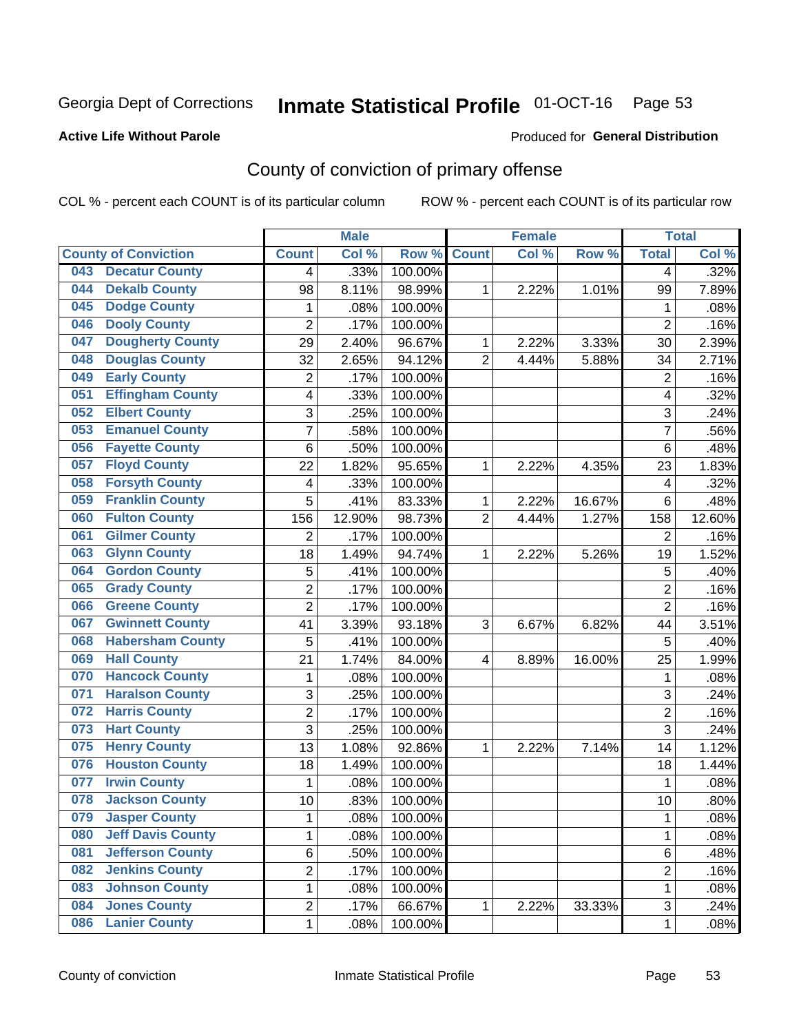Georgia Dept of Corrections **Inmate Statistical Profile** 01-OCT-16

**Active Life Without Parole**

Produced for **General Distribution**

## County of conviction of primary offense

COL % - percent each COUNT is of its particular column ROW % - percent each COUNT is of its particular row

| County of Conviction | Male | | | Female | | | Total | |
|---|---|---|---|---|---|---|---|---|
| | Count | Col % | Row % | Count | Col % | Row % | Total | Col % |
| 043 Decatur County | 4 | .33% | 100.00% | | | | 4 | .32% |
| 044 Dekalb County | 98 | 8.11% | 98.99% | 1 | 2.22% | 1.01% | 99 | 7.89% |
| 045 Dodge County | 1 | .08% | 100.00% | | | | 1 | .08% |
| 046 Dooly County | 2 | .17% | 100.00% | | | | 2 | .16% |
| 047 Dougherty County | 29 | 2.40% | 96.67% | 1 | 2.22% | 3.33% | 30 | 2.39% |
| 048 Douglas County | 32 | 2.65% | 94.12% | 2 | 4.44% | 5.88% | 34 | 2.71% |
| 049 Early County | 2 | .17% | 100.00% | | | | 2 | .16% |
| 051 Effingham County | 4 | .33% | 100.00% | | | | 4 | .32% |
| 052 Elbert County | 3 | .25% | 100.00% | | | | 3 | .24% |
| 053 Emanuel County | 7 | .58% | 100.00% | | | | 7 | .56% |
| 056 Fayette County | 6 | .50% | 100.00% | | | | 6 | .48% |
| 057 Floyd County | 22 | 1.82% | 95.65% | 1 | 2.22% | 4.35% | 23 | 1.83% |
| 058 Forsyth County | 4 | .33% | 100.00% | | | | 4 | .32% |
| 059 Franklin County | 5 | .41% | 83.33% | 1 | 2.22% | 16.67% | 6 | .48% |
| 060 Fulton County | 156 | 12.90% | 98.73% | 2 | 4.44% | 1.27% | 158 | 12.60% |
| 061 Gilmer County | 2 | .17% | 100.00% | | | | 2 | .16% |
| 063 Glynn County | 18 | 1.49% | 94.74% | 1 | 2.22% | 5.26% | 19 | 1.52% |
| 064 Gordon County | 5 | .41% | 100.00% | | | | 5 | .40% |
| 065 Grady County | 2 | .17% | 100.00% | | | | 2 | .16% |
| 066 Greene County | 2 | .17% | 100.00% | | | | 2 | .16% |
| 067 Gwinnett County | 41 | 3.39% | 93.18% | 3 | 6.67% | 6.82% | 44 | 3.51% |
| 068 Habersham County | 5 | .41% | 100.00% | | | | 5 | .40% |
| 069 Hall County | 21 | 1.74% | 84.00% | 4 | 8.89% | 16.00% | 25 | 1.99% |
| 070 Hancock County | 1 | .08% | 100.00% | | | | 1 | .08% |
| 071 Haralson County | 3 | .25% | 100.00% | | | | 3 | .24% |
| 072 Harris County | 2 | .17% | 100.00% | | | | 2 | .16% |
| 073 Hart County | 3 | .25% | 100.00% | | | | 3 | .24% |
| 075 Henry County | 13 | 1.08% | 92.86% | 1 | 2.22% | 7.14% | 14 | 1.12% |
| 076 Houston County | 18 | 1.49% | 100.00% | | | | 18 | 1.44% |
| 077 Irwin County | 1 | .08% | 100.00% | | | | 1 | .08% |
| 078 Jackson County | 10 | .83% | 100.00% | | | | 10 | .80% |
| 079 Jasper County | 1 | .08% | 100.00% | | | | 1 | .08% |
| 080 Jeff Davis County | 1 | .08% | 100.00% | | | | 1 | .08% |
| 081 Jefferson County | 6 | .50% | 100.00% | | | | 6 | .48% |
| 082 Jenkins County | 2 | .17% | 100.00% | | | | 2 | .16% |
| 083 Johnson County | 1 | .08% | 100.00% | | | | 1 | .08% |
| 084 Jones County | 2 | .17% | 66.67% | 1 | 2.22% | 33.33% | 3 | .24% |
| 086 Lanier County | 1 | .08% | 100.00% | | | | 1 | .08% |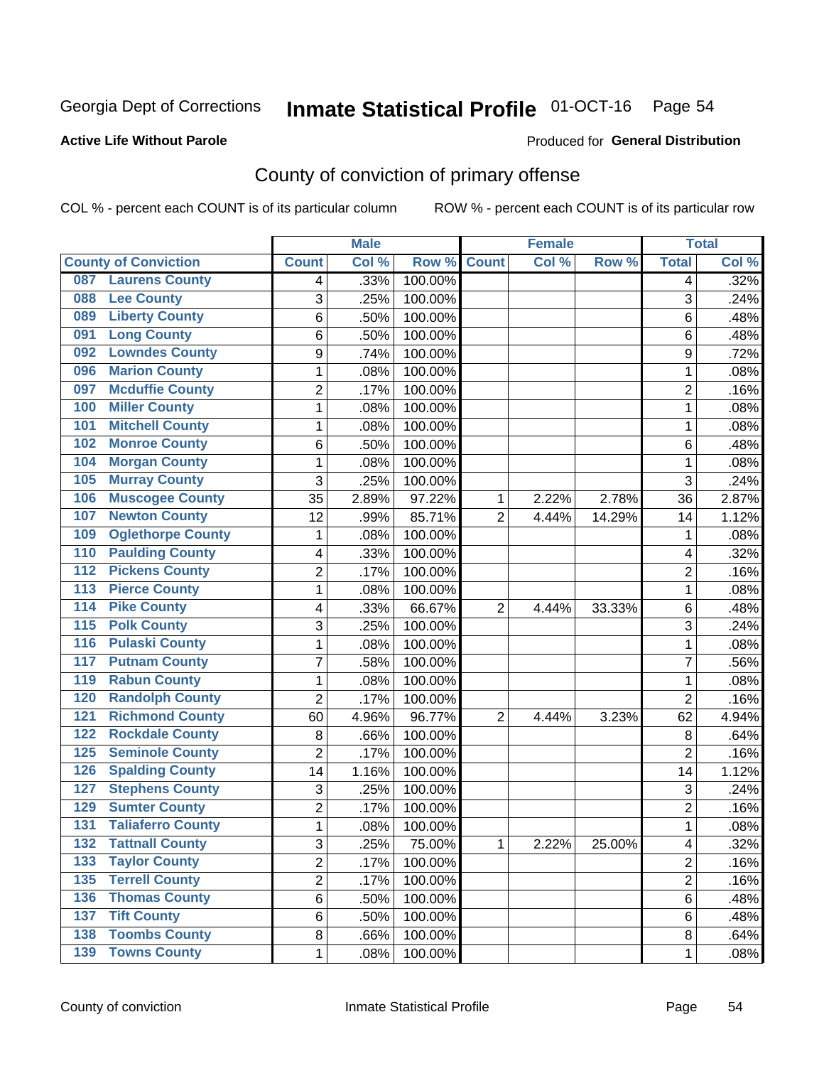Georgia Dept of Corrections **Inmate Statistical Profile** 01-OCT-16

**Active Life Without Parole**

Produced for **General Distribution**

## County of conviction of primary offense

COL % - percent each COUNT is of its particular column ROW % - percent each COUNT is of its particular row

| County of Conviction | Male | | | Female | | | Total | |
|---|---|---|---|---|---|---|---|---|
| | Count | Col % | Row % | Count | Col % | Row % | Total | Col % |
| 087 Laurens County | 4 | .33% | 100.00% | | | | 4 | .32% |
| 088 Lee County | 3 | .25% | 100.00% | | | | 3 | .24% |
| 089 Liberty County | 6 | .50% | 100.00% | | | | 6 | .48% |
| 091 Long County | 6 | .50% | 100.00% | | | | 6 | .48% |
| 092 Lowndes County | 9 | .74% | 100.00% | | | | 9 | .72% |
| 096 Marion County | 1 | .08% | 100.00% | | | | 1 | .08% |
| 097 Mcduffie County | 2 | .17% | 100.00% | | | | 2 | .16% |
| 100 Miller County | 1 | .08% | 100.00% | | | | 1 | .08% |
| 101 Mitchell County | 1 | .08% | 100.00% | | | | 1 | .08% |
| 102 Monroe County | 6 | .50% | 100.00% | | | | 6 | .48% |
| 104 Morgan County | 1 | .08% | 100.00% | | | | 1 | .08% |
| 105 Murray County | 3 | .25% | 100.00% | | | | 3 | .24% |
| 106 Muscogee County | 35 | 2.89% | 97.22% | 1 | 2.22% | 2.78% | 36 | 2.87% |
| 107 Newton County | 12 | .99% | 85.71% | 2 | 4.44% | 14.29% | 14 | 1.12% |
| 109 Oglethorpe County | 1 | .08% | 100.00% | | | | 1 | .08% |
| 110 Paulding County | 4 | .33% | 100.00% | | | | 4 | .32% |
| 112 Pickens County | 2 | .17% | 100.00% | | | | 2 | .16% |
| 113 Pierce County | 1 | .08% | 100.00% | | | | 1 | .08% |
| 114 Pike County | 4 | .33% | 66.67% | 2 | 4.44% | 33.33% | 6 | .48% |
| 115 Polk County | 3 | .25% | 100.00% | | | | 3 | .24% |
| 116 Pulaski County | 1 | .08% | 100.00% | | | | 1 | .08% |
| 117 Putnam County | 7 | .58% | 100.00% | | | | 7 | .56% |
| 119 Rabun County | 1 | .08% | 100.00% | | | | 1 | .08% |
| 120 Randolph County | 2 | .17% | 100.00% | | | | 2 | .16% |
| 121 Richmond County | 60 | 4.96% | 96.77% | 2 | 4.44% | 3.23% | 62 | 4.94% |
| 122 Rockdale County | 8 | .66% | 100.00% | | | | 8 | .64% |
| 125 Seminole County | 2 | .17% | 100.00% | | | | 2 | .16% |
| 126 Spalding County | 14 | 1.16% | 100.00% | | | | 14 | 1.12% |
| 127 Stephens County | 3 | .25% | 100.00% | | | | 3 | .24% |
| 129 Sumter County | 2 | .17% | 100.00% | | | | 2 | .16% |
| 131 Taliaferro County | 1 | .08% | 100.00% | | | | 1 | .08% |
| 132 Tattnall County | 3 | .25% | 75.00% | 1 | 2.22% | 25.00% | 4 | .32% |
| 133 Taylor County | 2 | .17% | 100.00% | | | | 2 | .16% |
| 135 Terrell County | 2 | .17% | 100.00% | | | | 2 | .16% |
| 136 Thomas County | 6 | .50% | 100.00% | | | | 6 | .48% |
| 137 Tift County | 6 | .50% | 100.00% | | | | 6 | .48% |
| 138 Toombs County | 8 | .66% | 100.00% | | | | 8 | .64% |
| 139 Towns County | 1 | .08% | 100.00% | | | | 1 | .08% |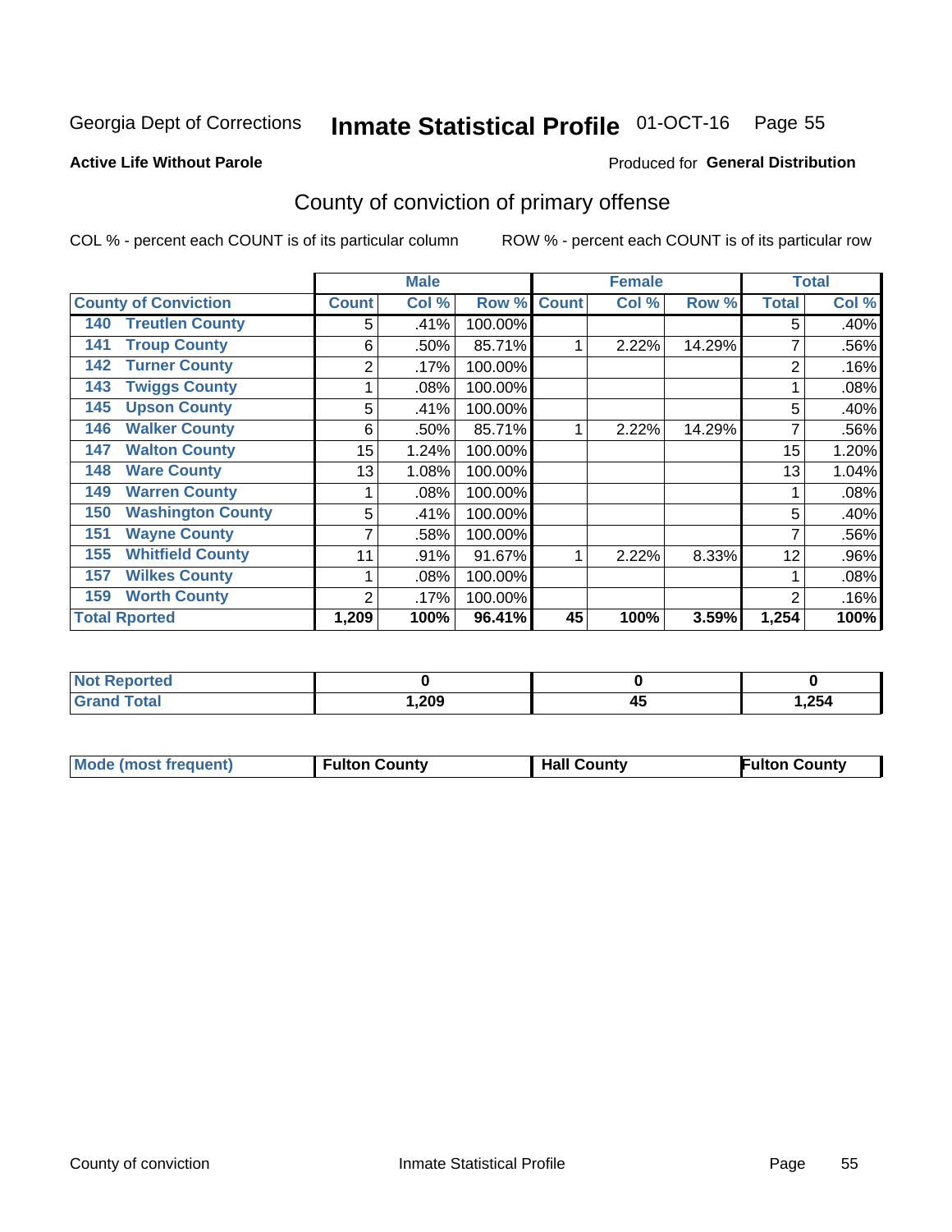Georgia Dept of Corrections **Inmate Statistical Profile** 01-OCT-16 Page 55

**Active Life Without Parole**

Produced for **General Distribution**

## County of conviction of primary offense

COL % - percent each COUNT is of its particular column

ROW % - percent each COUNT is of its particular row

| County of Conviction | Male | | | Female | | | Total | |
|---|---|---|---|---|---|---|---|---|
| | Count | Col % | Row % | Count | Col % | Row % | Total | Col % |
| 140 Treutlen County | 5 | .41% | 100.00% | | | | 5 | .40% |
| 141 Troup County | 6 | .50% | 85.71% | 1 | 2.22% | 14.29% | 7 | .56% |
| 142 Turner County | 2 | .17% | 100.00% | | | | 2 | .16% |
| 143 Twiggs County | 1 | .08% | 100.00% | | | | 1 | .08% |
| 145 Upson County | 5 | .41% | 100.00% | | | | 5 | .40% |
| 146 Walker County | 6 | .50% | 85.71% | 1 | 2.22% | 14.29% | 7 | .56% |
| 147 Walton County | 15 | 1.24% | 100.00% | | | | 15 | 1.20% |
| 148 Ware County | 13 | 1.08% | 100.00% | | | | 13 | 1.04% |
| 149 Warren County | 1 | .08% | 100.00% | | | | 1 | .08% |
| 150 Washington County | 5 | .41% | 100.00% | | | | 5 | .40% |
| 151 Wayne County | 7 | .58% | 100.00% | | | | 7 | .56% |
| 155 Whitfield County | 11 | .91% | 91.67% | 1 | 2.22% | 8.33% | 12 | .96% |
| 157 Wilkes County | 1 | .08% | 100.00% | | | | 1 | .08% |
| 159 Worth County | 2 | .17% | 100.00% | | | | 2 | .16% |
| **Total Rported** | **1,209** | **100%** | **96.41%** | **45** | **100%** | **3.59%** | **1,254** | **100%** |

| | Male | Female | Total |
|---|---|---|---|
| Not Reported | **0** | **0** | **0** |
| Grand Total | **1,209** | **45** | **1,254** |

| | Male | Female | Total |
|---|---|---|---|
| Mode (most frequent) | **Fulton County** | **Hall County** | **Fulton County** |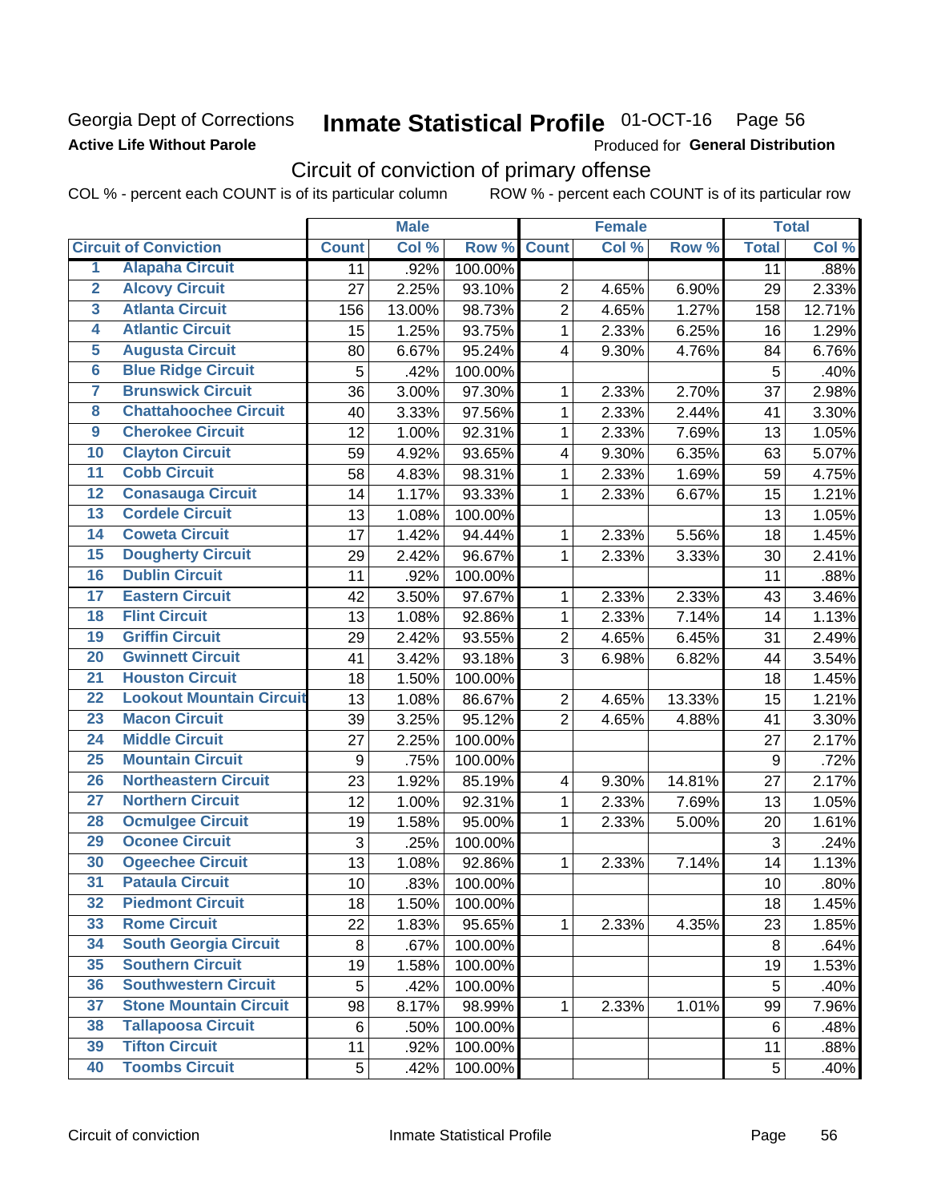Georgia Dept of Corrections
**Active Life Without Parole**

# Inmate Statistical Profile 01-OCT-16 Page 56

Produced for **General Distribution**

## Circuit of conviction of primary offense

COL % - percent each COUNT is of its particular column ROW % - percent each COUNT is of its particular row

| | | Male | | | Female | | | Total | |
|---|---|---|---|---|---|---|---|---|---|
| Circuit of Conviction | | Count | Col % | Row % | Count | Col % | Row % | Total | Col % |
| 1 | Alapaha Circuit | 11 | .92% | 100.00% | | | | 11 | .88% |
| 2 | Alcovy Circuit | 27 | 2.25% | 93.10% | 2 | 4.65% | 6.90% | 29 | 2.33% |
| 3 | Atlanta Circuit | 156 | 13.00% | 98.73% | 2 | 4.65% | 1.27% | 158 | 12.71% |
| 4 | Atlantic Circuit | 15 | 1.25% | 93.75% | 1 | 2.33% | 6.25% | 16 | 1.29% |
| 5 | Augusta Circuit | 80 | 6.67% | 95.24% | 4 | 9.30% | 4.76% | 84 | 6.76% |
| 6 | Blue Ridge Circuit | 5 | .42% | 100.00% | | | | 5 | .40% |
| 7 | Brunswick Circuit | 36 | 3.00% | 97.30% | 1 | 2.33% | 2.70% | 37 | 2.98% |
| 8 | Chattahoochee Circuit | 40 | 3.33% | 97.56% | 1 | 2.33% | 2.44% | 41 | 3.30% |
| 9 | Cherokee Circuit | 12 | 1.00% | 92.31% | 1 | 2.33% | 7.69% | 13 | 1.05% |
| 10 | Clayton Circuit | 59 | 4.92% | 93.65% | 4 | 9.30% | 6.35% | 63 | 5.07% |
| 11 | Cobb Circuit | 58 | 4.83% | 98.31% | 1 | 2.33% | 1.69% | 59 | 4.75% |
| 12 | Conasauga Circuit | 14 | 1.17% | 93.33% | 1 | 2.33% | 6.67% | 15 | 1.21% |
| 13 | Cordele Circuit | 13 | 1.08% | 100.00% | | | | 13 | 1.05% |
| 14 | Coweta Circuit | 17 | 1.42% | 94.44% | 1 | 2.33% | 5.56% | 18 | 1.45% |
| 15 | Dougherty Circuit | 29 | 2.42% | 96.67% | 1 | 2.33% | 3.33% | 30 | 2.41% |
| 16 | Dublin Circuit | 11 | .92% | 100.00% | | | | 11 | .88% |
| 17 | Eastern Circuit | 42 | 3.50% | 97.67% | 1 | 2.33% | 2.33% | 43 | 3.46% |
| 18 | Flint Circuit | 13 | 1.08% | 92.86% | 1 | 2.33% | 7.14% | 14 | 1.13% |
| 19 | Griffin Circuit | 29 | 2.42% | 93.55% | 2 | 4.65% | 6.45% | 31 | 2.49% |
| 20 | Gwinnett Circuit | 41 | 3.42% | 93.18% | 3 | 6.98% | 6.82% | 44 | 3.54% |
| 21 | Houston Circuit | 18 | 1.50% | 100.00% | | | | 18 | 1.45% |
| 22 | Lookout Mountain Circuit | 13 | 1.08% | 86.67% | 2 | 4.65% | 13.33% | 15 | 1.21% |
| 23 | Macon Circuit | 39 | 3.25% | 95.12% | 2 | 4.65% | 4.88% | 41 | 3.30% |
| 24 | Middle Circuit | 27 | 2.25% | 100.00% | | | | 27 | 2.17% |
| 25 | Mountain Circuit | 9 | .75% | 100.00% | | | | 9 | .72% |
| 26 | Northeastern Circuit | 23 | 1.92% | 85.19% | 4 | 9.30% | 14.81% | 27 | 2.17% |
| 27 | Northern Circuit | 12 | 1.00% | 92.31% | 1 | 2.33% | 7.69% | 13 | 1.05% |
| 28 | Ocmulgee Circuit | 19 | 1.58% | 95.00% | 1 | 2.33% | 5.00% | 20 | 1.61% |
| 29 | Oconee Circuit | 3 | .25% | 100.00% | | | | 3 | .24% |
| 30 | Ogeechee Circuit | 13 | 1.08% | 92.86% | 1 | 2.33% | 7.14% | 14 | 1.13% |
| 31 | Pataula Circuit | 10 | .83% | 100.00% | | | | 10 | .80% |
| 32 | Piedmont Circuit | 18 | 1.50% | 100.00% | | | | 18 | 1.45% |
| 33 | Rome Circuit | 22 | 1.83% | 95.65% | 1 | 2.33% | 4.35% | 23 | 1.85% |
| 34 | South Georgia Circuit | 8 | .67% | 100.00% | | | | 8 | .64% |
| 35 | Southern Circuit | 19 | 1.58% | 100.00% | | | | 19 | 1.53% |
| 36 | Southwestern Circuit | 5 | .42% | 100.00% | | | | 5 | .40% |
| 37 | Stone Mountain Circuit | 98 | 8.17% | 98.99% | 1 | 2.33% | 1.01% | 99 | 7.96% |
| 38 | Tallapoosa Circuit | 6 | .50% | 100.00% | | | | 6 | .48% |
| 39 | Tifton Circuit | 11 | .92% | 100.00% | | | | 11 | .88% |
| 40 | Toombs Circuit | 5 | .42% | 100.00% | | | | 5 | .40% |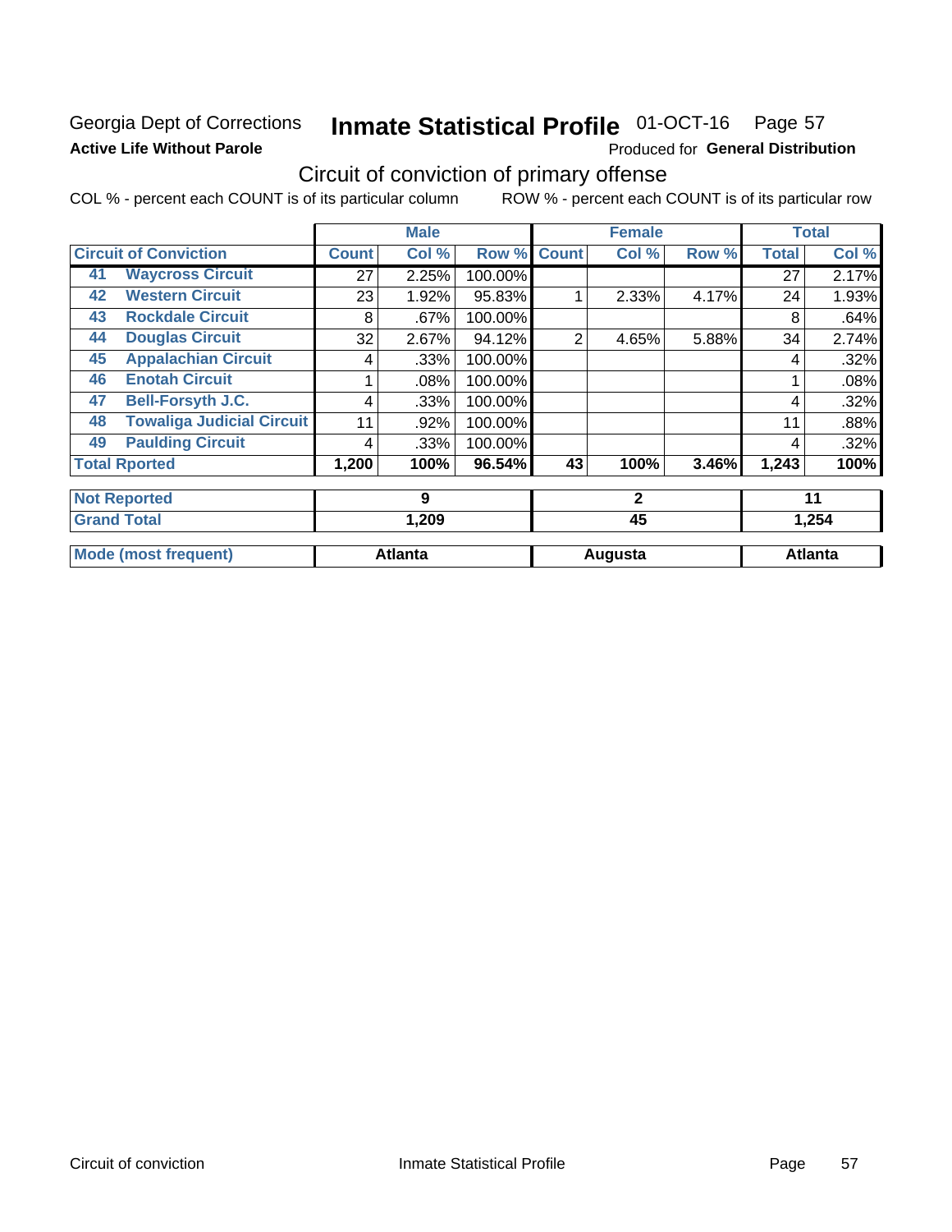Georgia Dept of Corrections **Inmate Statistical Profile** 01-OCT-16 Page 57

**Active Life Without Parole**

Produced for **General Distribution**

## Circuit of conviction of primary offense

COL % - percent each COUNT is of its particular column     ROW % - percent each COUNT is of its particular row

| | | Male | | | Female | | | Total | |
|---|---|---|---|---|---|---|---|---|---|
| **Circuit of Conviction** | | **Count** | **Col %** | **Row %** | **Count** | **Col %** | **Row %** | **Total** | **Col %** |
| 41 | **Waycross Circuit** | 27 | 2.25% | 100.00% | | | | 27 | 2.17% |
| 42 | **Western Circuit** | 23 | 1.92% | 95.83% | 1 | 2.33% | 4.17% | 24 | 1.93% |
| 43 | **Rockdale Circuit** | 8 | .67% | 100.00% | | | | 8 | .64% |
| 44 | **Douglas Circuit** | 32 | 2.67% | 94.12% | 2 | 4.65% | 5.88% | 34 | 2.74% |
| 45 | **Appalachian Circuit** | 4 | .33% | 100.00% | | | | 4 | .32% |
| 46 | **Enotah Circuit** | 1 | .08% | 100.00% | | | | 1 | .08% |
| 47 | **Bell-Forsyth J.C.** | 4 | .33% | 100.00% | | | | 4 | .32% |
| 48 | **Towaliga Judicial Circuit** | 11 | .92% | 100.00% | | | | 11 | .88% |
| 49 | **Paulding Circuit** | 4 | .33% | 100.00% | | | | 4 | .32% |
| **Total Rported** | | **1,200** | **100%** | **96.54%** | **43** | **100%** | **3.46%** | **1,243** | **100%** |
| **Not Reported** | | **9** | | | **2** | | | **11** | |
| **Grand Total** | | **1,209** | | | **45** | | | **1,254** | |
| **Mode (most frequent)** | | **Atlanta** | | | **Augusta** | | | **Atlanta** | |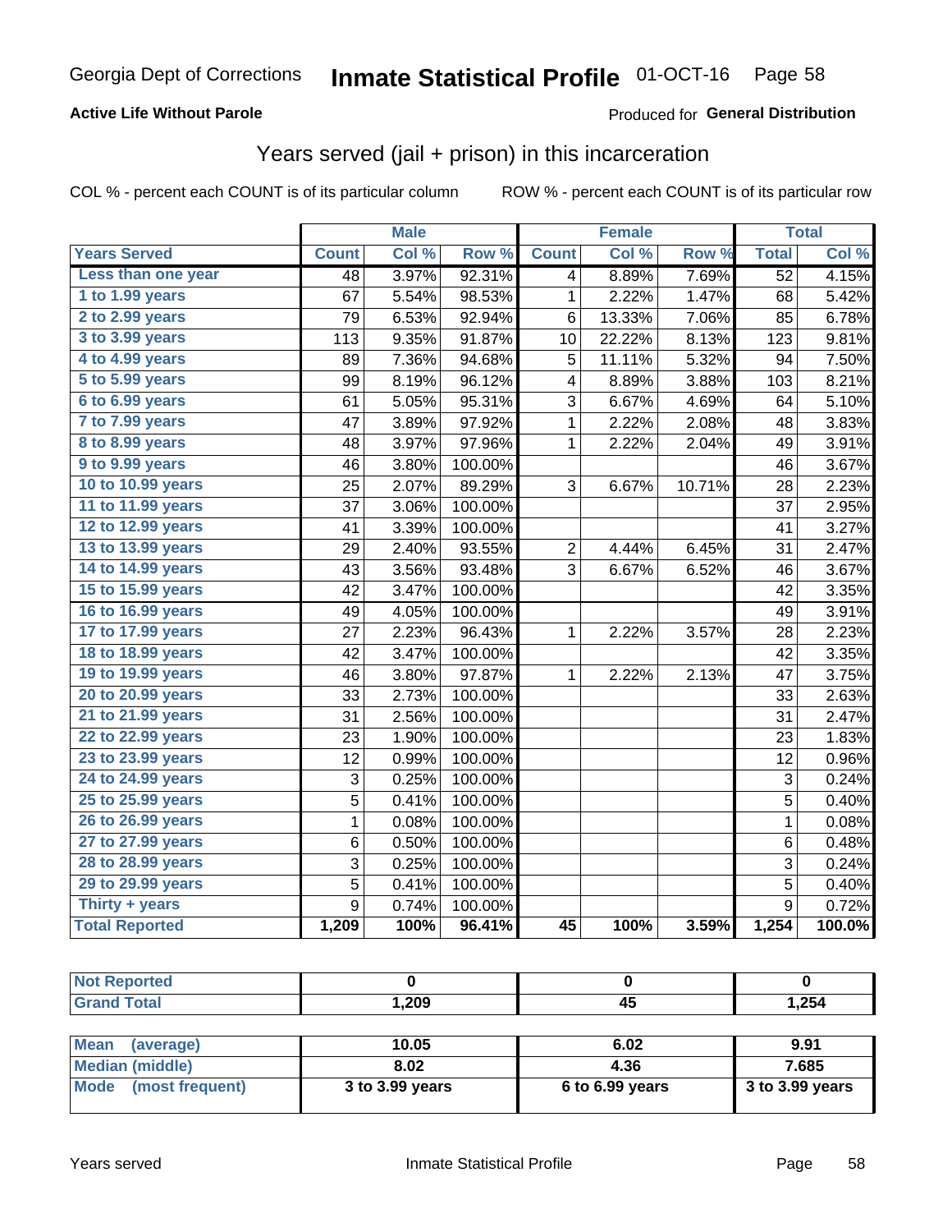Georgia Dept of Corrections **Inmate Statistical Profile** 01-OCT-16

**Active Life Without Parole**

Produced for **General Distribution**

## Years served (jail + prison) in this incarceration

COL % - percent each COUNT is of its particular column

ROW % - percent each COUNT is of its particular row

| | Male | | | Female | | | Total | |
|---|---|---|---|---|---|---|---|---|
| **Years Served** | **Count** | **Col %** | **Row %** | **Count** | **Col %** | **Row %** | **Total** | **Col %** |
| Less than one year | 48 | 3.97% | 92.31% | 4 | 8.89% | 7.69% | 52 | 4.15% |
| 1 to 1.99 years | 67 | 5.54% | 98.53% | 1 | 2.22% | 1.47% | 68 | 5.42% |
| 2 to 2.99 years | 79 | 6.53% | 92.94% | 6 | 13.33% | 7.06% | 85 | 6.78% |
| 3 to 3.99 years | 113 | 9.35% | 91.87% | 10 | 22.22% | 8.13% | 123 | 9.81% |
| 4 to 4.99 years | 89 | 7.36% | 94.68% | 5 | 11.11% | 5.32% | 94 | 7.50% |
| 5 to 5.99 years | 99 | 8.19% | 96.12% | 4 | 8.89% | 3.88% | 103 | 8.21% |
| 6 to 6.99 years | 61 | 5.05% | 95.31% | 3 | 6.67% | 4.69% | 64 | 5.10% |
| 7 to 7.99 years | 47 | 3.89% | 97.92% | 1 | 2.22% | 2.08% | 48 | 3.83% |
| 8 to 8.99 years | 48 | 3.97% | 97.96% | 1 | 2.22% | 2.04% | 49 | 3.91% |
| 9 to 9.99 years | 46 | 3.80% | 100.00% | | | | 46 | 3.67% |
| 10 to 10.99 years | 25 | 2.07% | 89.29% | 3 | 6.67% | 10.71% | 28 | 2.23% |
| 11 to 11.99 years | 37 | 3.06% | 100.00% | | | | 37 | 2.95% |
| 12 to 12.99 years | 41 | 3.39% | 100.00% | | | | 41 | 3.27% |
| 13 to 13.99 years | 29 | 2.40% | 93.55% | 2 | 4.44% | 6.45% | 31 | 2.47% |
| 14 to 14.99 years | 43 | 3.56% | 93.48% | 3 | 6.67% | 6.52% | 46 | 3.67% |
| 15 to 15.99 years | 42 | 3.47% | 100.00% | | | | 42 | 3.35% |
| 16 to 16.99 years | 49 | 4.05% | 100.00% | | | | 49 | 3.91% |
| 17 to 17.99 years | 27 | 2.23% | 96.43% | 1 | 2.22% | 3.57% | 28 | 2.23% |
| 18 to 18.99 years | 42 | 3.47% | 100.00% | | | | 42 | 3.35% |
| 19 to 19.99 years | 46 | 3.80% | 97.87% | 1 | 2.22% | 2.13% | 47 | 3.75% |
| 20 to 20.99 years | 33 | 2.73% | 100.00% | | | | 33 | 2.63% |
| 21 to 21.99 years | 31 | 2.56% | 100.00% | | | | 31 | 2.47% |
| 22 to 22.99 years | 23 | 1.90% | 100.00% | | | | 23 | 1.83% |
| 23 to 23.99 years | 12 | 0.99% | 100.00% | | | | 12 | 0.96% |
| 24 to 24.99 years | 3 | 0.25% | 100.00% | | | | 3 | 0.24% |
| 25 to 25.99 years | 5 | 0.41% | 100.00% | | | | 5 | 0.40% |
| 26 to 26.99 years | 1 | 0.08% | 100.00% | | | | 1 | 0.08% |
| 27 to 27.99 years | 6 | 0.50% | 100.00% | | | | 6 | 0.48% |
| 28 to 28.99 years | 3 | 0.25% | 100.00% | | | | 3 | 0.24% |
| 29 to 29.99 years | 5 | 0.41% | 100.00% | | | | 5 | 0.40% |
| Thirty + years | 9 | 0.74% | 100.00% | | | | 9 | 0.72% |
| **Total Reported** | **1,209** | **100%** | **96.41%** | **45** | **100%** | **3.59%** | **1,254** | **100.0%** |

| | Male | Female | Total |
|---|---|---|---|
| Not Reported | 0 | 0 | 0 |
| Grand Total | 1,209 | 45 | 1,254 |

| | Male | Female | Total |
|---|---|---|---|
| Mean (average) | 10.05 | 6.02 | 9.91 |
| Median (middle) | 8.02 | 4.36 | 7.685 |
| Mode (most frequent) | 3 to 3.99 years | 6 to 6.99 years | 3 to 3.99 years |

Years served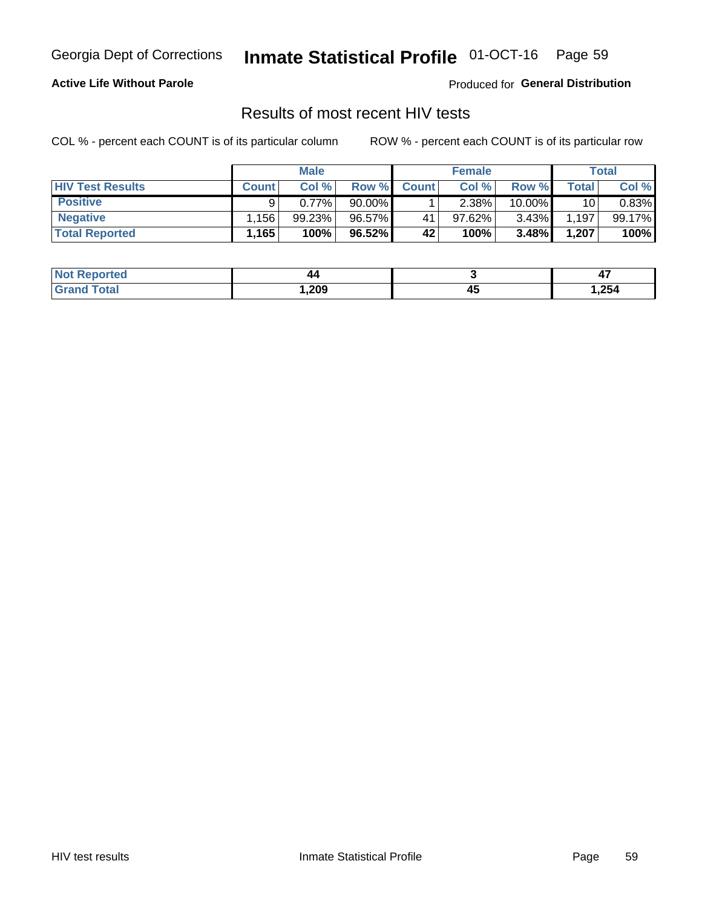Georgia Dept of Corrections **Inmate Statistical Profile** 01-OCT-16

**Active Life Without Parole**

Produced for **General Distribution**

## Results of most recent HIV tests

COL % - percent each COUNT is of its particular column

ROW % - percent each COUNT is of its particular row

| | Male | | | Female | | | Total | |
|---|---|---|---|---|---|---|---|---|
| **HIV Test Results** | **Count** | **Col %** | **Row %** | **Count** | **Col %** | **Row %** | **Total** | **Col %** |
| **Positive** | 9 | 0.77% | 90.00% | 1 | 2.38% | 10.00% | 10 | 0.83% |
| **Negative** | 1,156 | 99.23% | 96.57% | 41 | 97.62% | 3.43% | 1,197 | 99.17% |
| **Total Reported** | **1,165** | **100%** | **96.52%** | **42** | **100%** | **3.48%** | **1,207** | **100%** |

| | Male | Female | Total |
|---|---|---|---|
| **Not Reported** | **44** | **3** | **47** |
| **Grand Total** | **1,209** | **45** | **1,254** |

HIV test results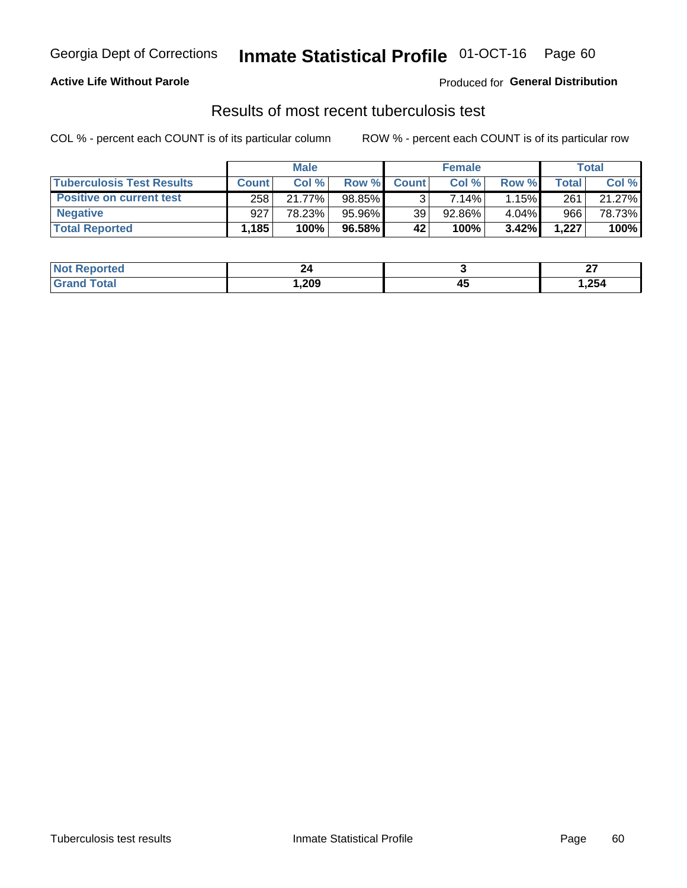Georgia Dept of Corrections **Inmate Statistical Profile** 01-OCT-16

**Active Life Without Parole**

Produced for **General Distribution**

## Results of most recent tuberculosis test

COL % - percent each COUNT is of its particular column    ROW % - percent each COUNT is of its particular row

| | Male | | | Female | | | Total | |
|---|---|---|---|---|---|---|---|---|
| **Tuberculosis Test Results** | **Count** | **Col %** | **Row %** | **Count** | **Col %** | **Row %** | **Total** | **Col %** |
| **Positive on current test** | 258 | 21.77% | 98.85% | 3 | 7.14% | 1.15% | 261 | 21.27% |
| **Negative** | 927 | 78.23% | 95.96% | 39 | 92.86% | 4.04% | 966 | 78.73% |
| **Total Reported** | **1,185** | **100%** | **96.58%** | **42** | **100%** | **3.42%** | **1,227** | **100%** |

| | Male | Female | Total |
|---|---|---|---|
| **Not Reported** | **24** | **3** | **27** |
| **Grand Total** | **1,209** | **45** | **1,254** |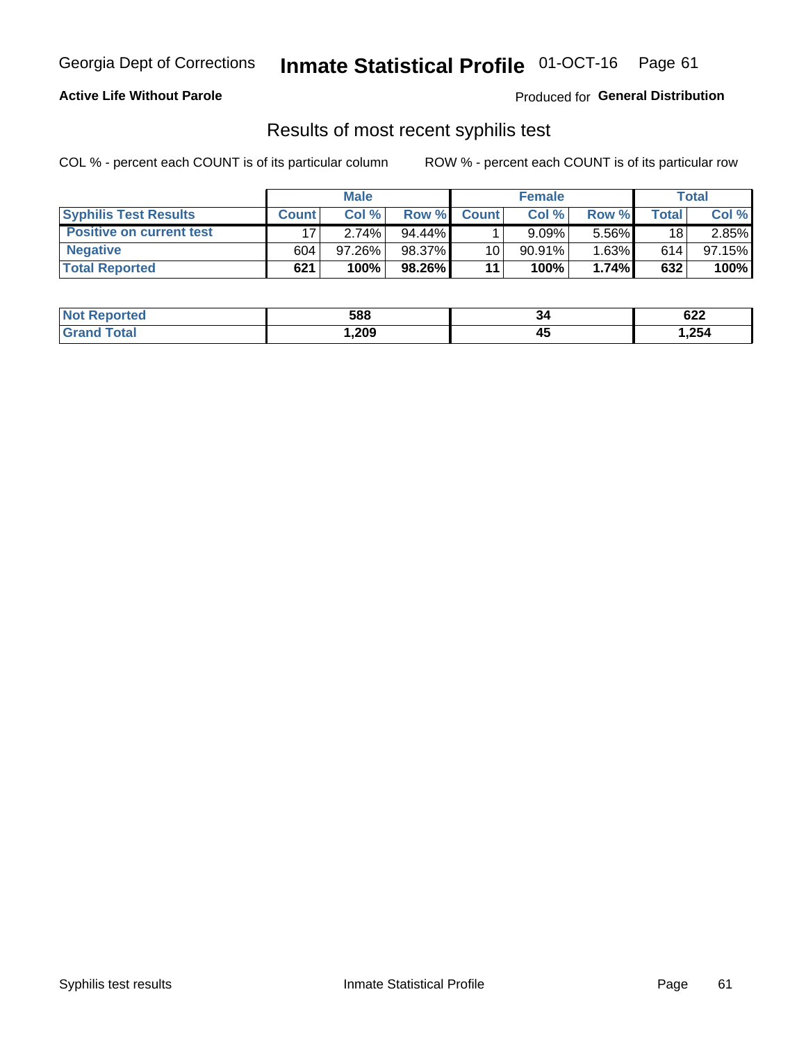Georgia Dept of Corrections **Inmate Statistical Profile** 01-OCT-16

**Active Life Without Parole**

Produced for **General Distribution**

## Results of most recent syphilis test

COL % - percent each COUNT is of its particular column ROW % - percent each COUNT is of its particular row

| | Male | | | Female | | | Total | |
|---|---|---|---|---|---|---|---|---|
| **Syphilis Test Results** | **Count** | **Col %** | **Row %** | **Count** | **Col %** | **Row %** | **Total** | **Col %** |
| **Positive on current test** | 17 | 2.74% | 94.44% | 1 | 9.09% | 5.56% | 18 | 2.85% |
| **Negative** | 604 | 97.26% | 98.37% | 10 | 90.91% | 1.63% | 614 | 97.15% |
| **Total Reported** | **621** | **100%** | **98.26%** | **11** | **100%** | **1.74%** | **632** | **100%** |

| | Male | Female | Total |
|---|---|---|---|
| **Not Reported** | **588** | **34** | **622** |
| **Grand Total** | **1,209** | **45** | **1,254** |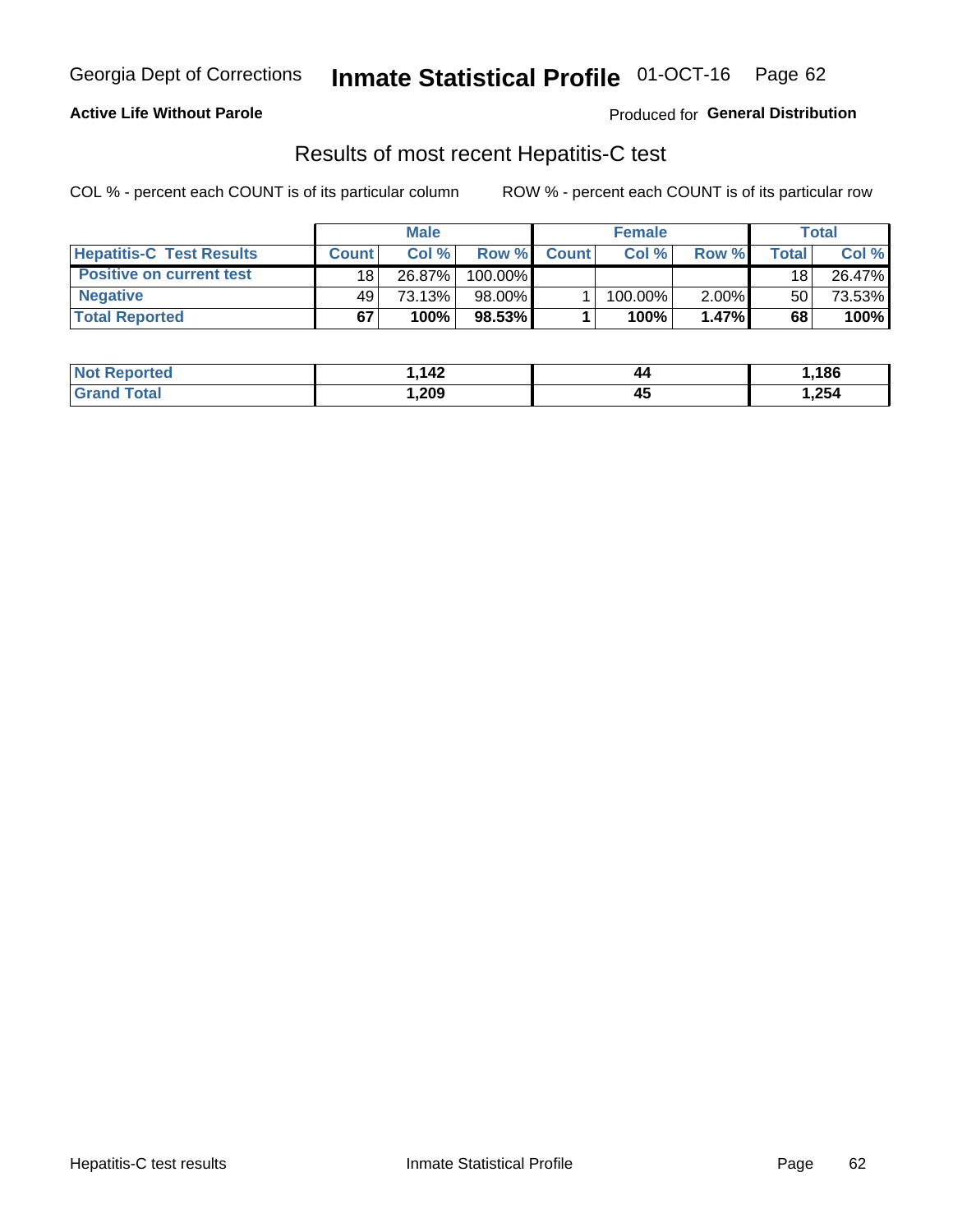Georgia Dept of Corrections **Inmate Statistical Profile** 01-OCT-16 Page 62

**Active Life Without Parole**

Produced for **General Distribution**

## Results of most recent Hepatitis-C test

COL % - percent each COUNT is of its particular column ROW % - percent each COUNT is of its particular row

| | Male | | | Female | | | Total | |
|---|---|---|---|---|---|---|---|---|
| **Hepatitis-C Test Results** | **Count** | **Col %** | **Row %** | **Count** | **Col %** | **Row %** | **Total** | **Col %** |
| **Positive on current test** | 18 | 26.87% | 100.00% | | | | 18 | 26.47% |
| **Negative** | 49 | 73.13% | 98.00% | 1 | 100.00% | 2.00% | 50 | 73.53% |
| **Total Reported** | **67** | **100%** | **98.53%** | **1** | **100%** | **1.47%** | **68** | **100%** |

| | Male | Female | Total |
|---|---|---|---|
| **Not Reported** | **1,142** | **44** | **1,186** |
| **Grand Total** | **1,209** | **45** | **1,254** |

Hepatitis-C test results Inmate Statistical Profile